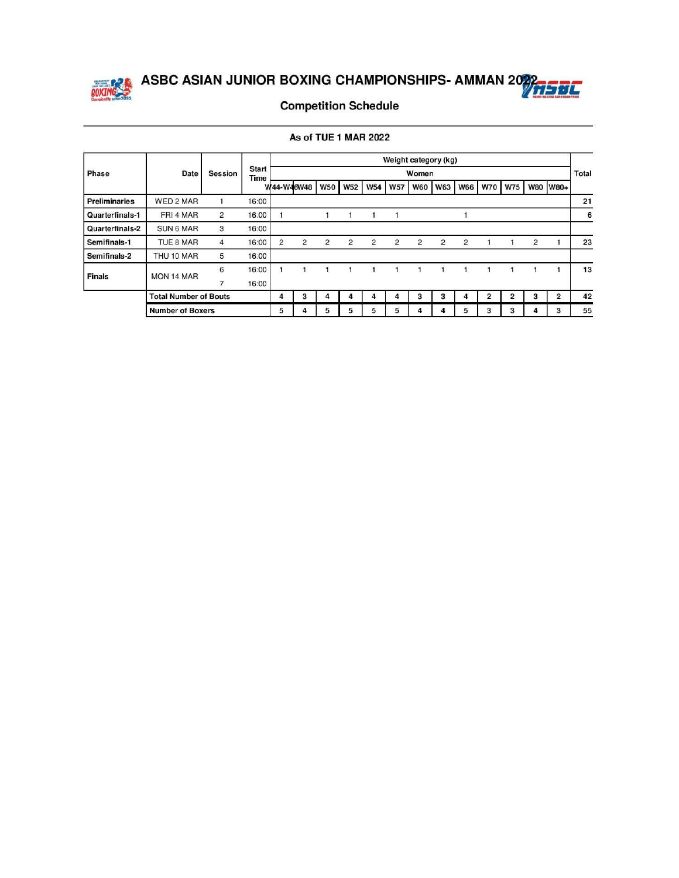# ASBC ASIAN JUNIOR BOXING CHAMPIONSHIPS- AMMAN 2022

## Competition Schedule

**As of TUE 1 MAR 2022**

| Phase | Date | Session | Start Time | Weight category (kg) | | | | | | | | | | | | | Total |
|---|---|---|---|---|---|---|---|---|---|---|---|---|---|---|---|---|---|
| | | | | Women | | | | | | | | | | | | | |
| | | | | W44-W46 | W48 | W50 | W52 | W54 | W57 | W60 | W63 | W66 | W70 | W75 | W80 | W80+ | |
| **Preliminaries** | WED 2 MAR | 1 | 16:00 | | | | | | | | | | | | | | **21** |
| **Quarterfinals-1** | FRI 4 MAR | 2 | 16:00 | 1 | | 1 | 1 | 1 | 1 | | | 1 | | | | | **6** |
| **Quarterfinals-2** | SUN 6 MAR | 3 | 16:00 | | | | | | | | | | | | | | |
| **Semifinals-1** | TUE 8 MAR | 4 | 16:00 | 2 | 2 | 2 | 2 | 2 | 2 | 2 | 2 | 2 | 1 | 1 | 2 | 1 | **23** |
| **Semifinals-2** | THU 10 MAR | 5 | 16:00 | | | | | | | | | | | | | | |
| **Finals** | MON 14 MAR | 6 | 16:00 | 1 | 1 | 1 | 1 | 1 | 1 | 1 | 1 | 1 | 1 | 1 | 1 | 1 | **13** |
| | | 7 | 16:00 | | | | | | | | | | | | | | |
| | **Total Number of Bouts** | | | 4 | 3 | 4 | 4 | 4 | 4 | 3 | 3 | 4 | 2 | 2 | 3 | 2 | 42 |
| | **Number of Boxers** | | | 5 | 4 | 5 | 5 | 5 | 5 | 4 | 4 | 5 | 3 | 3 | 4 | 3 | 55 |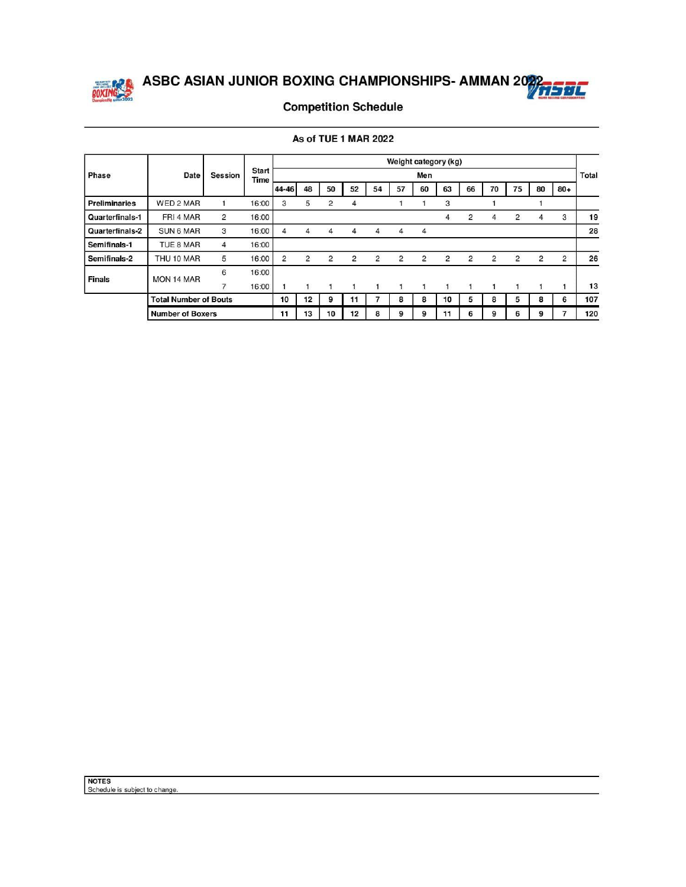# ASBC ASIAN JUNIOR BOXING CHAMPIONSHIPS- AMMAN 2022

## Competition Schedule

**As of TUE 1 MAR 2022**

| Phase | Date | Session | Start Time | Weight category (kg) | | | | | | | | | | | | | Total |
|---|---|---|---|---|---|---|---|---|---|---|---|---|---|---|---|---|---|
| | | | | Men | | | | | | | | | | | | | |
| | | | | 44-46 | 48 | 50 | 52 | 54 | 57 | 60 | 63 | 66 | 70 | 75 | 80 | 80+ | |
| **Preliminaries** | WED 2 MAR | 1 | 16:00 | 3 | 5 | 2 | 4 | | 1 | 1 | 3 | | 1 | | 1 | | |
| **Quarterfinals-1** | FRI 4 MAR | 2 | 16:00 | | | | | | | | 4 | 2 | 4 | 2 | 4 | 3 | 19 |
| **Quarterfinals-2** | SUN 6 MAR | 3 | 16:00 | 4 | 4 | 4 | 4 | 4 | 4 | 4 | | | | | | | 28 |
| **Semifinals-1** | TUE 8 MAR | 4 | 16:00 | | | | | | | | | | | | | | |
| **Semifinals-2** | THU 10 MAR | 5 | 16:00 | 2 | 2 | 2 | 2 | 2 | 2 | 2 | 2 | 2 | 2 | 2 | 2 | 2 | 26 |
| **Finals** | MON 14 MAR | 6 | 16:00 | | | | | | | | | | | | | | |
| | | 7 | 16:00 | 1 | 1 | 1 | 1 | 1 | 1 | 1 | 1 | 1 | 1 | 1 | 1 | 1 | 13 |
| | **Total Number of Bouts** | | | **10** | **12** | **9** | **11** | **7** | **8** | **8** | **10** | **5** | **8** | **5** | **8** | **6** | **107** |
| | **Number of Boxers** | | | **11** | **13** | **10** | **12** | **8** | **9** | **9** | **11** | **6** | **9** | **6** | **9** | **7** | **120** |

**NOTES**
Schedule is subject to change.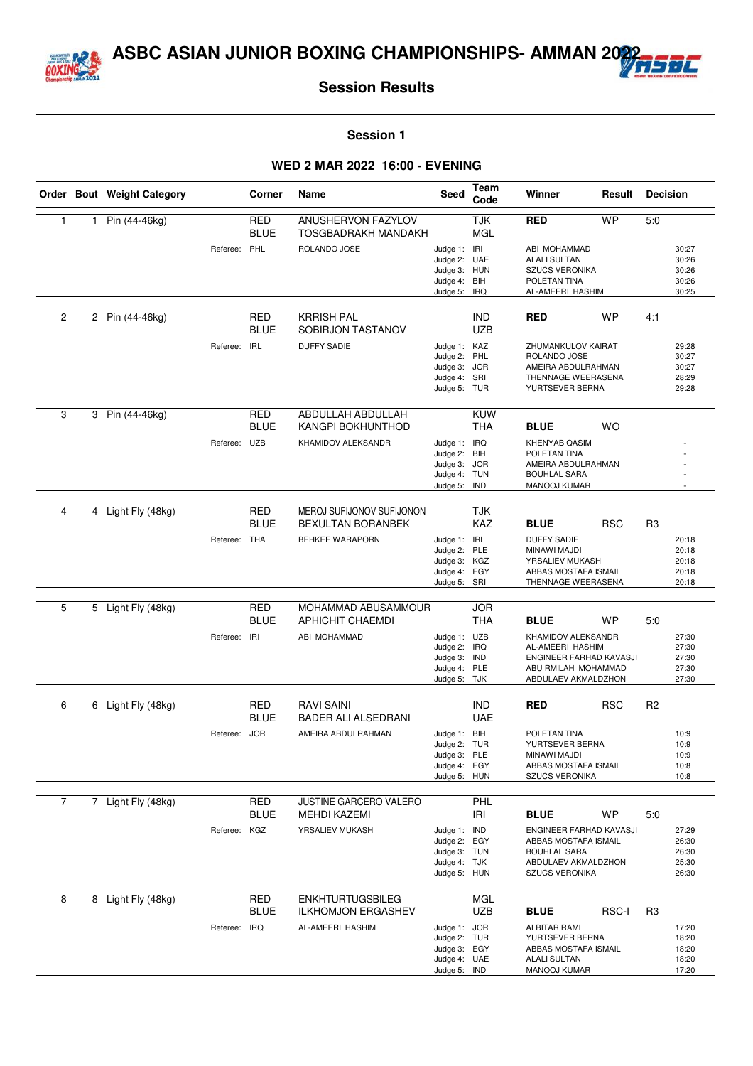# ASBC ASIAN JUNIOR BOXING CHAMPIONSHIPS- AMMAN 2022

## Session Results

### Session 1

### WED 2 MAR 2022 16:00 - EVENING

| Order | Bout | Weight Category | Corner | Name | Seed | Team Code | Winner | Result | Decision |
|---|---|---|---|---|---|---|---|---|---|
| 1 | 1 | Pin (44-46kg) | RED | ANUSHERVON FAZYLOV | | TJK | **RED** | WP | 5:0 |
| | | | BLUE | TOSGBADRAKH MANDAKH | | MGL | | | |
| | | Referee: PHL | | ROLANDO JOSE | Judge 1: | IRI | ABI MOHAMMAD | | 30:27 |
| | | | | | Judge 2: | UAE | ALALI SULTAN | | 30:26 |
| | | | | | Judge 3: | HUN | SZUCS VERONIKA | | 30:26 |
| | | | | | Judge 4: | BIH | POLETAN TINA | | 30:26 |
| | | | | | Judge 5: | IRQ | AL-AMEERI HASHIM | | 30:25 |
| 2 | 2 | Pin (44-46kg) | RED | KRRISH PAL | | IND | **RED** | WP | 4:1 |
| | | | BLUE | SOBIRJON TASTANOV | | UZB | | | |
| | | Referee: IRL | | DUFFY SADIE | Judge 1: | KAZ | ZHUMANKULOV KAIRAT | | 29:28 |
| | | | | | Judge 2: | PHL | ROLANDO JOSE | | 30:27 |
| | | | | | Judge 3: | JOR | AMEIRA ABDULRAHMAN | | 30:27 |
| | | | | | Judge 4: | SRI | THENNAGE WEERASENA | | 28:29 |
| | | | | | Judge 5: | TUR | YURTSEVER BERNA | | 29:28 |
| 3 | 3 | Pin (44-46kg) | RED | ABDULLAH ABDULLAH | | KUW | | | |
| | | | BLUE | KANGPI BOKHUNTHOD | | THA | **BLUE** | WO | |
| | | Referee: UZB | | KHAMIDOV ALEKSANDR | Judge 1: | IRQ | KHENYAB QASIM | | - |
| | | | | | Judge 2: | BIH | POLETAN TINA | | - |
| | | | | | Judge 3: | JOR | AMEIRA ABDULRAHMAN | | - |
| | | | | | Judge 4: | TUN | BOUHLAL SARA | | - |
| | | | | | Judge 5: | IND | MANOOJ KUMAR | | - |
| 4 | 4 | Light Fly (48kg) | RED | MEROJ SUFIJONOV SUFIJONON | | TJK | | | |
| | | | BLUE | BEXULTAN BORANBEK | | KAZ | **BLUE** | RSC | R3 |
| | | Referee: THA | | BEHKEE WARAPORN | Judge 1: | IRL | DUFFY SADIE | | 20:18 |
| | | | | | Judge 2: | PLE | MINAWI MAJDI | | 20:18 |
| | | | | | Judge 3: | KGZ | YRSALIEV MUKASH | | 20:18 |
| | | | | | Judge 4: | EGY | ABBAS MOSTAFA ISMAIL | | 20:18 |
| | | | | | Judge 5: | SRI | THENNAGE WEERASENA | | 20:18 |
| 5 | 5 | Light Fly (48kg) | RED | MOHAMMAD ABUSAMMOUR | | JOR | | | |
| | | | BLUE | APHICHIT CHAEMDI | | THA | **BLUE** | WP | 5:0 |
| | | Referee: IRI | | ABI MOHAMMAD | Judge 1: | UZB | KHAMIDOV ALEKSANDR | | 27:30 |
| | | | | | Judge 2: | IRQ | AL-AMEERI HASHIM | | 27:30 |
| | | | | | Judge 3: | IND | ENGINEER FARHAD KAVASJI | | 27:30 |
| | | | | | Judge 4: | PLE | ABU RMILAH MOHAMMAD | | 27:30 |
| | | | | | Judge 5: | TJK | ABDULAEV AKMALDZHON | | 27:30 |
| 6 | 6 | Light Fly (48kg) | RED | RAVI SAINI | | IND | **RED** | RSC | R2 |
| | | | BLUE | BADER ALI ALSEDRANI | | UAE | | | |
| | | Referee: JOR | | AMEIRA ABDULRAHMAN | Judge 1: | BIH | POLETAN TINA | | 10:9 |
| | | | | | Judge 2: | TUR | YURTSEVER BERNA | | 10:9 |
| | | | | | Judge 3: | PLE | MINAWI MAJDI | | 10:9 |
| | | | | | Judge 4: | EGY | ABBAS MOSTAFA ISMAIL | | 10:8 |
| | | | | | Judge 5: | HUN | SZUCS VERONIKA | | 10:8 |
| 7 | 7 | Light Fly (48kg) | RED | JUSTINE GARCERO VALERO | | PHL | | | |
| | | | BLUE | MEHDI KAZEMI | | IRI | **BLUE** | WP | 5:0 |
| | | Referee: KGZ | | YRSALIEV MUKASH | Judge 1: | IND | ENGINEER FARHAD KAVASJI | | 27:29 |
| | | | | | Judge 2: | EGY | ABBAS MOSTAFA ISMAIL | | 26:30 |
| | | | | | Judge 3: | TUN | BOUHLAL SARA | | 26:30 |
| | | | | | Judge 4: | TJK | ABDULAEV AKMALDZHON | | 25:30 |
| | | | | | Judge 5: | HUN | SZUCS VERONIKA | | 26:30 |
| 8 | 8 | Light Fly (48kg) | RED | ENKHTURTUGSBILEG | | MGL | | | |
| | | | BLUE | ILKHOMJON ERGASHEV | | UZB | **BLUE** | RSC-I | R3 |
| | | Referee: IRQ | | AL-AMEERI HASHIM | Judge 1: | JOR | ALBITAR RAMI | | 17:20 |
| | | | | | Judge 2: | TUR | YURTSEVER BERNA | | 18:20 |
| | | | | | Judge 3: | EGY | ABBAS MOSTAFA ISMAIL | | 18:20 |
| | | | | | Judge 4: | UAE | ALALI SULTAN | | 18:20 |
| | | | | | Judge 5: | IND | MANOOJ KUMAR | | 17:20 |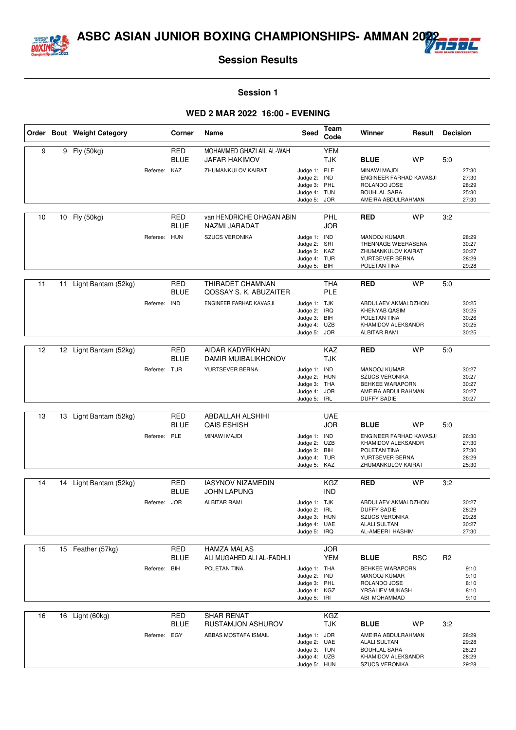# ASBC ASIAN JUNIOR BOXING CHAMPIONSHIPS- AMMAN 2022

## Session Results

### Session 1

### WED 2 MAR 2022 16:00 - EVENING

| Order | Bout | Weight Category | Corner | Name | Seed | Team Code | Winner | Result | Decision |
|---|---|---|---|---|---|---|---|---|---|
| 9 | 9 | Fly (50kg) | RED | MOHAMMED GHAZI AIL AL-WAH | | YEM | | | |
| | | | BLUE | JAFAR HAKIMOV | | TJK | **BLUE** | WP | 5:0 |
| | | | Referee: KAZ | ZHUMANKULOV KAIRAT | Judge 1: | PLE | MINAWI MAJDI | | 27:30 |
| | | | | | Judge 2: | IND | ENGINEER FARHAD KAVASJI | | 27:30 |
| | | | | | Judge 3: | PHL | ROLANDO JOSE | | 28:29 |
| | | | | | Judge 4: | TUN | BOUHLAL SARA | | 25:30 |
| | | | | | Judge 5: | JOR | AMEIRA ABDULRAHMAN | | 27:30 |
| 10 | 10 | Fly (50kg) | RED | van HENDRICHE OHAGAN ABIN | | PHL | **RED** | WP | 3:2 |
| | | | BLUE | NAZMI JARADAT | | JOR | | | |
| | | | Referee: HUN | SZUCS VERONIKA | Judge 1: | IND | MANOOJ KUMAR | | 28:29 |
| | | | | | Judge 2: | SRI | THENNAGE WEERASENA | | 30:27 |
| | | | | | Judge 3: | KAZ | ZHUMANKULOV KAIRAT | | 30:27 |
| | | | | | Judge 4: | TUR | YURTSEVER BERNA | | 28:29 |
| | | | | | Judge 5: | BIH | POLETAN TINA | | 29:28 |
| 11 | 11 | Light Bantam (52kg) | RED | THIRADET CHAMNAN | | THA | **RED** | WP | 5:0 |
| | | | BLUE | QOSSAY S. K. ABUZAITER | | PLE | | | |
| | | | Referee: IND | ENGINEER FARHAD KAVASJI | Judge 1: | TJK | ABDULAEV AKMALDZHON | | 30:25 |
| | | | | | Judge 2: | IRQ | KHENYAB QASIM | | 30:25 |
| | | | | | Judge 3: | BIH | POLETAN TINA | | 30:26 |
| | | | | | Judge 4: | UZB | KHAMIDOV ALEKSANDR | | 30:25 |
| | | | | | Judge 5: | JOR | ALBITAR RAMI | | 30:25 |
| 12 | 12 | Light Bantam (52kg) | RED | AIDAR KADYRKHAN | | KAZ | **RED** | WP | 5:0 |
| | | | BLUE | DAMIR MUIBALIKHONOV | | TJK | | | |
| | | | Referee: TUR | YURTSEVER BERNA | Judge 1: | IND | MANOOJ KUMAR | | 30:27 |
| | | | | | Judge 2: | HUN | SZUCS VERONIKA | | 30:27 |
| | | | | | Judge 3: | THA | BEHKEE WARAPORN | | 30:27 |
| | | | | | Judge 4: | JOR | AMEIRA ABDULRAHMAN | | 30:27 |
| | | | | | Judge 5: | IRL | DUFFY SADIE | | 30:27 |
| 13 | 13 | Light Bantam (52kg) | RED | ABDALLAH ALSHIHI | | UAE | | | |
| | | | BLUE | QAIS ESHISH | | JOR | **BLUE** | WP | 5:0 |
| | | | Referee: PLE | MINAWI MAJDI | Judge 1: | IND | ENGINEER FARHAD KAVASJI | | 26:30 |
| | | | | | Judge 2: | UZB | KHAMIDOV ALEKSANDR | | 27:30 |
| | | | | | Judge 3: | BIH | POLETAN TINA | | 27:30 |
| | | | | | Judge 4: | TUR | YURTSEVER BERNA | | 28:29 |
| | | | | | Judge 5: | KAZ | ZHUMANKULOV KAIRAT | | 25:30 |
| 14 | 14 | Light Bantam (52kg) | RED | IASYNOV NIZAMEDIN | | KGZ | **RED** | WP | 3:2 |
| | | | BLUE | JOHN LAPUNG | | IND | | | |
| | | | Referee: JOR | ALBITAR RAMI | Judge 1: | TJK | ABDULAEV AKMALDZHON | | 30:27 |
| | | | | | Judge 2: | IRL | DUFFY SADIE | | 28:29 |
| | | | | | Judge 3: | HUN | SZUCS VERONIKA | | 29:28 |
| | | | | | Judge 4: | UAE | ALALI SULTAN | | 30:27 |
| | | | | | Judge 5: | IRQ | AL-AMEERI HASHIM | | 27:30 |
| 15 | 15 | Feather (57kg) | RED | HAMZA MALAS | | JOR | | | |
| | | | BLUE | ALI MUGAHED ALI AL-FADHLI | | YEM | **BLUE** | RSC | R2 |
| | | | Referee: BIH | POLETAN TINA | Judge 1: | THA | BEHKEE WARAPORN | | 9:10 |
| | | | | | Judge 2: | IND | MANOOJ KUMAR | | 9:10 |
| | | | | | Judge 3: | PHL | ROLANDO JOSE | | 8:10 |
| | | | | | Judge 4: | KGZ | YRSALIEV MUKASH | | 8:10 |
| | | | | | Judge 5: | IRI | ABI MOHAMMAD | | 9:10 |
| 16 | 16 | Light (60kg) | RED | SHAR RENAT | | KGZ | | | |
| | | | BLUE | RUSTAMJON ASHUROV | | TJK | **BLUE** | WP | 3:2 |
| | | | Referee: EGY | ABBAS MOSTAFA ISMAIL | Judge 1: | JOR | AMEIRA ABDULRAHMAN | | 28:29 |
| | | | | | Judge 2: | UAE | ALALI SULTAN | | 29:28 |
| | | | | | Judge 3: | TUN | BOUHLAL SARA | | 28:29 |
| | | | | | Judge 4: | UZB | KHAMIDOV ALEKSANDR | | 28:29 |
| | | | | | Judge 5: | HUN | SZUCS VERONIKA | | 29:28 |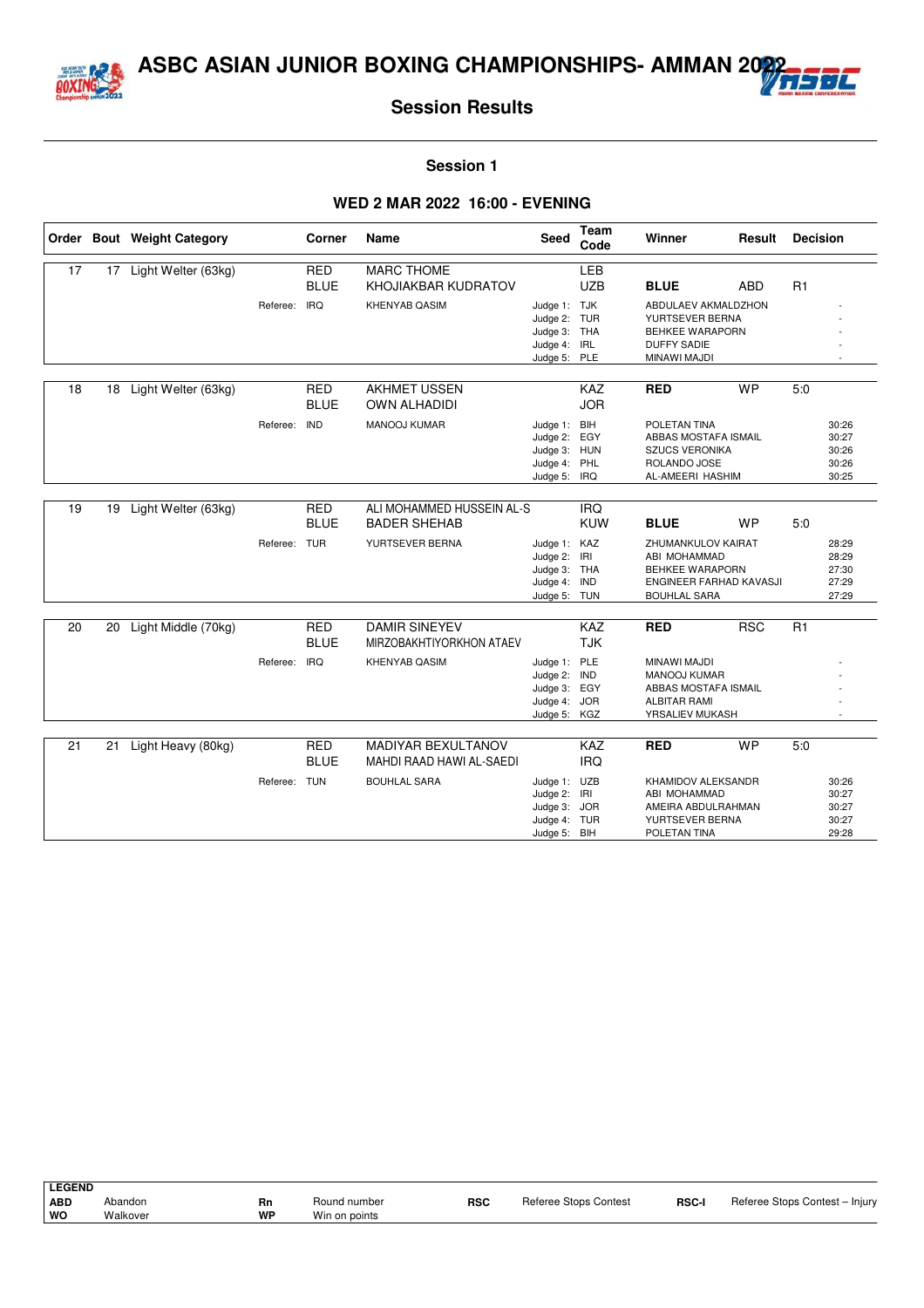# ASBC ASIAN JUNIOR BOXING CHAMPIONSHIPS- AMMAN 2022

## Session Results

### Session 1

### WED 2 MAR 2022 16:00 - EVENING

| Order | Bout | Weight Category | Corner | Name | Seed | Team Code | Winner | Result | Decision |
|---|---|---|---|---|---|---|---|---|---|
| 17 | 17 | Light Welter (63kg) | RED | MARC THOME | | LEB | | | |
| | | | BLUE | KHOJIAKBAR KUDRATOV | | UZB | **BLUE** | ABD | R1 |
| | | Referee: | IRQ | KHENYAB QASIM | Judge 1: | TJK | ABDULAEV AKMALDZHON | | - |
| | | | | | Judge 2: | TUR | YURTSEVER BERNA | | - |
| | | | | | Judge 3: | THA | BEHKEE WARAPORN | | - |
| | | | | | Judge 4: | IRL | DUFFY SADIE | | - |
| | | | | | Judge 5: | PLE | MINAWI MAJDI | | - |
| 18 | 18 | Light Welter (63kg) | RED | AKHMET USSEN | | KAZ | **RED** | WP | 5:0 |
| | | | BLUE | OWN ALHADIDI | | JOR | | | |
| | | Referee: | IND | MANOOJ KUMAR | Judge 1: | BIH | POLETAN TINA | | 30:26 |
| | | | | | Judge 2: | EGY | ABBAS MOSTAFA ISMAIL | | 30:27 |
| | | | | | Judge 3: | HUN | SZUCS VERONIKA | | 30:26 |
| | | | | | Judge 4: | PHL | ROLANDO JOSE | | 30:26 |
| | | | | | Judge 5: | IRQ | AL-AMEERI HASHIM | | 30:25 |
| 19 | 19 | Light Welter (63kg) | RED | ALI MOHAMMED HUSSEIN AL-S | | IRQ | | | |
| | | | BLUE | BADER SHEHAB | | KUW | **BLUE** | WP | 5:0 |
| | | Referee: | TUR | YURTSEVER BERNA | Judge 1: | KAZ | ZHUMANKULOV KAIRAT | | 28:29 |
| | | | | | Judge 2: | IRI | ABI MOHAMMAD | | 28:29 |
| | | | | | Judge 3: | THA | BEHKEE WARAPORN | | 27:30 |
| | | | | | Judge 4: | IND | ENGINEER FARHAD KAVASJI | | 27:29 |
| | | | | | Judge 5: | TUN | BOUHLAL SARA | | 27:29 |
| 20 | 20 | Light Middle (70kg) | RED | DAMIR SINEYEV | | KAZ | **RED** | RSC | R1 |
| | | | BLUE | MIRZOBAKHTIYORKHON ATAEV | | TJK | | | |
| | | Referee: | IRQ | KHENYAB QASIM | Judge 1: | PLE | MINAWI MAJDI | | - |
| | | | | | Judge 2: | IND | MANOOJ KUMAR | | - |
| | | | | | Judge 3: | EGY | ABBAS MOSTAFA ISMAIL | | - |
| | | | | | Judge 4: | JOR | ALBITAR RAMI | | - |
| | | | | | Judge 5: | KGZ | YRSALIEV MUKASH | | - |
| 21 | 21 | Light Heavy (80kg) | RED | MADIYAR BEXULTANOV | | KAZ | **RED** | WP | 5:0 |
| | | | BLUE | MAHDI RAAD HAWI AL-SAEDI | | IRQ | | | |
| | | Referee: | TUN | BOUHLAL SARA | Judge 1: | UZB | KHAMIDOV ALEKSANDR | | 30:26 |
| | | | | | Judge 2: | IRI | ABI MOHAMMAD | | 30:27 |
| | | | | | Judge 3: | JOR | AMEIRA ABDULRAHMAN | | 30:27 |
| | | | | | Judge 4: | TUR | YURTSEVER BERNA | | 30:27 |
| | | | | | Judge 5: | BIH | POLETAN TINA | | 29:28 |

**LEGEND**

| | | | | | | | |
|---|---|---|---|---|---|---|---|
| **ABD** | Abandon | **Rn** | Round number | **RSC** | Referee Stops Contest | **RSC-I** | Referee Stops Contest – Injury |
| **WO** | Walkover | **WP** | Win on points | | | | |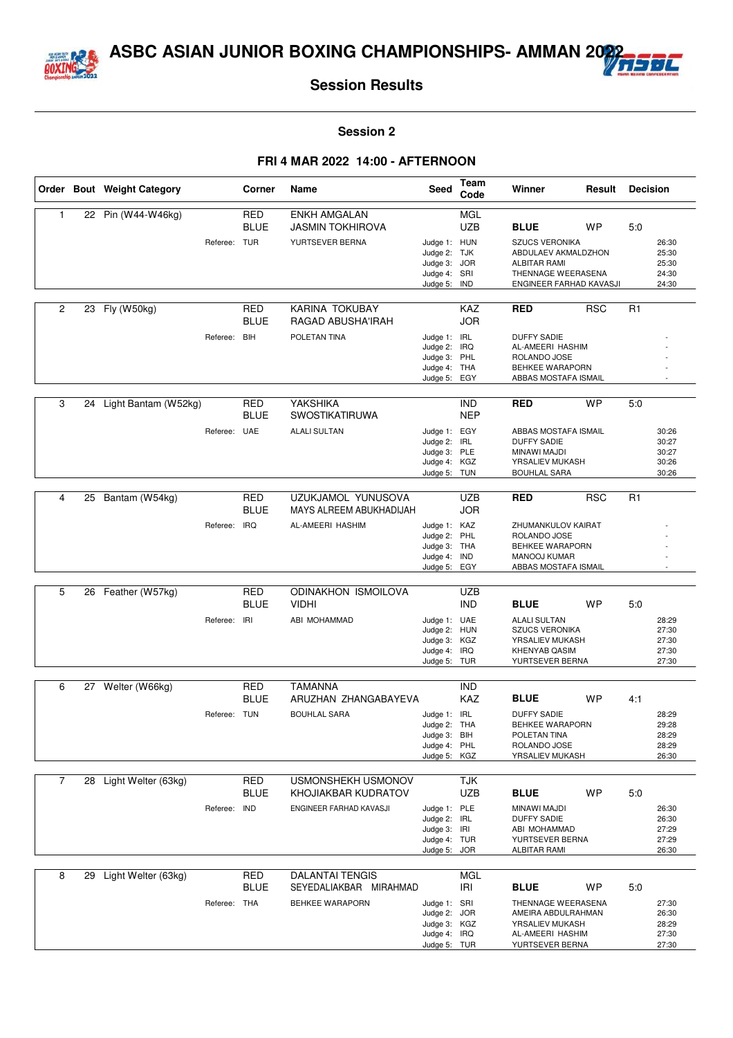# ASBC ASIAN JUNIOR BOXING CHAMPIONSHIPS- AMMAN 2022

## Session Results

### Session 2

### FRI 4 MAR 2022 14:00 - AFTERNOON

| Order | Bout | Weight Category | Corner | Name | Seed | Team Code | Winner | Result | Decision | |
|---|---|---|---|---|---|---|---|---|---|---|
| 1 | 22 | Pin (W44-W46kg) | RED | ENKH AMGALAN | | MGL | | | | |
| | | | BLUE | JASMIN TOKHIROVA | | UZB | **BLUE** | WP | 5:0 | |
| | | Referee: | TUR | YURTSEVER BERNA | Judge 1: | HUN | SZUCS VERONIKA | | | 26:30 |
| | | | | | Judge 2: | TJK | ABDULAEV AKMALDZHON | | | 25:30 |
| | | | | | Judge 3: | JOR | ALBITAR RAMI | | | 25:30 |
| | | | | | Judge 4: | SRI | THENNAGE WEERASENA | | | 24:30 |
| | | | | | Judge 5: | IND | ENGINEER FARHAD KAVASJI | | | 24:30 |
| 2 | 23 | Fly (W50kg) | RED | KARINA TOKUBAY | | KAZ | **RED** | RSC | R1 | |
| | | | BLUE | RAGAD ABUSHA'IRAH | | JOR | | | | |
| | | Referee: | BIH | POLETAN TINA | Judge 1: | IRL | DUFFY SADIE | | | - |
| | | | | | Judge 2: | IRQ | AL-AMEERI HASHIM | | | - |
| | | | | | Judge 3: | PHL | ROLANDO JOSE | | | - |
| | | | | | Judge 4: | THA | BEHKEE WARAPORN | | | - |
| | | | | | Judge 5: | EGY | ABBAS MOSTAFA ISMAIL | | | - |
| 3 | 24 | Light Bantam (W52kg) | RED | YAKSHIKA | | IND | **RED** | WP | 5:0 | |
| | | | BLUE | SWOSTIKATIRUWA | | NEP | | | | |
| | | Referee: | UAE | ALALI SULTAN | Judge 1: | EGY | ABBAS MOSTAFA ISMAIL | | | 30:26 |
| | | | | | Judge 2: | IRL | DUFFY SADIE | | | 30:27 |
| | | | | | Judge 3: | PLE | MINAWI MAJDI | | | 30:27 |
| | | | | | Judge 4: | KGZ | YRSALIEV MUKASH | | | 30:26 |
| | | | | | Judge 5: | TUN | BOUHLAL SARA | | | 30:26 |
| 4 | 25 | Bantam (W54kg) | RED | UZUKJAMOL YUNUSOVA | | UZB | **RED** | RSC | R1 | |
| | | | BLUE | MAYS ALREEM ABUKHADIJAH | | JOR | | | | |
| | | Referee: | IRQ | AL-AMEERI HASHIM | Judge 1: | KAZ | ZHUMANKULOV KAIRAT | | | - |
| | | | | | Judge 2: | PHL | ROLANDO JOSE | | | - |
| | | | | | Judge 3: | THA | BEHKEE WARAPORN | | | - |
| | | | | | Judge 4: | IND | MANOOJ KUMAR | | | - |
| | | | | | Judge 5: | EGY | ABBAS MOSTAFA ISMAIL | | | - |
| 5 | 26 | Feather (W57kg) | RED | ODINAKHON ISMOILOVA | | UZB | | | | |
| | | | BLUE | VIDHI | | IND | **BLUE** | WP | 5:0 | |
| | | Referee: | IRI | ABI MOHAMMAD | Judge 1: | UAE | ALALI SULTAN | | | 28:29 |
| | | | | | Judge 2: | HUN | SZUCS VERONIKA | | | 27:30 |
| | | | | | Judge 3: | KGZ | YRSALIEV MUKASH | | | 27:30 |
| | | | | | Judge 4: | IRQ | KHENYAB QASIM | | | 27:30 |
| | | | | | Judge 5: | TUR | YURTSEVER BERNA | | | 27:30 |
| 6 | 27 | Welter (W66kg) | RED | TAMANNA | | IND | | | | |
| | | | BLUE | ARUZHAN ZHANGABAYEVA | | KAZ | **BLUE** | WP | 4:1 | |
| | | Referee: | TUN | BOUHLAL SARA | Judge 1: | IRL | DUFFY SADIE | | | 28:29 |
| | | | | | Judge 2: | THA | BEHKEE WARAPORN | | | 29:28 |
| | | | | | Judge 3: | BIH | POLETAN TINA | | | 28:29 |
| | | | | | Judge 4: | PHL | ROLANDO JOSE | | | 28:29 |
| | | | | | Judge 5: | KGZ | YRSALIEV MUKASH | | | 26:30 |
| 7 | 28 | Light Welter (63kg) | RED | USMONSHEKH USMONOV | | TJK | | | | |
| | | | BLUE | KHOJIAKBAR KUDRATOV | | UZB | **BLUE** | WP | 5:0 | |
| | | Referee: | IND | ENGINEER FARHAD KAVASJI | Judge 1: | PLE | MINAWI MAJDI | | | 26:30 |
| | | | | | Judge 2: | IRL | DUFFY SADIE | | | 26:30 |
| | | | | | Judge 3: | IRI | ABI MOHAMMAD | | | 27:29 |
| | | | | | Judge 4: | TUR | YURTSEVER BERNA | | | 27:29 |
| | | | | | Judge 5: | JOR | ALBITAR RAMI | | | 26:30 |
| 8 | 29 | Light Welter (63kg) | RED | DALANTAI TENGIS | | MGL | | | | |
| | | | BLUE | SEYEDALIAKBAR MIRAHMAD | | IRI | **BLUE** | WP | 5:0 | |
| | | Referee: | THA | BEHKEE WARAPORN | Judge 1: | SRI | THENNAGE WEERASENA | | | 27:30 |
| | | | | | Judge 2: | JOR | AMEIRA ABDULRAHMAN | | | 26:30 |
| | | | | | Judge 3: | KGZ | YRSALIEV MUKASH | | | 28:29 |
| | | | | | Judge 4: | IRQ | AL-AMEERI HASHIM | | | 27:30 |
| | | | | | Judge 5: | TUR | YURTSEVER BERNA | | | 27:30 |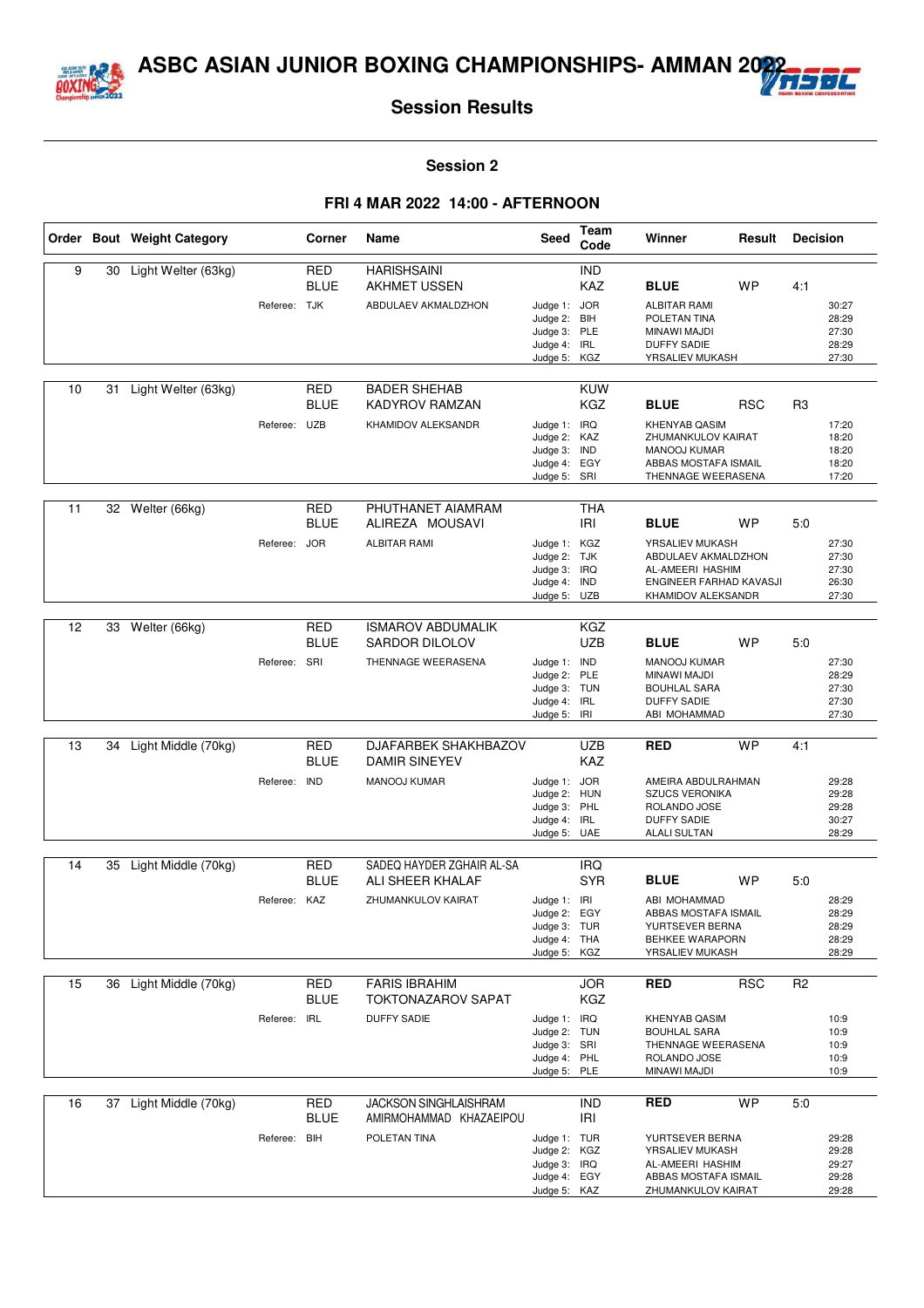# ASBC ASIAN JUNIOR BOXING CHAMPIONSHIPS- AMMAN 2022

## Session Results

### Session 2

### FRI 4 MAR 2022 14:00 - AFTERNOON

| Order | Bout | Weight Category | Corner | Name | Seed | Team Code | Winner | Result | Decision |
|---|---|---|---|---|---|---|---|---|---|
| 9 | 30 | Light Welter (63kg) | RED | HARISHSAINI | | IND | | | |
| | | | BLUE | AKHMET USSEN | | KAZ | **BLUE** | WP | 4:1 |
| | | Referee: | TJK | ABDULAEV AKMALDZHON | Judge 1: | JOR | ALBITAR RAMI | | 30:27 |
| | | | | | Judge 2: | BIH | POLETAN TINA | | 28:29 |
| | | | | | Judge 3: | PLE | MINAWI MAJDI | | 27:30 |
| | | | | | Judge 4: | IRL | DUFFY SADIE | | 28:29 |
| | | | | | Judge 5: | KGZ | YRSALIEV MUKASH | | 27:30 |
| 10 | 31 | Light Welter (63kg) | RED | BADER SHEHAB | | KUW | | | |
| | | | BLUE | KADYROV RAMZAN | | KGZ | **BLUE** | RSC | R3 |
| | | Referee: | UZB | KHAMIDOV ALEKSANDR | Judge 1: | IRQ | KHENYAB QASIM | | 17:20 |
| | | | | | Judge 2: | KAZ | ZHUMANKULOV KAIRAT | | 18:20 |
| | | | | | Judge 3: | IND | MANOOJ KUMAR | | 18:20 |
| | | | | | Judge 4: | EGY | ABBAS MOSTAFA ISMAIL | | 18:20 |
| | | | | | Judge 5: | SRI | THENNAGE WEERASENA | | 17:20 |
| 11 | 32 | Welter (66kg) | RED | PHUTHANET AIAMRAM | | THA | | | |
| | | | BLUE | ALIREZA MOUSAVI | | IRI | **BLUE** | WP | 5:0 |
| | | Referee: | JOR | ALBITAR RAMI | Judge 1: | KGZ | YRSALIEV MUKASH | | 27:30 |
| | | | | | Judge 2: | TJK | ABDULAEV AKMALDZHON | | 27:30 |
| | | | | | Judge 3: | IRQ | AL-AMEERI HASHIM | | 27:30 |
| | | | | | Judge 4: | IND | ENGINEER FARHAD KAVASJI | | 26:30 |
| | | | | | Judge 5: | UZB | KHAMIDOV ALEKSANDR | | 27:30 |
| 12 | 33 | Welter (66kg) | RED | ISMAROV ABDUMALIK | | KGZ | | | |
| | | | BLUE | SARDOR DILOLOV | | UZB | **BLUE** | WP | 5:0 |
| | | Referee: | SRI | THENNAGE WEERASENA | Judge 1: | IND | MANOOJ KUMAR | | 27:30 |
| | | | | | Judge 2: | PLE | MINAWI MAJDI | | 28:29 |
| | | | | | Judge 3: | TUN | BOUHLAL SARA | | 27:30 |
| | | | | | Judge 4: | IRL | DUFFY SADIE | | 27:30 |
| | | | | | Judge 5: | IRI | ABI MOHAMMAD | | 27:30 |
| 13 | 34 | Light Middle (70kg) | RED | DJAFARBEK SHAKHBAZOV | | UZB | **RED** | WP | 4:1 |
| | | | BLUE | DAMIR SINEYEV | | KAZ | | | |
| | | Referee: | IND | MANOOJ KUMAR | Judge 1: | JOR | AMEIRA ABDULRAHMAN | | 29:28 |
| | | | | | Judge 2: | HUN | SZUCS VERONIKA | | 29:28 |
| | | | | | Judge 3: | PHL | ROLANDO JOSE | | 29:28 |
| | | | | | Judge 4: | IRL | DUFFY SADIE | | 30:27 |
| | | | | | Judge 5: | UAE | ALALI SULTAN | | 28:29 |
| 14 | 35 | Light Middle (70kg) | RED | SADEQ HAYDER ZGHAIR AL-SA | | IRQ | | | |
| | | | BLUE | ALI SHEER KHALAF | | SYR | **BLUE** | WP | 5:0 |
| | | Referee: | KAZ | ZHUMANKULOV KAIRAT | Judge 1: | IRI | ABI MOHAMMAD | | 28:29 |
| | | | | | Judge 2: | EGY | ABBAS MOSTAFA ISMAIL | | 28:29 |
| | | | | | Judge 3: | TUR | YURTSEVER BERNA | | 28:29 |
| | | | | | Judge 4: | THA | BEHKEE WARAPORN | | 28:29 |
| | | | | | Judge 5: | KGZ | YRSALIEV MUKASH | | 28:29 |
| 15 | 36 | Light Middle (70kg) | RED | FARIS IBRAHIM | | JOR | **RED** | RSC | R2 |
| | | | BLUE | TOKTONAZAROV SAPAT | | KGZ | | | |
| | | Referee: | IRL | DUFFY SADIE | Judge 1: | IRQ | KHENYAB QASIM | | 10:9 |
| | | | | | Judge 2: | TUN | BOUHLAL SARA | | 10:9 |
| | | | | | Judge 3: | SRI | THENNAGE WEERASENA | | 10:9 |
| | | | | | Judge 4: | PHL | ROLANDO JOSE | | 10:9 |
| | | | | | Judge 5: | PLE | MINAWI MAJDI | | 10:9 |
| 16 | 37 | Light Middle (70kg) | RED | JACKSON SINGHLAISHRAM | | IND | **RED** | WP | 5:0 |
| | | | BLUE | AMIRMOHAMMAD KHAZAEIPOU | | IRI | | | |
| | | Referee: | BIH | POLETAN TINA | Judge 1: | TUR | YURTSEVER BERNA | | 29:28 |
| | | | | | Judge 2: | KGZ | YRSALIEV MUKASH | | 29:28 |
| | | | | | Judge 3: | IRQ | AL-AMEERI HASHIM | | 29:27 |
| | | | | | Judge 4: | EGY | ABBAS MOSTAFA ISMAIL | | 29:28 |
| | | | | | Judge 5: | KAZ | ZHUMANKULOV KAIRAT | | 29:28 |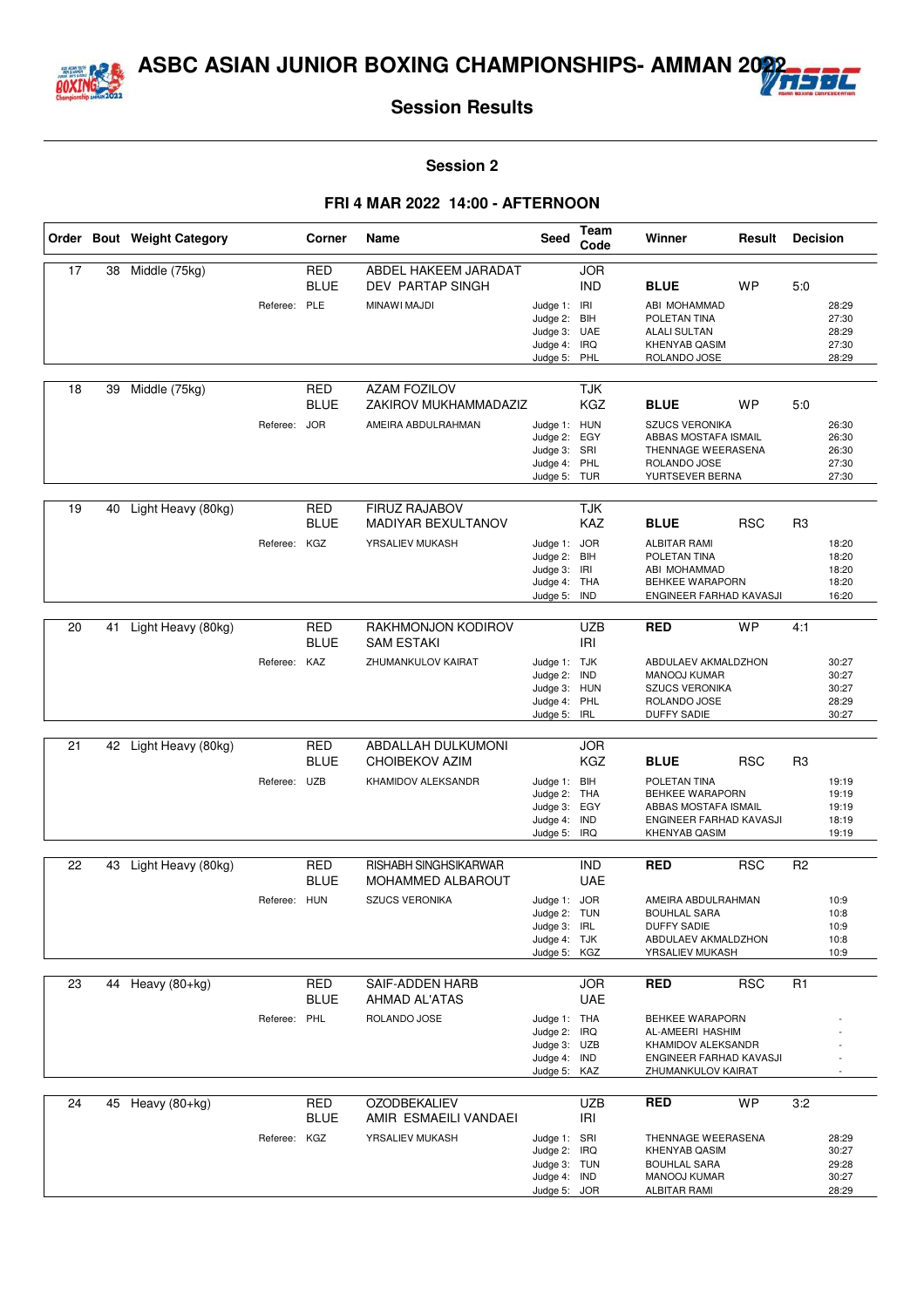# ASBC ASIAN JUNIOR BOXING CHAMPIONSHIPS- AMMAN 2022

## Session Results

### Session 2

### FRI 4 MAR 2022 14:00 - AFTERNOON

| Order | Bout | Weight Category | Corner | Name | Seed | Team Code | Winner | Result | Decision | |
|---|---|---|---|---|---|---|---|---|---|---|
| 17 | 38 | Middle (75kg) | RED | ABDEL HAKEEM JARADAT | | JOR | | | | |
| | | | BLUE | DEV PARTAP SINGH | | IND | **BLUE** | WP | 5:0 | |
| | | Referee: PLE | | MINAWI MAJDI | Judge 1: | IRI | ABI MOHAMMAD | | | 28:29 |
| | | | | | Judge 2: | BIH | POLETAN TINA | | | 27:30 |
| | | | | | Judge 3: | UAE | ALALI SULTAN | | | 28:29 |
| | | | | | Judge 4: | IRQ | KHENYAB QASIM | | | 27:30 |
| | | | | | Judge 5: | PHL | ROLANDO JOSE | | | 28:29 |
| 18 | 39 | Middle (75kg) | RED | AZAM FOZILOV | | TJK | | | | |
| | | | BLUE | ZAKIROV MUKHAMMADAZIZ | | KGZ | **BLUE** | WP | 5:0 | |
| | | Referee: JOR | | AMEIRA ABDULRAHMAN | Judge 1: | HUN | SZUCS VERONIKA | | | 26:30 |
| | | | | | Judge 2: | EGY | ABBAS MOSTAFA ISMAIL | | | 26:30 |
| | | | | | Judge 3: | SRI | THENNAGE WEERASENA | | | 26:30 |
| | | | | | Judge 4: | PHL | ROLANDO JOSE | | | 27:30 |
| | | | | | Judge 5: | TUR | YURTSEVER BERNA | | | 27:30 |
| 19 | 40 | Light Heavy (80kg) | RED | FIRUZ RAJABOV | | TJK | | | | |
| | | | BLUE | MADIYAR BEXULTANOV | | KAZ | **BLUE** | RSC | R3 | |
| | | Referee: KGZ | | YRSALIEV MUKASH | Judge 1: | JOR | ALBITAR RAMI | | | 18:20 |
| | | | | | Judge 2: | BIH | POLETAN TINA | | | 18:20 |
| | | | | | Judge 3: | IRI | ABI MOHAMMAD | | | 18:20 |
| | | | | | Judge 4: | THA | BEHKEE WARAPORN | | | 18:20 |
| | | | | | Judge 5: | IND | ENGINEER FARHAD KAVASJI | | | 16:20 |
| 20 | 41 | Light Heavy (80kg) | RED | RAKHMONJON KODIROV | | UZB | **RED** | WP | 4:1 | |
| | | | BLUE | SAM ESTAKI | | IRI | | | | |
| | | Referee: KAZ | | ZHUMANKULOV KAIRAT | Judge 1: | TJK | ABDULAEV AKMALDZHON | | | 30:27 |
| | | | | | Judge 2: | IND | MANOOJ KUMAR | | | 30:27 |
| | | | | | Judge 3: | HUN | SZUCS VERONIKA | | | 30:27 |
| | | | | | Judge 4: | PHL | ROLANDO JOSE | | | 28:29 |
| | | | | | Judge 5: | IRL | DUFFY SADIE | | | 30:27 |
| 21 | 42 | Light Heavy (80kg) | RED | ABDALLAH DULKUMONI | | JOR | | | | |
| | | | BLUE | CHOIBEKOV AZIM | | KGZ | **BLUE** | RSC | R3 | |
| | | Referee: UZB | | KHAMIDOV ALEKSANDR | Judge 1: | BIH | POLETAN TINA | | | 19:19 |
| | | | | | Judge 2: | THA | BEHKEE WARAPORN | | | 19:19 |
| | | | | | Judge 3: | EGY | ABBAS MOSTAFA ISMAIL | | | 19:19 |
| | | | | | Judge 4: | IND | ENGINEER FARHAD KAVASJI | | | 18:19 |
| | | | | | Judge 5: | IRQ | KHENYAB QASIM | | | 19:19 |
| 22 | 43 | Light Heavy (80kg) | RED | RISHABH SINGHSIKARWAR | | IND | **RED** | RSC | R2 | |
| | | | BLUE | MOHAMMED ALBAROUT | | UAE | | | | |
| | | Referee: HUN | | SZUCS VERONIKA | Judge 1: | JOR | AMEIRA ABDULRAHMAN | | | 10:9 |
| | | | | | Judge 2: | TUN | BOUHLAL SARA | | | 10:8 |
| | | | | | Judge 3: | IRL | DUFFY SADIE | | | 10:9 |
| | | | | | Judge 4: | TJK | ABDULAEV AKMALDZHON | | | 10:8 |
| | | | | | Judge 5: | KGZ | YRSALIEV MUKASH | | | 10:9 |
| 23 | 44 | Heavy (80+kg) | RED | SAIF-ADDEN HARB | | JOR | **RED** | RSC | R1 | |
| | | | BLUE | AHMAD AL'ATAS | | UAE | | | | |
| | | Referee: PHL | | ROLANDO JOSE | Judge 1: | THA | BEHKEE WARAPORN | | | - |
| | | | | | Judge 2: | IRQ | AL-AMEERI HASHIM | | | - |
| | | | | | Judge 3: | UZB | KHAMIDOV ALEKSANDR | | | - |
| | | | | | Judge 4: | IND | ENGINEER FARHAD KAVASJI | | | - |
| | | | | | Judge 5: | KAZ | ZHUMANKULOV KAIRAT | | | - |
| 24 | 45 | Heavy (80+kg) | RED | OZODBEKALIEV | | UZB | **RED** | WP | 3:2 | |
| | | | BLUE | AMIR ESMAEILI VANDAEI | | IRI | | | | |
| | | Referee: KGZ | | YRSALIEV MUKASH | Judge 1: | SRI | THENNAGE WEERASENA | | | 28:29 |
| | | | | | Judge 2: | IRQ | KHENYAB QASIM | | | 30:27 |
| | | | | | Judge 3: | TUN | BOUHLAL SARA | | | 29:28 |
| | | | | | Judge 4: | IND | MANOOJ KUMAR | | | 30:27 |
| | | | | | Judge 5: | JOR | ALBITAR RAMI | | | 28:29 |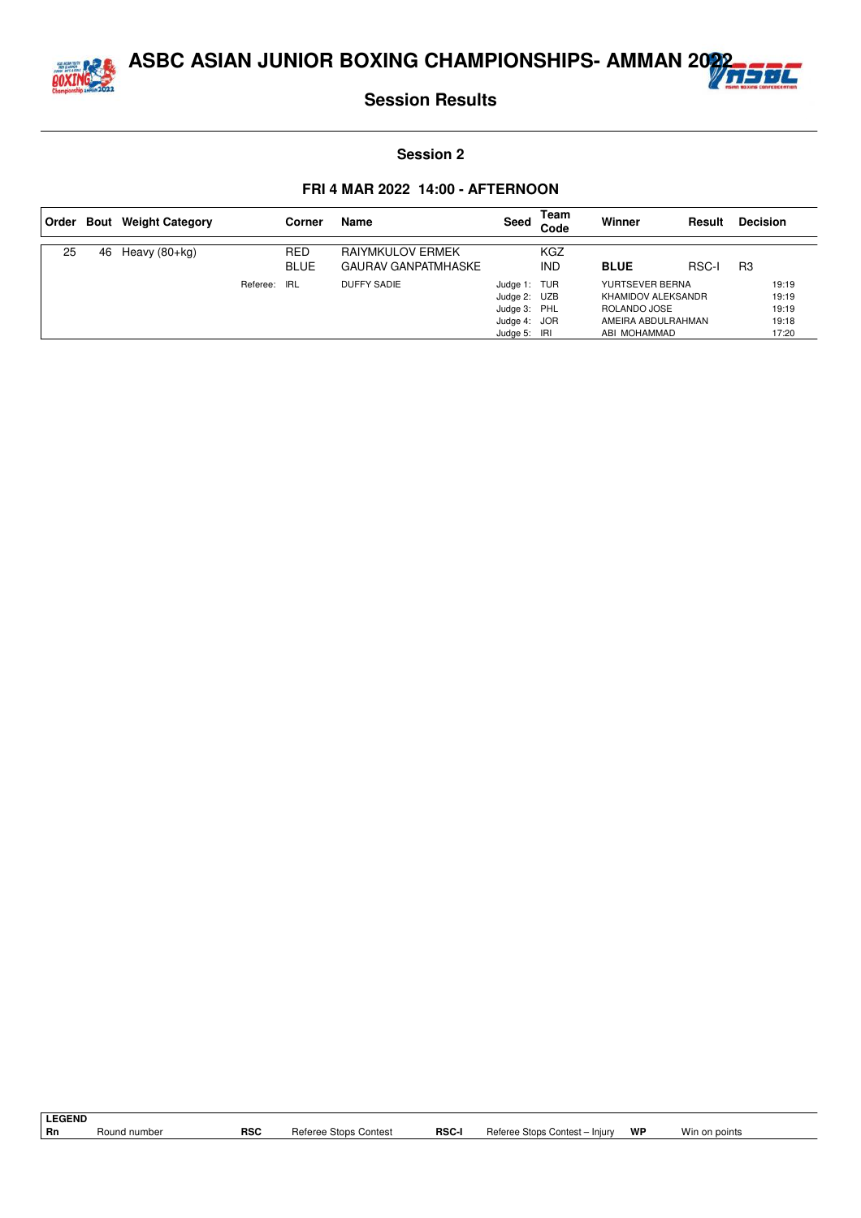# ASBC ASIAN JUNIOR BOXING CHAMPIONSHIPS- AMMAN 2022

## Session Results

### Session 2

### FRI 4 MAR 2022 14:00 - AFTERNOON

| Order | Bout | Weight Category | Corner | Name | Seed | Team Code | Winner | Result | Decision |
|---|---|---|---|---|---|---|---|---|---|
| 25 | 46 | Heavy (80+kg) | RED | RAIYMKULOV ERMEK | | KGZ | | | |
| | | | BLUE | GAURAV GANPATMHASKE | | IND | **BLUE** | RSC-I | R3 |
| | | Referee: | IRL | DUFFY SADIE | Judge 1: | TUR | YURTSEVER BERNA | | 19:19 |
| | | | | | Judge 2: | UZB | KHAMIDOV ALEKSANDR | | 19:19 |
| | | | | | Judge 3: | PHL | ROLANDO JOSE | | 19:19 |
| | | | | | Judge 4: | JOR | AMEIRA ABDULRAHMAN | | 19:18 |
| | | | | | Judge 5: | IRI | ABI MOHAMMAD | | 17:20 |

**LEGEND**

| | | | | | | | |
|---|---|---|---|---|---|---|---|
| **Rn** | Round number | **RSC** | Referee Stops Contest | **RSC-I** | Referee Stops Contest – Injury | **WP** | Win on points |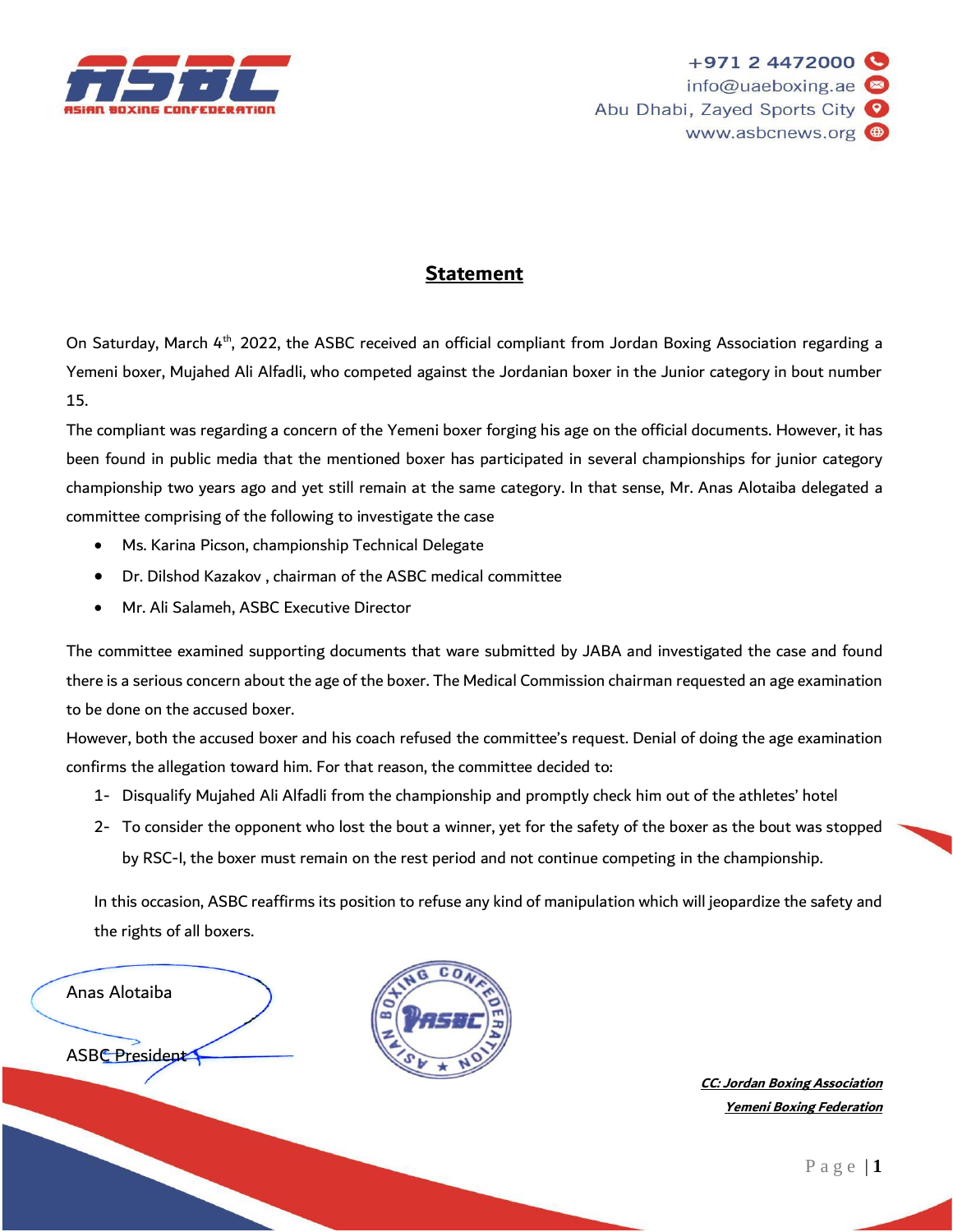+971 2 4472000
info@uaeboxing.ae
Abu Dhabi, Zayed Sports City
www.asbcnews.org

# Statement

On Saturday, March 4th, 2022, the ASBC received an official compliant from Jordan Boxing Association regarding a Yemeni boxer, Mujahed Ali Alfadli, who competed against the Jordanian boxer in the Junior category in bout number 15.

The compliant was regarding a concern of the Yemeni boxer forging his age on the official documents. However, it has been found in public media that the mentioned boxer has participated in several championships for junior category championship two years ago and yet still remain at the same category. In that sense, Mr. Anas Alotaiba delegated a committee comprising of the following to investigate the case

- Ms. Karina Picson, championship Technical Delegate
- Dr. Dilshod Kazakov , chairman of the ASBC medical committee
- Mr. Ali Salameh, ASBC Executive Director

The committee examined supporting documents that ware submitted by JABA and investigated the case and found there is a serious concern about the age of the boxer. The Medical Commission chairman requested an age examination to be done on the accused boxer.

However, both the accused boxer and his coach refused the committee's request. Denial of doing the age examination confirms the allegation toward him. For that reason, the committee decided to:

1- Disqualify Mujahed Ali Alfadli from the championship and promptly check him out of the athletes' hotel
2- To consider the opponent who lost the bout a winner, yet for the safety of the boxer as the bout was stopped by RSC-I, the boxer must remain on the rest period and not continue competing in the championship.

In this occasion, ASBC reaffirms its position to refuse any kind of manipulation which will jeopardize the safety and the rights of all boxers.

Anas Alotaiba

ASBC President

***CC: Jordan Boxing Association***
***Yemeni Boxing Federation***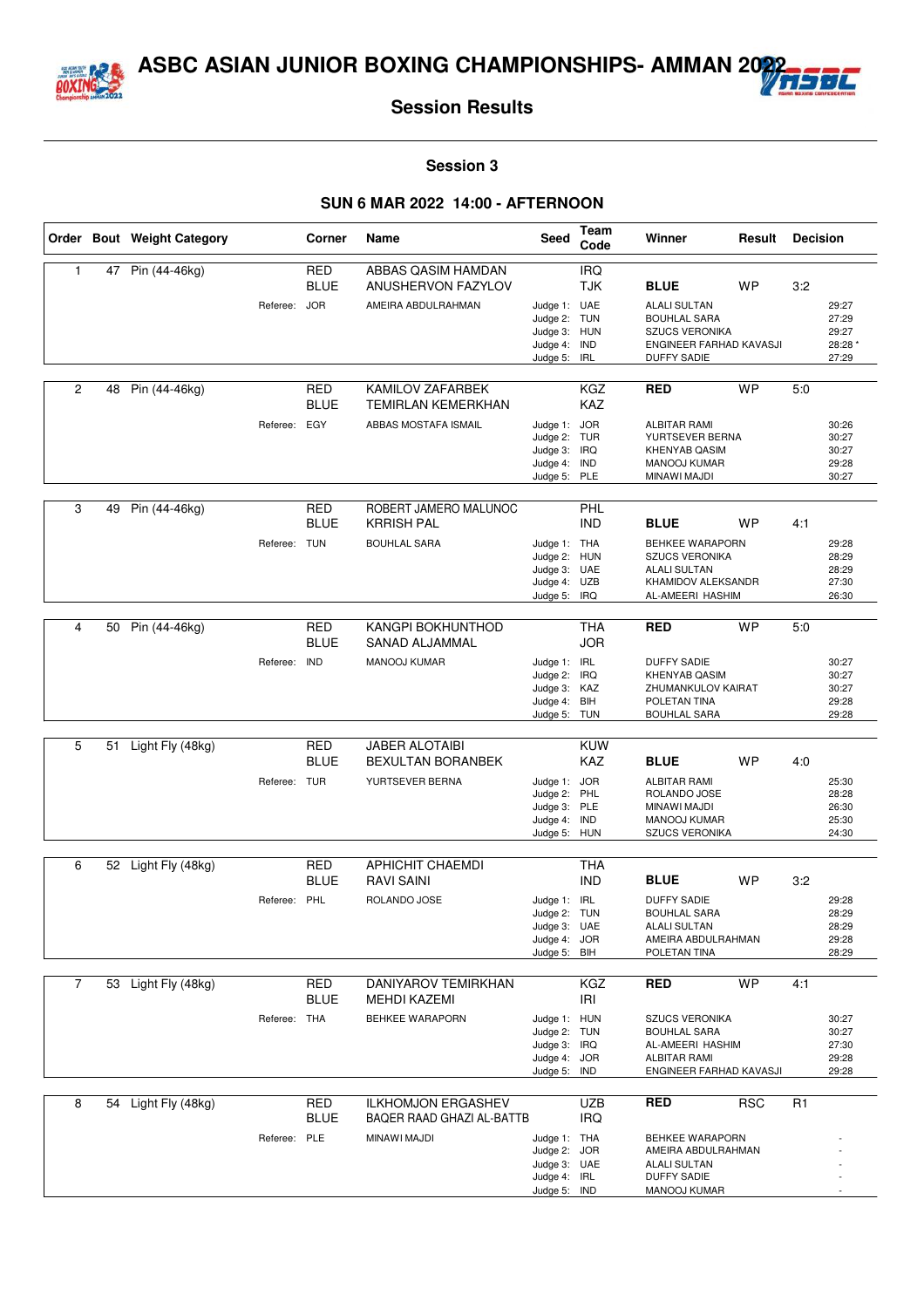# ASBC ASIAN JUNIOR BOXING CHAMPIONSHIPS- AMMAN 2022

## Session Results

### Session 3

### SUN 6 MAR 2022 14:00 - AFTERNOON

| Order | Bout | Weight Category | Corner | Name | Seed | Team Code | Winner | Result | Decision |
|---|---|---|---|---|---|---|---|---|---|
| 1 | 47 | Pin (44-46kg) | RED | ABBAS QASIM HAMDAN | | IRQ | | | |
| | | | BLUE | ANUSHERVON FAZYLOV | | TJK | **BLUE** | WP | 3:2 |
| | | | Referee: JOR | AMEIRA ABDULRAHMAN | Judge 1: | UAE | ALALI SULTAN | | 29:27 |
| | | | | | Judge 2: | TUN | BOUHLAL SARA | | 27:29 |
| | | | | | Judge 3: | HUN | SZUCS VERONIKA | | 29:27 |
| | | | | | Judge 4: | IND | ENGINEER FARHAD KAVASJI | | 28:28 * |
| | | | | | Judge 5: | IRL | DUFFY SADIE | | 27:29 |
| 2 | 48 | Pin (44-46kg) | RED | KAMILOV ZAFARBEK | | KGZ | **RED** | WP | 5:0 |
| | | | BLUE | TEMIRLAN KEMERKHAN | | KAZ | | | |
| | | | Referee: EGY | ABBAS MOSTAFA ISMAIL | Judge 1: | JOR | ALBITAR RAMI | | 30:26 |
| | | | | | Judge 2: | TUR | YURTSEVER BERNA | | 30:27 |
| | | | | | Judge 3: | IRQ | KHENYAB QASIM | | 30:27 |
| | | | | | Judge 4: | IND | MANOOJ KUMAR | | 29:28 |
| | | | | | Judge 5: | PLE | MINAWI MAJDI | | 30:27 |
| 3 | 49 | Pin (44-46kg) | RED | ROBERT JAMERO MALUNOC | | PHL | | | |
| | | | BLUE | KRRISH PAL | | IND | **BLUE** | WP | 4:1 |
| | | | Referee: TUN | BOUHLAL SARA | Judge 1: | THA | BEHKEE WARAPORN | | 29:28 |
| | | | | | Judge 2: | HUN | SZUCS VERONIKA | | 28:29 |
| | | | | | Judge 3: | UAE | ALALI SULTAN | | 28:29 |
| | | | | | Judge 4: | UZB | KHAMIDOV ALEKSANDR | | 27:30 |
| | | | | | Judge 5: | IRQ | AL-AMEERI HASHIM | | 26:30 |
| 4 | 50 | Pin (44-46kg) | RED | KANGPI BOKHUNTHOD | | THA | **RED** | WP | 5:0 |
| | | | BLUE | SANAD ALJAMMAL | | JOR | | | |
| | | | Referee: IND | MANOOJ KUMAR | Judge 1: | IRL | DUFFY SADIE | | 30:27 |
| | | | | | Judge 2: | IRQ | KHENYAB QASIM | | 30:27 |
| | | | | | Judge 3: | KAZ | ZHUMANKULOV KAIRAT | | 30:27 |
| | | | | | Judge 4: | BIH | POLETAN TINA | | 29:28 |
| | | | | | Judge 5: | TUN | BOUHLAL SARA | | 29:28 |
| 5 | 51 | Light Fly (48kg) | RED | JABER ALOTAIBI | | KUW | | | |
| | | | BLUE | BEXULTAN BORANBEK | | KAZ | **BLUE** | WP | 4:0 |
| | | | Referee: TUR | YURTSEVER BERNA | Judge 1: | JOR | ALBITAR RAMI | | 25:30 |
| | | | | | Judge 2: | PHL | ROLANDO JOSE | | 28:28 |
| | | | | | Judge 3: | PLE | MINAWI MAJDI | | 26:30 |
| | | | | | Judge 4: | IND | MANOOJ KUMAR | | 25:30 |
| | | | | | Judge 5: | HUN | SZUCS VERONIKA | | 24:30 |
| 6 | 52 | Light Fly (48kg) | RED | APHICHIT CHAEMDI | | THA | | | |
| | | | BLUE | RAVI SAINI | | IND | **BLUE** | WP | 3:2 |
| | | | Referee: PHL | ROLANDO JOSE | Judge 1: | IRL | DUFFY SADIE | | 29:28 |
| | | | | | Judge 2: | TUN | BOUHLAL SARA | | 28:29 |
| | | | | | Judge 3: | UAE | ALALI SULTAN | | 28:29 |
| | | | | | Judge 4: | JOR | AMEIRA ABDULRAHMAN | | 29:28 |
| | | | | | Judge 5: | BIH | POLETAN TINA | | 28:29 |
| 7 | 53 | Light Fly (48kg) | RED | DANIYAROV TEMIRKHAN | | KGZ | **RED** | WP | 4:1 |
| | | | BLUE | MEHDI KAZEMI | | IRI | | | |
| | | | Referee: THA | BEHKEE WARAPORN | Judge 1: | HUN | SZUCS VERONIKA | | 30:27 |
| | | | | | Judge 2: | TUN | BOUHLAL SARA | | 30:27 |
| | | | | | Judge 3: | IRQ | AL-AMEERI HASHIM | | 27:30 |
| | | | | | Judge 4: | JOR | ALBITAR RAMI | | 29:28 |
| | | | | | Judge 5: | IND | ENGINEER FARHAD KAVASJI | | 29:28 |
| 8 | 54 | Light Fly (48kg) | RED | ILKHOMJON ERGASHEV | | UZB | **RED** | RSC | R1 |
| | | | BLUE | BAQER RAAD GHAZI AL-BATTB | | IRQ | | | |
| | | | Referee: PLE | MINAWI MAJDI | Judge 1: | THA | BEHKEE WARAPORN | | - |
| | | | | | Judge 2: | JOR | AMEIRA ABDULRAHMAN | | - |
| | | | | | Judge 3: | UAE | ALALI SULTAN | | - |
| | | | | | Judge 4: | IRL | DUFFY SADIE | | - |
| | | | | | Judge 5: | IND | MANOOJ KUMAR | | - |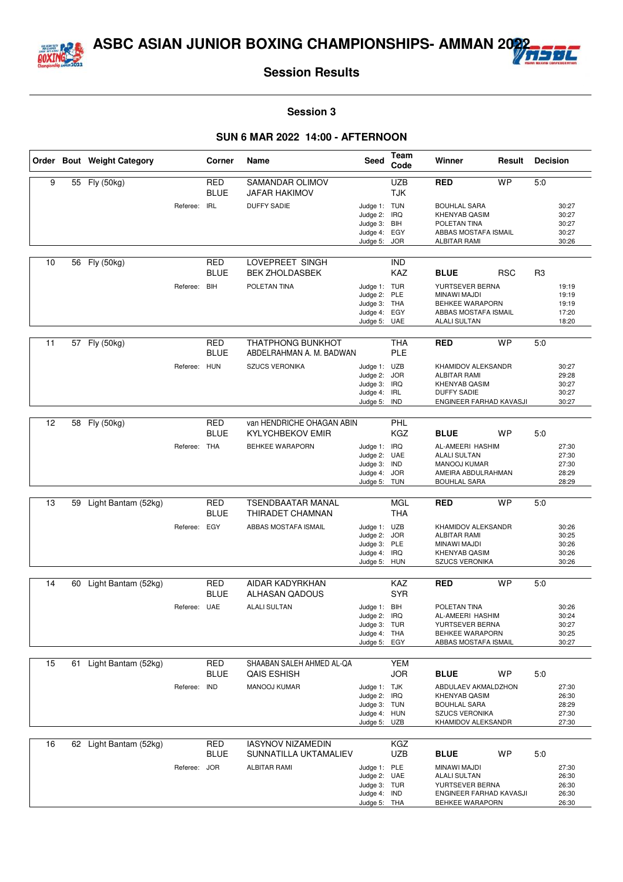# ASBC ASIAN JUNIOR BOXING CHAMPIONSHIPS- AMMAN 2022

## Session Results

### Session 3

### SUN 6 MAR 2022 14:00 - AFTERNOON

| Order | Bout | Weight Category | Corner | Name | Seed | Team Code | Winner | Result | Decision |
|---|---|---|---|---|---|---|---|---|---|
| 9 | 55 | Fly (50kg) | RED | SAMANDAR OLIMOV | | UZB | **RED** | WP | 5:0 |
| | | | BLUE | JAFAR HAKIMOV | | TJK | | | |
| | | Referee: IRL | | DUFFY SADIE | Judge 1: | TUN | BOUHLAL SARA | | 30:27 |
| | | | | | Judge 2: | IRQ | KHENYAB QASIM | | 30:27 |
| | | | | | Judge 3: | BIH | POLETAN TINA | | 30:27 |
| | | | | | Judge 4: | EGY | ABBAS MOSTAFA ISMAIL | | 30:27 |
| | | | | | Judge 5: | JOR | ALBITAR RAMI | | 30:26 |
| 10 | 56 | Fly (50kg) | RED | LOVEPREET SINGH | | IND | | | |
| | | | BLUE | BEK ZHOLDASBEK | | KAZ | **BLUE** | RSC | R3 |
| | | Referee: BIH | | POLETAN TINA | Judge 1: | TUR | YURTSEVER BERNA | | 19:19 |
| | | | | | Judge 2: | PLE | MINAWI MAJDI | | 19:19 |
| | | | | | Judge 3: | THA | BEHKEE WARAPORN | | 19:19 |
| | | | | | Judge 4: | EGY | ABBAS MOSTAFA ISMAIL | | 17:20 |
| | | | | | Judge 5: | UAE | ALALI SULTAN | | 18:20 |
| 11 | 57 | Fly (50kg) | RED | THATPHONG BUNKHOT | | THA | **RED** | WP | 5:0 |
| | | | BLUE | ABDELRAHMAN A. M. BADWAN | | PLE | | | |
| | | Referee: HUN | | SZUCS VERONIKA | Judge 1: | UZB | KHAMIDOV ALEKSANDR | | 30:27 |
| | | | | | Judge 2: | JOR | ALBITAR RAMI | | 29:28 |
| | | | | | Judge 3: | IRQ | KHENYAB QASIM | | 30:27 |
| | | | | | Judge 4: | IRL | DUFFY SADIE | | 30:27 |
| | | | | | Judge 5: | IND | ENGINEER FARHAD KAVASJI | | 30:27 |
| 12 | 58 | Fly (50kg) | RED | van HENDRICHE OHAGAN ABIN | | PHL | | | |
| | | | BLUE | KYLYCHBEKOV EMIR | | KGZ | **BLUE** | WP | 5:0 |
| | | Referee: THA | | BEHKEE WARAPORN | Judge 1: | IRQ | AL-AMEERI HASHIM | | 27:30 |
| | | | | | Judge 2: | UAE | ALALI SULTAN | | 27:30 |
| | | | | | Judge 3: | IND | MANOOJ KUMAR | | 27:30 |
| | | | | | Judge 4: | JOR | AMEIRA ABDULRAHMAN | | 28:29 |
| | | | | | Judge 5: | TUN | BOUHLAL SARA | | 28:29 |
| 13 | 59 | Light Bantam (52kg) | RED | TSENDBAATAR MANAL | | MGL | **RED** | WP | 5:0 |
| | | | BLUE | THIRADET CHAMNAN | | THA | | | |
| | | Referee: EGY | | ABBAS MOSTAFA ISMAIL | Judge 1: | UZB | KHAMIDOV ALEKSANDR | | 30:26 |
| | | | | | Judge 2: | JOR | ALBITAR RAMI | | 30:25 |
| | | | | | Judge 3: | PLE | MINAWI MAJDI | | 30:26 |
| | | | | | Judge 4: | IRQ | KHENYAB QASIM | | 30:26 |
| | | | | | Judge 5: | HUN | SZUCS VERONIKA | | 30:26 |
| 14 | 60 | Light Bantam (52kg) | RED | AIDAR KADYRKHAN | | KAZ | **RED** | WP | 5:0 |
| | | | BLUE | ALHASAN QADOUS | | SYR | | | |
| | | Referee: UAE | | ALALI SULTAN | Judge 1: | BIH | POLETAN TINA | | 30:26 |
| | | | | | Judge 2: | IRQ | AL-AMEERI HASHIM | | 30:24 |
| | | | | | Judge 3: | TUR | YURTSEVER BERNA | | 30:27 |
| | | | | | Judge 4: | THA | BEHKEE WARAPORN | | 30:25 |
| | | | | | Judge 5: | EGY | ABBAS MOSTAFA ISMAIL | | 30:27 |
| 15 | 61 | Light Bantam (52kg) | RED | SHAABAN SALEH AHMED AL-QA | | YEM | | | |
| | | | BLUE | QAIS ESHISH | | JOR | **BLUE** | WP | 5:0 |
| | | Referee: IND | | MANOOJ KUMAR | Judge 1: | TJK | ABDULAEV AKMALDZHON | | 27:30 |
| | | | | | Judge 2: | IRQ | KHENYAB QASIM | | 26:30 |
| | | | | | Judge 3: | TUN | BOUHLAL SARA | | 28:29 |
| | | | | | Judge 4: | HUN | SZUCS VERONIKA | | 27:30 |
| | | | | | Judge 5: | UZB | KHAMIDOV ALEKSANDR | | 27:30 |
| 16 | 62 | Light Bantam (52kg) | RED | IASYNOV NIZAMEDIN | | KGZ | | | |
| | | | BLUE | SUNNATILLA UKTAMALIEV | | UZB | **BLUE** | WP | 5:0 |
| | | Referee: JOR | | ALBITAR RAMI | Judge 1: | PLE | MINAWI MAJDI | | 27:30 |
| | | | | | Judge 2: | UAE | ALALI SULTAN | | 26:30 |
| | | | | | Judge 3: | TUR | YURTSEVER BERNA | | 26:30 |
| | | | | | Judge 4: | IND | ENGINEER FARHAD KAVASJI | | 26:30 |
| | | | | | Judge 5: | THA | BEHKEE WARAPORN | | 26:30 |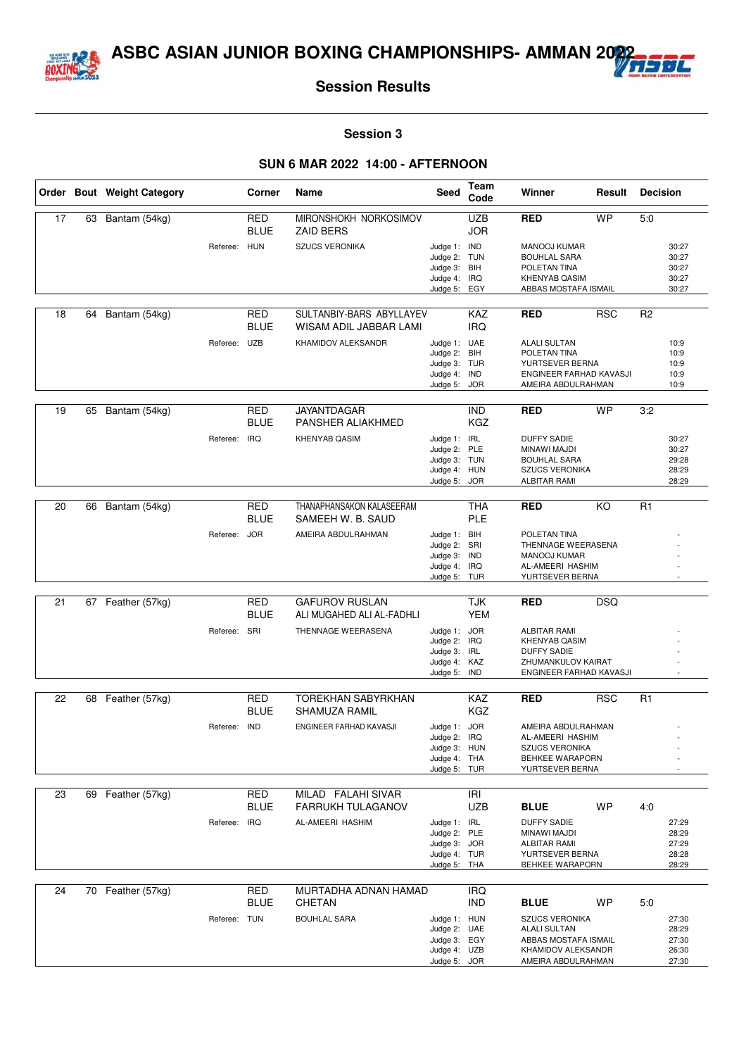# ASBC ASIAN JUNIOR BOXING CHAMPIONSHIPS- AMMAN 2022

## Session Results

### Session 3

### SUN 6 MAR 2022 14:00 - AFTERNOON

| Order | Bout | Weight Category | Corner | Name | Seed | Team Code | Winner | Result | Decision |
|---|---|---|---|---|---|---|---|---|---|
| 17 | 63 | Bantam (54kg) | RED | MIRONSHOKH NORKOSIMOV | | UZB | **RED** | WP | 5:0 |
| | | | BLUE | ZAID BERS | | JOR | | | |
| | | Referee: | HUN | SZUCS VERONIKA | Judge 1: | IND | MANOOJ KUMAR | | 30:27 |
| | | | | | Judge 2: | TUN | BOUHLAL SARA | | 30:27 |
| | | | | | Judge 3: | BIH | POLETAN TINA | | 30:27 |
| | | | | | Judge 4: | IRQ | KHENYAB QASIM | | 30:27 |
| | | | | | Judge 5: | EGY | ABBAS MOSTAFA ISMAIL | | 30:27 |
| 18 | 64 | Bantam (54kg) | RED | SULTANBIY-BARS ABYLLAYEV | | KAZ | **RED** | RSC | R2 |
| | | | BLUE | WISAM ADIL JABBAR LAMI | | IRQ | | | |
| | | Referee: | UZB | KHAMIDOV ALEKSANDR | Judge 1: | UAE | ALALI SULTAN | | 10:9 |
| | | | | | Judge 2: | BIH | POLETAN TINA | | 10:9 |
| | | | | | Judge 3: | TUR | YURTSEVER BERNA | | 10:9 |
| | | | | | Judge 4: | IND | ENGINEER FARHAD KAVASJI | | 10:9 |
| | | | | | Judge 5: | JOR | AMEIRA ABDULRAHMAN | | 10:9 |
| 19 | 65 | Bantam (54kg) | RED | JAYANTDAGAR | | IND | **RED** | WP | 3:2 |
| | | | BLUE | PANSHER ALIAKHMED | | KGZ | | | |
| | | Referee: | IRQ | KHENYAB QASIM | Judge 1: | IRL | DUFFY SADIE | | 30:27 |
| | | | | | Judge 2: | PLE | MINAWI MAJDI | | 30:27 |
| | | | | | Judge 3: | TUN | BOUHLAL SARA | | 29:28 |
| | | | | | Judge 4: | HUN | SZUCS VERONIKA | | 28:29 |
| | | | | | Judge 5: | JOR | ALBITAR RAMI | | 28:29 |
| 20 | 66 | Bantam (54kg) | RED | THANAPHANSAKON KALASEERAM | | THA | **RED** | KO | R1 |
| | | | BLUE | SAMEEH W. B. SAUD | | PLE | | | |
| | | Referee: | JOR | AMEIRA ABDULRAHMAN | Judge 1: | BIH | POLETAN TINA | | - |
| | | | | | Judge 2: | SRI | THENNAGE WEERASENA | | - |
| | | | | | Judge 3: | IND | MANOOJ KUMAR | | - |
| | | | | | Judge 4: | IRQ | AL-AMEERI HASHIM | | - |
| | | | | | Judge 5: | TUR | YURTSEVER BERNA | | - |
| 21 | 67 | Feather (57kg) | RED | GAFUROV RUSLAN | | TJK | **RED** | DSQ | |
| | | | BLUE | ALI MUGAHED ALI AL-FADHLI | | YEM | | | |
| | | Referee: | SRI | THENNAGE WEERASENA | Judge 1: | JOR | ALBITAR RAMI | | - |
| | | | | | Judge 2: | IRQ | KHENYAB QASIM | | - |
| | | | | | Judge 3: | IRL | DUFFY SADIE | | - |
| | | | | | Judge 4: | KAZ | ZHUMANKULOV KAIRAT | | - |
| | | | | | Judge 5: | IND | ENGINEER FARHAD KAVASJI | | - |
| 22 | 68 | Feather (57kg) | RED | TOREKHAN SABYRKHAN | | KAZ | **RED** | RSC | R1 |
| | | | BLUE | SHAMUZA RAMIL | | KGZ | | | |
| | | Referee: | IND | ENGINEER FARHAD KAVASJI | Judge 1: | JOR | AMEIRA ABDULRAHMAN | | - |
| | | | | | Judge 2: | IRQ | AL-AMEERI HASHIM | | - |
| | | | | | Judge 3: | HUN | SZUCS VERONIKA | | - |
| | | | | | Judge 4: | THA | BEHKEE WARAPORN | | - |
| | | | | | Judge 5: | TUR | YURTSEVER BERNA | | - |
| 23 | 69 | Feather (57kg) | RED | MILAD FALAHI SIVAR | | IRI | | | |
| | | | BLUE | FARRUKH TULAGANOV | | UZB | **BLUE** | WP | 4:0 |
| | | Referee: | IRQ | AL-AMEERI HASHIM | Judge 1: | IRL | DUFFY SADIE | | 27:29 |
| | | | | | Judge 2: | PLE | MINAWI MAJDI | | 28:29 |
| | | | | | Judge 3: | JOR | ALBITAR RAMI | | 27:29 |
| | | | | | Judge 4: | TUR | YURTSEVER BERNA | | 28:28 |
| | | | | | Judge 5: | THA | BEHKEE WARAPORN | | 28:29 |
| 24 | 70 | Feather (57kg) | RED | MURTADHA ADNAN HAMAD | | IRQ | | | |
| | | | BLUE | CHETAN | | IND | **BLUE** | WP | 5:0 |
| | | Referee: | TUN | BOUHLAL SARA | Judge 1: | HUN | SZUCS VERONIKA | | 27:30 |
| | | | | | Judge 2: | UAE | ALALI SULTAN | | 28:29 |
| | | | | | Judge 3: | EGY | ABBAS MOSTAFA ISMAIL | | 27:30 |
| | | | | | Judge 4: | UZB | KHAMIDOV ALEKSANDR | | 26:30 |
| | | | | | Judge 5: | JOR | AMEIRA ABDULRAHMAN | | 27:30 |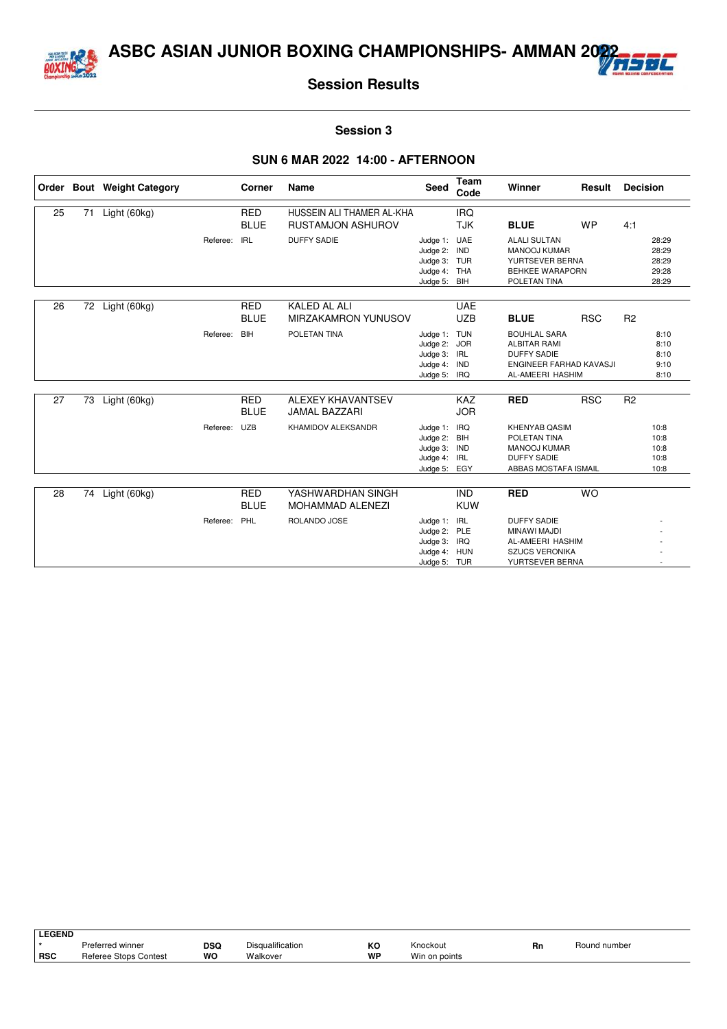# ASBC ASIAN JUNIOR BOXING CHAMPIONSHIPS- AMMAN 2022

## Session Results

### Session 3

### SUN 6 MAR 2022 14:00 - AFTERNOON

| Order | Bout | Weight Category | Corner | Name | Seed | Team Code | Winner | Result | Decision |
|---|---|---|---|---|---|---|---|---|---|
| 25 | 71 | Light (60kg) | RED | HUSSEIN ALI THAMER AL-KHA | | IRQ | | | |
| | | | BLUE | RUSTAMJON ASHUROV | | TJK | **BLUE** | WP | 4:1 |
| | | Referee: | IRL | DUFFY SADIE | Judge 1: | UAE | ALALI SULTAN | | 28:29 |
| | | | | | Judge 2: | IND | MANOOJ KUMAR | | 28:29 |
| | | | | | Judge 3: | TUR | YURTSEVER BERNA | | 28:29 |
| | | | | | Judge 4: | THA | BEHKEE WARAPORN | | 29:28 |
| | | | | | Judge 5: | BIH | POLETAN TINA | | 28:29 |
| 26 | 72 | Light (60kg) | RED | KALED AL ALI | | UAE | | | |
| | | | BLUE | MIRZAKAMRON YUNUSOV | | UZB | **BLUE** | RSC | R2 |
| | | Referee: | BIH | POLETAN TINA | Judge 1: | TUN | BOUHLAL SARA | | 8:10 |
| | | | | | Judge 2: | JOR | ALBITAR RAMI | | 8:10 |
| | | | | | Judge 3: | IRL | DUFFY SADIE | | 8:10 |
| | | | | | Judge 4: | IND | ENGINEER FARHAD KAVASJI | | 9:10 |
| | | | | | Judge 5: | IRQ | AL-AMEERI HASHIM | | 8:10 |
| 27 | 73 | Light (60kg) | RED | ALEXEY KHAVANTSEV | | KAZ | **RED** | RSC | R2 |
| | | | BLUE | JAMAL BAZZARI | | JOR | | | |
| | | Referee: | UZB | KHAMIDOV ALEKSANDR | Judge 1: | IRQ | KHENYAB QASIM | | 10:8 |
| | | | | | Judge 2: | BIH | POLETAN TINA | | 10:8 |
| | | | | | Judge 3: | IND | MANOOJ KUMAR | | 10:8 |
| | | | | | Judge 4: | IRL | DUFFY SADIE | | 10:8 |
| | | | | | Judge 5: | EGY | ABBAS MOSTAFA ISMAIL | | 10:8 |
| 28 | 74 | Light (60kg) | RED | YASHWARDHAN SINGH | | IND | **RED** | WO | |
| | | | BLUE | MOHAMMAD ALENEZI | | KUW | | | |
| | | Referee: | PHL | ROLANDO JOSE | Judge 1: | IRL | DUFFY SADIE | | - |
| | | | | | Judge 2: | PLE | MINAWI MAJDI | | - |
| | | | | | Judge 3: | IRQ | AL-AMEERI HASHIM | | - |
| | | | | | Judge 4: | HUN | SZUCS VERONIKA | | - |
| | | | | | Judge 5: | TUR | YURTSEVER BERNA | | - |

**LEGEND**

| | | | | | | | |
|---|---|---|---|---|---|---|---|
| * | Preferred winner | **DSQ** | Disqualification | **KO** | Knockout | **Rn** | Round number |
| **RSC** | Referee Stops Contest | **WO** | Walkover | **WP** | Win on points | | |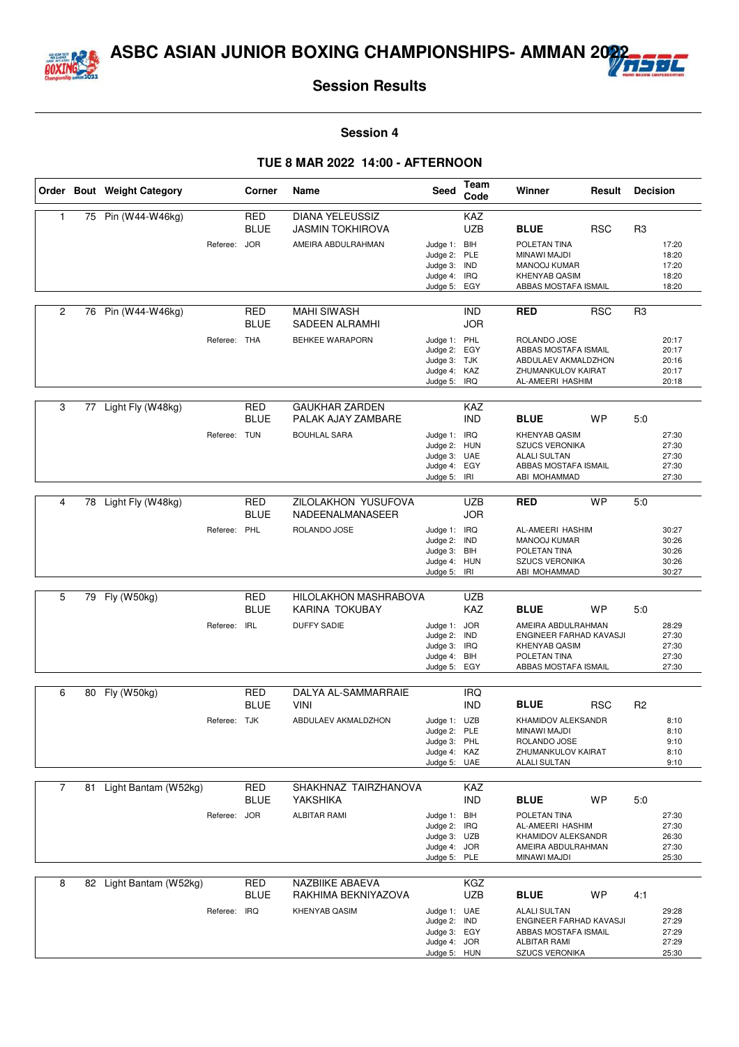# ASBC ASIAN JUNIOR BOXING CHAMPIONSHIPS- AMMAN 2022

## Session Results

### Session 4

### TUE 8 MAR 2022 14:00 - AFTERNOON

| Order | Bout | Weight Category | Corner | Name | Seed | Team Code | Winner | Result | Decision |
|---|---|---|---|---|---|---|---|---|---|
| 1 | 75 | Pin (W44-W46kg) | RED | DIANA YELEUSSIZ | | KAZ | | | |
| | | | BLUE | JASMIN TOKHIROVA | | UZB | **BLUE** | RSC | R3 |
| | | Referee: | JOR | AMEIRA ABDULRAHMAN | Judge 1: | BIH | POLETAN TINA | | 17:20 |
| | | | | | Judge 2: | PLE | MINAWI MAJDI | | 18:20 |
| | | | | | Judge 3: | IND | MANOOJ KUMAR | | 17:20 |
| | | | | | Judge 4: | IRQ | KHENYAB QASIM | | 18:20 |
| | | | | | Judge 5: | EGY | ABBAS MOSTAFA ISMAIL | | 18:20 |
| 2 | 76 | Pin (W44-W46kg) | RED | MAHI SIWASH | | IND | **RED** | RSC | R3 |
| | | | BLUE | SADEEN ALRAMHI | | JOR | | | |
| | | Referee: | THA | BEHKEE WARAPORN | Judge 1: | PHL | ROLANDO JOSE | | 20:17 |
| | | | | | Judge 2: | EGY | ABBAS MOSTAFA ISMAIL | | 20:17 |
| | | | | | Judge 3: | TJK | ABDULAEV AKMALDZHON | | 20:16 |
| | | | | | Judge 4: | KAZ | ZHUMANKULOV KAIRAT | | 20:17 |
| | | | | | Judge 5: | IRQ | AL-AMEERI HASHIM | | 20:18 |
| 3 | 77 | Light Fly (W48kg) | RED | GAUKHAR ZARDEN | | KAZ | | | |
| | | | BLUE | PALAK AJAY ZAMBARE | | IND | **BLUE** | WP | 5:0 |
| | | Referee: | TUN | BOUHLAL SARA | Judge 1: | IRQ | KHENYAB QASIM | | 27:30 |
| | | | | | Judge 2: | HUN | SZUCS VERONIKA | | 27:30 |
| | | | | | Judge 3: | UAE | ALALI SULTAN | | 27:30 |
| | | | | | Judge 4: | EGY | ABBAS MOSTAFA ISMAIL | | 27:30 |
| | | | | | Judge 5: | IRI | ABI MOHAMMAD | | 27:30 |
| 4 | 78 | Light Fly (W48kg) | RED | ZILOLAKHON YUSUFOVA | | UZB | **RED** | WP | 5:0 |
| | | | BLUE | NADEENALMANASEER | | JOR | | | |
| | | Referee: | PHL | ROLANDO JOSE | Judge 1: | IRQ | AL-AMEERI HASHIM | | 30:27 |
| | | | | | Judge 2: | IND | MANOOJ KUMAR | | 30:26 |
| | | | | | Judge 3: | BIH | POLETAN TINA | | 30:26 |
| | | | | | Judge 4: | HUN | SZUCS VERONIKA | | 30:26 |
| | | | | | Judge 5: | IRI | ABI MOHAMMAD | | 30:27 |
| 5 | 79 | Fly (W50kg) | RED | HILOLAKHON MASHRABOVA | | UZB | | | |
| | | | BLUE | KARINA TOKUBAY | | KAZ | **BLUE** | WP | 5:0 |
| | | Referee: | IRL | DUFFY SADIE | Judge 1: | JOR | AMEIRA ABDULRAHMAN | | 28:29 |
| | | | | | Judge 2: | IND | ENGINEER FARHAD KAVASJI | | 27:30 |
| | | | | | Judge 3: | IRQ | KHENYAB QASIM | | 27:30 |
| | | | | | Judge 4: | BIH | POLETAN TINA | | 27:30 |
| | | | | | Judge 5: | EGY | ABBAS MOSTAFA ISMAIL | | 27:30 |
| 6 | 80 | Fly (W50kg) | RED | DALYA AL-SAMMARRAIE | | IRQ | | | |
| | | | BLUE | VINI | | IND | **BLUE** | RSC | R2 |
| | | Referee: | TJK | ABDULAEV AKMALDZHON | Judge 1: | UZB | KHAMIDOV ALEKSANDR | | 8:10 |
| | | | | | Judge 2: | PLE | MINAWI MAJDI | | 8:10 |
| | | | | | Judge 3: | PHL | ROLANDO JOSE | | 9:10 |
| | | | | | Judge 4: | KAZ | ZHUMANKULOV KAIRAT | | 8:10 |
| | | | | | Judge 5: | UAE | ALALI SULTAN | | 9:10 |
| 7 | 81 | Light Bantam (W52kg) | RED | SHAKHNAZ TAIRZHANOVA | | KAZ | | | |
| | | | BLUE | YAKSHIKA | | IND | **BLUE** | WP | 5:0 |
| | | Referee: | JOR | ALBITAR RAMI | Judge 1: | BIH | POLETAN TINA | | 27:30 |
| | | | | | Judge 2: | IRQ | AL-AMEERI HASHIM | | 27:30 |
| | | | | | Judge 3: | UZB | KHAMIDOV ALEKSANDR | | 26:30 |
| | | | | | Judge 4: | JOR | AMEIRA ABDULRAHMAN | | 27:30 |
| | | | | | Judge 5: | PLE | MINAWI MAJDI | | 25:30 |
| 8 | 82 | Light Bantam (W52kg) | RED | NAZBIIKE ABAEVA | | KGZ | | | |
| | | | BLUE | RAKHIMA BEKNIYAZOVA | | UZB | **BLUE** | WP | 4:1 |
| | | Referee: | IRQ | KHENYAB QASIM | Judge 1: | UAE | ALALI SULTAN | | 29:28 |
| | | | | | Judge 2: | IND | ENGINEER FARHAD KAVASJI | | 27:29 |
| | | | | | Judge 3: | EGY | ABBAS MOSTAFA ISMAIL | | 27:29 |
| | | | | | Judge 4: | JOR | ALBITAR RAMI | | 27:29 |
| | | | | | Judge 5: | HUN | SZUCS VERONIKA | | 25:30 |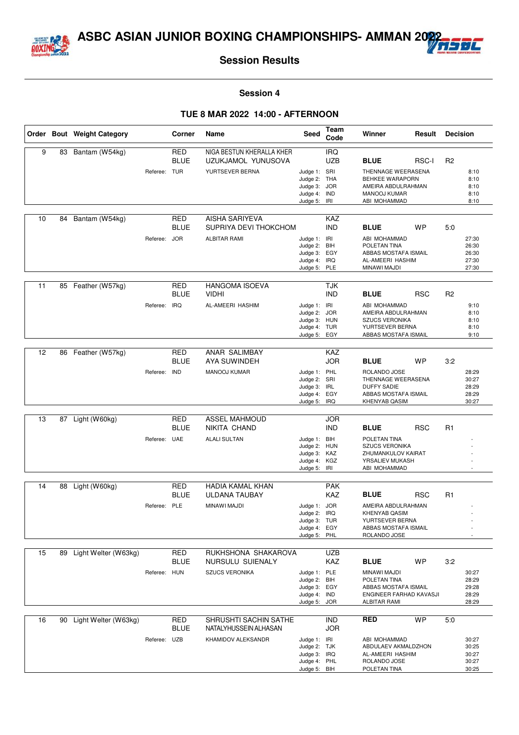# ASBC ASIAN JUNIOR BOXING CHAMPIONSHIPS- AMMAN 2022

## Session Results

### Session 4

### TUE 8 MAR 2022 14:00 - AFTERNOON

| Order | Bout | Weight Category | Corner | Name | Seed | Team Code | Winner | Result | Decision |
|---|---|---|---|---|---|---|---|---|---|
| 9 | 83 | Bantam (W54kg) | RED | NIGA BESTUN KHERALLA KHER | | IRQ | | | |
| | | | BLUE | UZUKJAMOL YUNUSOVA | | UZB | **BLUE** | RSC-I | R2 |
| | | | Referee: TUR | YURTSEVER BERNA | Judge 1: | SRI | THENNAGE WEERASENA | | 8:10 |
| | | | | | Judge 2: | THA | BEHKEE WARAPORN | | 8:10 |
| | | | | | Judge 3: | JOR | AMEIRA ABDULRAHMAN | | 8:10 |
| | | | | | Judge 4: | IND | MANOOJ KUMAR | | 8:10 |
| | | | | | Judge 5: | IRI | ABI MOHAMMAD | | 8:10 |
| 10 | 84 | Bantam (W54kg) | RED | AISHA SARIYEVA | | KAZ | | | |
| | | | BLUE | SUPRIYA DEVI THOKCHOM | | IND | **BLUE** | WP | 5:0 |
| | | | Referee: JOR | ALBITAR RAMI | Judge 1: | IRI | ABI MOHAMMAD | | 27:30 |
| | | | | | Judge 2: | BIH | POLETAN TINA | | 26:30 |
| | | | | | Judge 3: | EGY | ABBAS MOSTAFA ISMAIL | | 26:30 |
| | | | | | Judge 4: | IRQ | AL-AMEERI HASHIM | | 27:30 |
| | | | | | Judge 5: | PLE | MINAWI MAJDI | | 27:30 |
| 11 | 85 | Feather (W57kg) | RED | HANGOMA ISOEVA | | TJK | | | |
| | | | BLUE | VIDHI | | IND | **BLUE** | RSC | R2 |
| | | | Referee: IRQ | AL-AMEERI HASHIM | Judge 1: | IRI | ABI MOHAMMAD | | 9:10 |
| | | | | | Judge 2: | JOR | AMEIRA ABDULRAHMAN | | 8:10 |
| | | | | | Judge 3: | HUN | SZUCS VERONIKA | | 8:10 |
| | | | | | Judge 4: | TUR | YURTSEVER BERNA | | 8:10 |
| | | | | | Judge 5: | EGY | ABBAS MOSTAFA ISMAIL | | 9:10 |
| 12 | 86 | Feather (W57kg) | RED | ANAR SALIMBAY | | KAZ | | | |
| | | | BLUE | AYA SUWINDEH | | JOR | **BLUE** | WP | 3:2 |
| | | | Referee: IND | MANOOJ KUMAR | Judge 1: | PHL | ROLANDO JOSE | | 28:29 |
| | | | | | Judge 2: | SRI | THENNAGE WEERASENA | | 30:27 |
| | | | | | Judge 3: | IRL | DUFFY SADIE | | 28:29 |
| | | | | | Judge 4: | EGY | ABBAS MOSTAFA ISMAIL | | 28:29 |
| | | | | | Judge 5: | IRQ | KHENYAB QASIM | | 30:27 |
| 13 | 87 | Light (W60kg) | RED | ASSEL MAHMOUD | | JOR | | | |
| | | | BLUE | NIKITA CHAND | | IND | **BLUE** | RSC | R1 |
| | | | Referee: UAE | ALALI SULTAN | Judge 1: | BIH | POLETAN TINA | | - |
| | | | | | Judge 2: | HUN | SZUCS VERONIKA | | - |
| | | | | | Judge 3: | KAZ | ZHUMANKULOV KAIRAT | | - |
| | | | | | Judge 4: | KGZ | YRSALIEV MUKASH | | - |
| | | | | | Judge 5: | IRI | ABI MOHAMMAD | | - |
| 14 | 88 | Light (W60kg) | RED | HADIA KAMAL KHAN | | PAK | | | |
| | | | BLUE | ULDANA TAUBAY | | KAZ | **BLUE** | RSC | R1 |
| | | | Referee: PLE | MINAWI MAJDI | Judge 1: | JOR | AMEIRA ABDULRAHMAN | | - |
| | | | | | Judge 2: | IRQ | KHENYAB QASIM | | - |
| | | | | | Judge 3: | TUR | YURTSEVER BERNA | | - |
| | | | | | Judge 4: | EGY | ABBAS MOSTAFA ISMAIL | | - |
| | | | | | Judge 5: | PHL | ROLANDO JOSE | | - |
| 15 | 89 | Light Welter (W63kg) | RED | RUKHSHONA SHAKAROVA | | UZB | | | |
| | | | BLUE | NURSULU SUIENALY | | KAZ | **BLUE** | WP | 3:2 |
| | | | Referee: HUN | SZUCS VERONIKA | Judge 1: | PLE | MINAWI MAJDI | | 30:27 |
| | | | | | Judge 2: | BIH | POLETAN TINA | | 28:29 |
| | | | | | Judge 3: | EGY | ABBAS MOSTAFA ISMAIL | | 29:28 |
| | | | | | Judge 4: | IND | ENGINEER FARHAD KAVASJI | | 28:29 |
| | | | | | Judge 5: | JOR | ALBITAR RAMI | | 28:29 |
| 16 | 90 | Light Welter (W63kg) | RED | SHRUSHTI SACHIN SATHE | | IND | **RED** | WP | 5:0 |
| | | | BLUE | NATALYHUSSEIN ALHASAN | | JOR | | | |
| | | | Referee: UZB | KHAMIDOV ALEKSANDR | Judge 1: | IRI | ABI MOHAMMAD | | 30:27 |
| | | | | | Judge 2: | TJK | ABDULAEV AKMALDZHON | | 30:25 |
| | | | | | Judge 3: | IRQ | AL-AMEERI HASHIM | | 30:27 |
| | | | | | Judge 4: | PHL | ROLANDO JOSE | | 30:27 |
| | | | | | Judge 5: | BIH | POLETAN TINA | | 30:25 |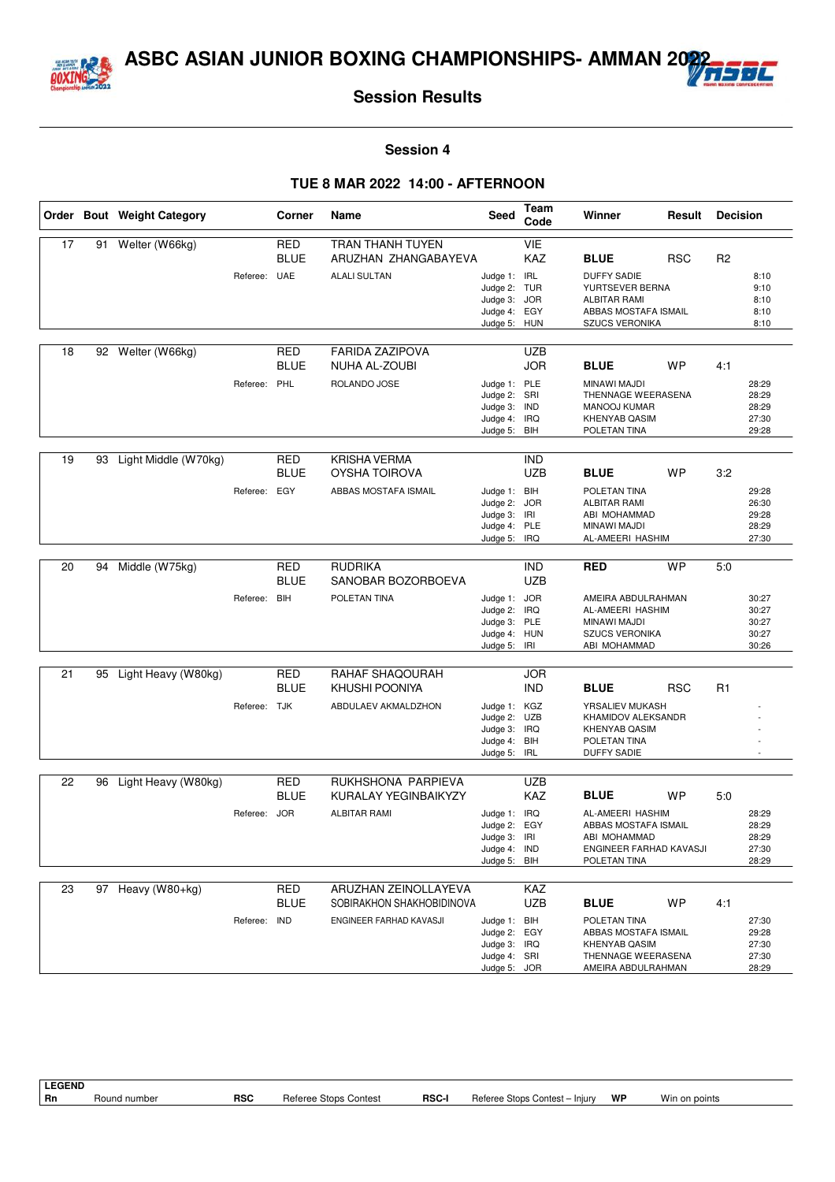# ASBC ASIAN JUNIOR BOXING CHAMPIONSHIPS- AMMAN 2022

## Session Results

### Session 4

### TUE 8 MAR 2022 14:00 - AFTERNOON

| Order | Bout | Weight Category | Corner | Name | Seed | Team Code | Winner | Result | Decision |
|---|---|---|---|---|---|---|---|---|---|
| 17 | 91 | Welter (W66kg) | RED | TRAN THANH TUYEN | | VIE | | | |
| | | | BLUE | ARUZHAN ZHANGABAYEVA | | KAZ | **BLUE** | RSC | R2 |
| | | Referee: | UAE | ALALI SULTAN | Judge 1: | IRL | DUFFY SADIE | | 8:10 |
| | | | | | Judge 2: | TUR | YURTSEVER BERNA | | 9:10 |
| | | | | | Judge 3: | JOR | ALBITAR RAMI | | 8:10 |
| | | | | | Judge 4: | EGY | ABBAS MOSTAFA ISMAIL | | 8:10 |
| | | | | | Judge 5: | HUN | SZUCS VERONIKA | | 8:10 |
| 18 | 92 | Welter (W66kg) | RED | FARIDA ZAZIPOVA | | UZB | | | |
| | | | BLUE | NUHA AL-ZOUBI | | JOR | **BLUE** | WP | 4:1 |
| | | Referee: | PHL | ROLANDO JOSE | Judge 1: | PLE | MINAWI MAJDI | | 28:29 |
| | | | | | Judge 2: | SRI | THENNAGE WEERASENA | | 28:29 |
| | | | | | Judge 3: | IND | MANOOJ KUMAR | | 28:29 |
| | | | | | Judge 4: | IRQ | KHENYAB QASIM | | 27:30 |
| | | | | | Judge 5: | BIH | POLETAN TINA | | 29:28 |
| 19 | 93 | Light Middle (W70kg) | RED | KRISHA VERMA | | IND | | | |
| | | | BLUE | OYSHA TOIROVA | | UZB | **BLUE** | WP | 3:2 |
| | | Referee: | EGY | ABBAS MOSTAFA ISMAIL | Judge 1: | BIH | POLETAN TINA | | 29:28 |
| | | | | | Judge 2: | JOR | ALBITAR RAMI | | 26:30 |
| | | | | | Judge 3: | IRI | ABI MOHAMMAD | | 29:28 |
| | | | | | Judge 4: | PLE | MINAWI MAJDI | | 28:29 |
| | | | | | Judge 5: | IRQ | AL-AMEERI HASHIM | | 27:30 |
| 20 | 94 | Middle (W75kg) | RED | RUDRIKA | | IND | **RED** | WP | 5:0 |
| | | | BLUE | SANOBAR BOZORBOEVA | | UZB | | | |
| | | Referee: | BIH | POLETAN TINA | Judge 1: | JOR | AMEIRA ABDULRAHMAN | | 30:27 |
| | | | | | Judge 2: | IRQ | AL-AMEERI HASHIM | | 30:27 |
| | | | | | Judge 3: | PLE | MINAWI MAJDI | | 30:27 |
| | | | | | Judge 4: | HUN | SZUCS VERONIKA | | 30:27 |
| | | | | | Judge 5: | IRI | ABI MOHAMMAD | | 30:26 |
| 21 | 95 | Light Heavy (W80kg) | RED | RAHAF SHAQOURAH | | JOR | | | |
| | | | BLUE | KHUSHI POONIYA | | IND | **BLUE** | RSC | R1 |
| | | Referee: | TJK | ABDULAEV AKMALDZHON | Judge 1: | KGZ | YRSALIEV MUKASH | | - |
| | | | | | Judge 2: | UZB | KHAMIDOV ALEKSANDR | | - |
| | | | | | Judge 3: | IRQ | KHENYAB QASIM | | - |
| | | | | | Judge 4: | BIH | POLETAN TINA | | - |
| | | | | | Judge 5: | IRL | DUFFY SADIE | | - |
| 22 | 96 | Light Heavy (W80kg) | RED | RUKHSHONA PARPIEVA | | UZB | | | |
| | | | BLUE | KURALAY YEGINBAIKYZY | | KAZ | **BLUE** | WP | 5:0 |
| | | Referee: | JOR | ALBITAR RAMI | Judge 1: | IRQ | AL-AMEERI HASHIM | | 28:29 |
| | | | | | Judge 2: | EGY | ABBAS MOSTAFA ISMAIL | | 28:29 |
| | | | | | Judge 3: | IRI | ABI MOHAMMAD | | 28:29 |
| | | | | | Judge 4: | IND | ENGINEER FARHAD KAVASJI | | 27:30 |
| | | | | | Judge 5: | BIH | POLETAN TINA | | 28:29 |
| 23 | 97 | Heavy (W80+kg) | RED | ARUZHAN ZEINOLLAYEVA | | KAZ | | | |
| | | | BLUE | SOBIRAKHON SHAKHOBIDINOVA | | UZB | **BLUE** | WP | 4:1 |
| | | Referee: | IND | ENGINEER FARHAD KAVASJI | Judge 1: | BIH | POLETAN TINA | | 27:30 |
| | | | | | Judge 2: | EGY | ABBAS MOSTAFA ISMAIL | | 29:28 |
| | | | | | Judge 3: | IRQ | KHENYAB QASIM | | 27:30 |
| | | | | | Judge 4: | SRI | THENNAGE WEERASENA | | 27:30 |
| | | | | | Judge 5: | JOR | AMEIRA ABDULRAHMAN | | 28:29 |

**LEGEND**

| | | | | | | | |
|---|---|---|---|---|---|---|---|
| **Rn** | Round number | **RSC** | Referee Stops Contest | **RSC-I** | Referee Stops Contest – Injury | **WP** | Win on points |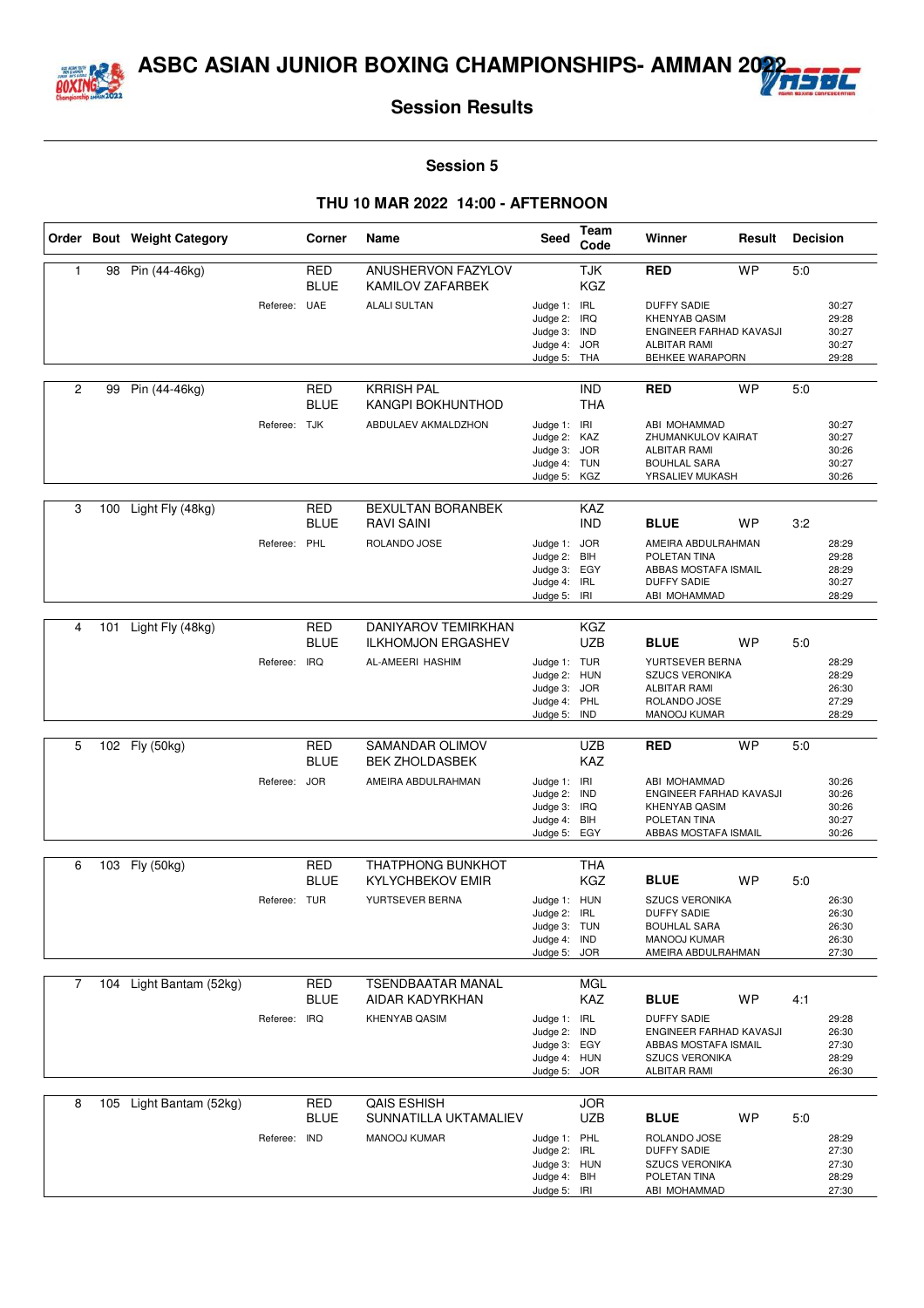# ASBC ASIAN JUNIOR BOXING CHAMPIONSHIPS- AMMAN 2022

## Session Results

### Session 5

### THU 10 MAR 2022 14:00 - AFTERNOON

| Order | Bout | Weight Category | Corner | Name | Seed | Team Code | Winner | Result | Decision |
|---|---|---|---|---|---|---|---|---|---|
| 1 | 98 | Pin (44-46kg) | RED | ANUSHERVON FAZYLOV | | TJK | **RED** | WP | 5:0 |
| | | | BLUE | KAMILOV ZAFARBEK | | KGZ | | | |
| | | Referee: | UAE | ALALI SULTAN | Judge 1: | IRL | DUFFY SADIE | | 30:27 |
| | | | | | Judge 2: | IRQ | KHENYAB QASIM | | 29:28 |
| | | | | | Judge 3: | IND | ENGINEER FARHAD KAVASJI | | 30:27 |
| | | | | | Judge 4: | JOR | ALBITAR RAMI | | 30:27 |
| | | | | | Judge 5: | THA | BEHKEE WARAPORN | | 29:28 |
| 2 | 99 | Pin (44-46kg) | RED | KRRISH PAL | | IND | **RED** | WP | 5:0 |
| | | | BLUE | KANGPI BOKHUNTHOD | | THA | | | |
| | | Referee: | TJK | ABDULAEV AKMALDZHON | Judge 1: | IRI | ABI MOHAMMAD | | 30:27 |
| | | | | | Judge 2: | KAZ | ZHUMANKULOV KAIRAT | | 30:27 |
| | | | | | Judge 3: | JOR | ALBITAR RAMI | | 30:26 |
| | | | | | Judge 4: | TUN | BOUHLAL SARA | | 30:27 |
| | | | | | Judge 5: | KGZ | YRSALIEV MUKASH | | 30:26 |
| 3 | 100 | Light Fly (48kg) | RED | BEXULTAN BORANBEK | | KAZ | | | |
| | | | BLUE | RAVI SAINI | | IND | **BLUE** | WP | 3:2 |
| | | Referee: | PHL | ROLANDO JOSE | Judge 1: | JOR | AMEIRA ABDULRAHMAN | | 28:29 |
| | | | | | Judge 2: | BIH | POLETAN TINA | | 29:28 |
| | | | | | Judge 3: | EGY | ABBAS MOSTAFA ISMAIL | | 28:29 |
| | | | | | Judge 4: | IRL | DUFFY SADIE | | 30:27 |
| | | | | | Judge 5: | IRI | ABI MOHAMMAD | | 28:29 |
| 4 | 101 | Light Fly (48kg) | RED | DANIYAROV TEMIRKHAN | | KGZ | | | |
| | | | BLUE | ILKHOMJON ERGASHEV | | UZB | **BLUE** | WP | 5:0 |
| | | Referee: | IRQ | AL-AMEERI HASHIM | Judge 1: | TUR | YURTSEVER BERNA | | 28:29 |
| | | | | | Judge 2: | HUN | SZUCS VERONIKA | | 28:29 |
| | | | | | Judge 3: | JOR | ALBITAR RAMI | | 26:30 |
| | | | | | Judge 4: | PHL | ROLANDO JOSE | | 27:29 |
| | | | | | Judge 5: | IND | MANOOJ KUMAR | | 28:29 |
| 5 | 102 | Fly (50kg) | RED | SAMANDAR OLIMOV | | UZB | **RED** | WP | 5:0 |
| | | | BLUE | BEK ZHOLDASBEK | | KAZ | | | |
| | | Referee: | JOR | AMEIRA ABDULRAHMAN | Judge 1: | IRI | ABI MOHAMMAD | | 30:26 |
| | | | | | Judge 2: | IND | ENGINEER FARHAD KAVASJI | | 30:26 |
| | | | | | Judge 3: | IRQ | KHENYAB QASIM | | 30:26 |
| | | | | | Judge 4: | BIH | POLETAN TINA | | 30:27 |
| | | | | | Judge 5: | EGY | ABBAS MOSTAFA ISMAIL | | 30:26 |
| 6 | 103 | Fly (50kg) | RED | THATPHONG BUNKHOT | | THA | | | |
| | | | BLUE | KYLYCHBEKOV EMIR | | KGZ | **BLUE** | WP | 5:0 |
| | | Referee: | TUR | YURTSEVER BERNA | Judge 1: | HUN | SZUCS VERONIKA | | 26:30 |
| | | | | | Judge 2: | IRL | DUFFY SADIE | | 26:30 |
| | | | | | Judge 3: | TUN | BOUHLAL SARA | | 26:30 |
| | | | | | Judge 4: | IND | MANOOJ KUMAR | | 26:30 |
| | | | | | Judge 5: | JOR | AMEIRA ABDULRAHMAN | | 27:30 |
| 7 | 104 | Light Bantam (52kg) | RED | TSENDBAATAR MANAL | | MGL | | | |
| | | | BLUE | AIDAR KADYRKHAN | | KAZ | **BLUE** | WP | 4:1 |
| | | Referee: | IRQ | KHENYAB QASIM | Judge 1: | IRL | DUFFY SADIE | | 29:28 |
| | | | | | Judge 2: | IND | ENGINEER FARHAD KAVASJI | | 26:30 |
| | | | | | Judge 3: | EGY | ABBAS MOSTAFA ISMAIL | | 27:30 |
| | | | | | Judge 4: | HUN | SZUCS VERONIKA | | 28:29 |
| | | | | | Judge 5: | JOR | ALBITAR RAMI | | 26:30 |
| 8 | 105 | Light Bantam (52kg) | RED | QAIS ESHISH | | JOR | | | |
| | | | BLUE | SUNNATILLA UKTAMALIEV | | UZB | **BLUE** | WP | 5:0 |
| | | Referee: | IND | MANOOJ KUMAR | Judge 1: | PHL | ROLANDO JOSE | | 28:29 |
| | | | | | Judge 2: | IRL | DUFFY SADIE | | 27:30 |
| | | | | | Judge 3: | HUN | SZUCS VERONIKA | | 27:30 |
| | | | | | Judge 4: | BIH | POLETAN TINA | | 28:29 |
| | | | | | Judge 5: | IRI | ABI MOHAMMAD | | 27:30 |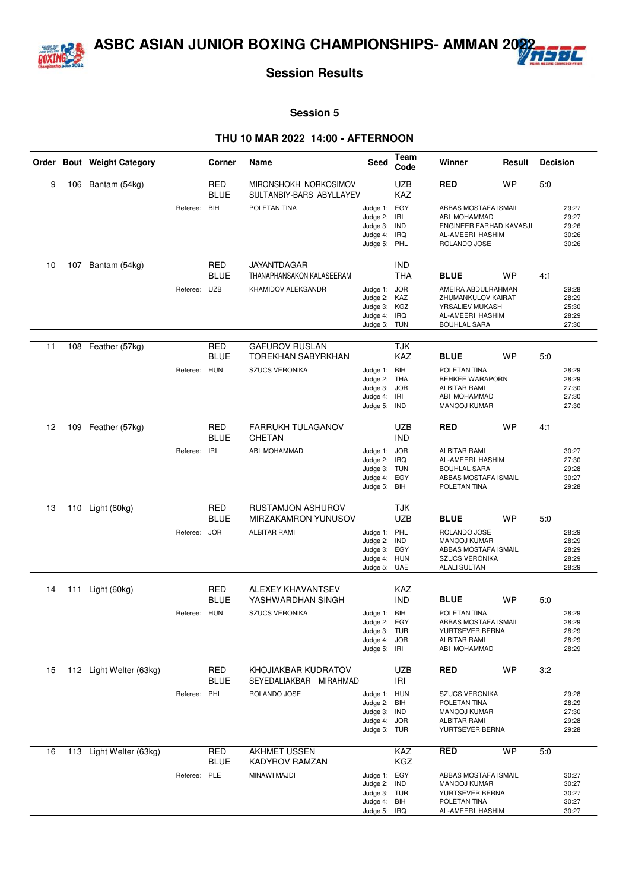# ASBC ASIAN JUNIOR BOXING CHAMPIONSHIPS- AMMAN 2022

## Session Results

### Session 5

### THU 10 MAR 2022 14:00 - AFTERNOON

| Order | Bout | Weight Category | Corner | Name | Seed | Team Code | Winner | Result | Decision |
|---|---|---|---|---|---|---|---|---|---|
| 9 | 106 | Bantam (54kg) | RED | MIRONSHOKH NORKOSIMOV | | UZB | **RED** | WP | 5:0 |
| | | | BLUE | SULTANBIY-BARS ABYLLAYEV | | KAZ | | | |
| | | Referee: | BIH | POLETAN TINA | Judge 1: | EGY | ABBAS MOSTAFA ISMAIL | | 29:27 |
| | | | | | Judge 2: | IRI | ABI MOHAMMAD | | 29:27 |
| | | | | | Judge 3: | IND | ENGINEER FARHAD KAVASJI | | 29:26 |
| | | | | | Judge 4: | IRQ | AL-AMEERI HASHIM | | 30:26 |
| | | | | | Judge 5: | PHL | ROLANDO JOSE | | 30:26 |
| 10 | 107 | Bantam (54kg) | RED | JAYANTDAGAR | | IND | | | |
| | | | BLUE | THANAPHANSAKON KALASEERAM | | THA | **BLUE** | WP | 4:1 |
| | | Referee: | UZB | KHAMIDOV ALEKSANDR | Judge 1: | JOR | AMEIRA ABDULRAHMAN | | 29:28 |
| | | | | | Judge 2: | KAZ | ZHUMANKULOV KAIRAT | | 28:29 |
| | | | | | Judge 3: | KGZ | YRSALIEV MUKASH | | 25:30 |
| | | | | | Judge 4: | IRQ | AL-AMEERI HASHIM | | 28:29 |
| | | | | | Judge 5: | TUN | BOUHLAL SARA | | 27:30 |
| 11 | 108 | Feather (57kg) | RED | GAFUROV RUSLAN | | TJK | | | |
| | | | BLUE | TOREKHAN SABYRKHAN | | KAZ | **BLUE** | WP | 5:0 |
| | | Referee: | HUN | SZUCS VERONIKA | Judge 1: | BIH | POLETAN TINA | | 28:29 |
| | | | | | Judge 2: | THA | BEHKEE WARAPORN | | 28:29 |
| | | | | | Judge 3: | JOR | ALBITAR RAMI | | 27:30 |
| | | | | | Judge 4: | IRI | ABI MOHAMMAD | | 27:30 |
| | | | | | Judge 5: | IND | MANOOJ KUMAR | | 27:30 |
| 12 | 109 | Feather (57kg) | RED | FARRUKH TULAGANOV | | UZB | **RED** | WP | 4:1 |
| | | | BLUE | CHETAN | | IND | | | |
| | | Referee: | IRI | ABI MOHAMMAD | Judge 1: | JOR | ALBITAR RAMI | | 30:27 |
| | | | | | Judge 2: | IRQ | AL-AMEERI HASHIM | | 27:30 |
| | | | | | Judge 3: | TUN | BOUHLAL SARA | | 29:28 |
| | | | | | Judge 4: | EGY | ABBAS MOSTAFA ISMAIL | | 30:27 |
| | | | | | Judge 5: | BIH | POLETAN TINA | | 29:28 |
| 13 | 110 | Light (60kg) | RED | RUSTAMJON ASHUROV | | TJK | | | |
| | | | BLUE | MIRZAKAMRON YUNUSOV | | UZB | **BLUE** | WP | 5:0 |
| | | Referee: | JOR | ALBITAR RAMI | Judge 1: | PHL | ROLANDO JOSE | | 28:29 |
| | | | | | Judge 2: | IND | MANOOJ KUMAR | | 28:29 |
| | | | | | Judge 3: | EGY | ABBAS MOSTAFA ISMAIL | | 28:29 |
| | | | | | Judge 4: | HUN | SZUCS VERONIKA | | 28:29 |
| | | | | | Judge 5: | UAE | ALALI SULTAN | | 28:29 |
| 14 | 111 | Light (60kg) | RED | ALEXEY KHAVANTSEV | | KAZ | | | |
| | | | BLUE | YASHWARDHAN SINGH | | IND | **BLUE** | WP | 5:0 |
| | | Referee: | HUN | SZUCS VERONIKA | Judge 1: | BIH | POLETAN TINA | | 28:29 |
| | | | | | Judge 2: | EGY | ABBAS MOSTAFA ISMAIL | | 28:29 |
| | | | | | Judge 3: | TUR | YURTSEVER BERNA | | 28:29 |
| | | | | | Judge 4: | JOR | ALBITAR RAMI | | 28:29 |
| | | | | | Judge 5: | IRI | ABI MOHAMMAD | | 28:29 |
| 15 | 112 | Light Welter (63kg) | RED | KHOJIAKBAR KUDRATOV | | UZB | **RED** | WP | 3:2 |
| | | | BLUE | SEYEDALIAKBAR MIRAHMAD | | IRI | | | |
| | | Referee: | PHL | ROLANDO JOSE | Judge 1: | HUN | SZUCS VERONIKA | | 29:28 |
| | | | | | Judge 2: | BIH | POLETAN TINA | | 28:29 |
| | | | | | Judge 3: | IND | MANOOJ KUMAR | | 27:30 |
| | | | | | Judge 4: | JOR | ALBITAR RAMI | | 29:28 |
| | | | | | Judge 5: | TUR | YURTSEVER BERNA | | 29:28 |
| 16 | 113 | Light Welter (63kg) | RED | AKHMET USSEN | | KAZ | **RED** | WP | 5:0 |
| | | | BLUE | KADYROV RAMZAN | | KGZ | | | |
| | | Referee: | PLE | MINAWI MAJDI | Judge 1: | EGY | ABBAS MOSTAFA ISMAIL | | 30:27 |
| | | | | | Judge 2: | IND | MANOOJ KUMAR | | 30:27 |
| | | | | | Judge 3: | TUR | YURTSEVER BERNA | | 30:27 |
| | | | | | Judge 4: | BIH | POLETAN TINA | | 30:27 |
| | | | | | Judge 5: | IRQ | AL-AMEERI HASHIM | | 30:27 |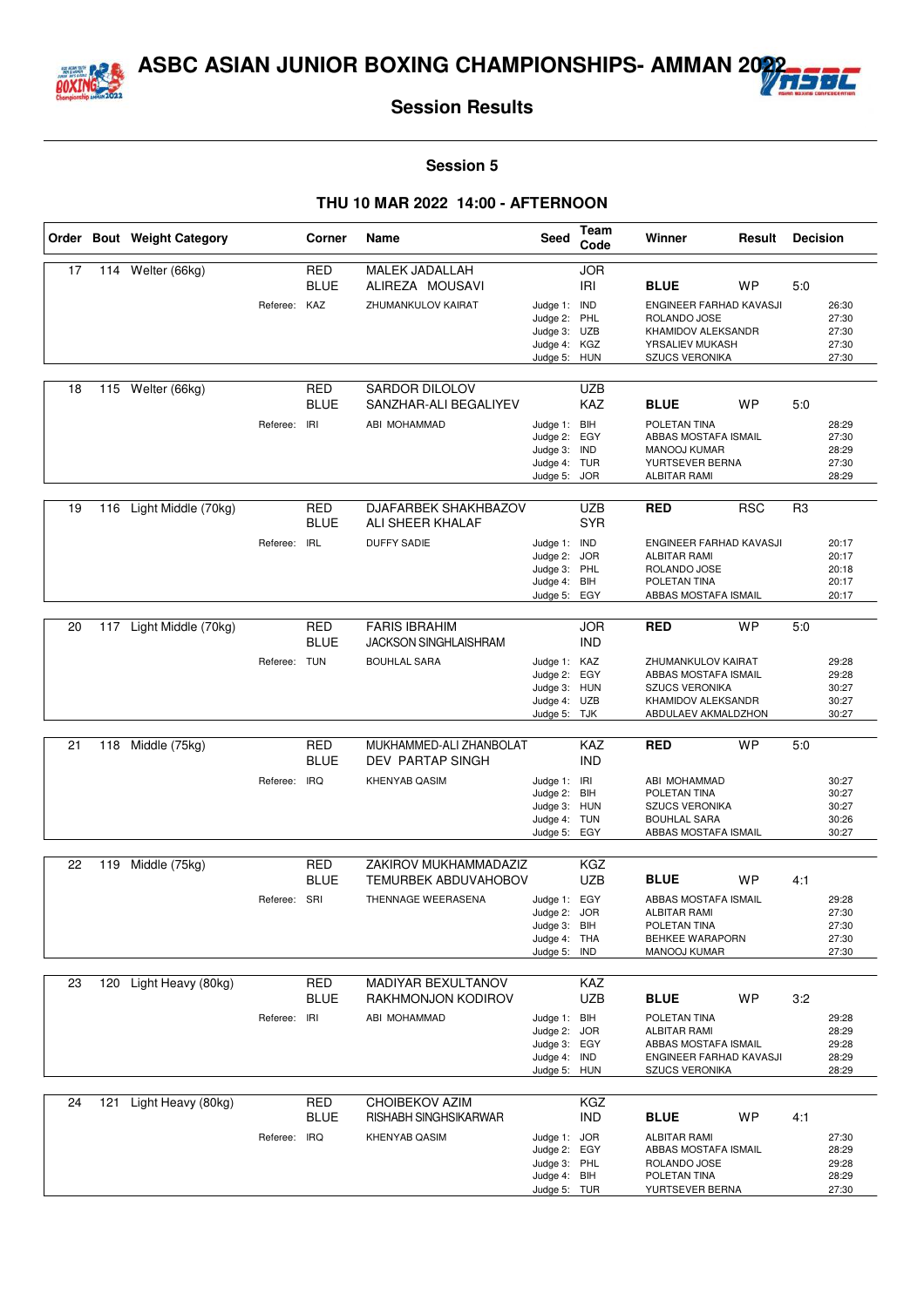# ASBC ASIAN JUNIOR BOXING CHAMPIONSHIPS- AMMAN 2022

## Session Results

### Session 5

### THU 10 MAR 2022 14:00 - AFTERNOON

| Order | Bout | Weight Category | Corner | Name | Seed | Team Code | Winner | Result | Decision |
|---|---|---|---|---|---|---|---|---|---|
| 17 | 114 | Welter (66kg) | RED | MALEK JADALLAH | | JOR | | | |
| | | | BLUE | ALIREZA MOUSAVI | | IRI | **BLUE** | WP | 5:0 |
| | | Referee: | KAZ | ZHUMANKULOV KAIRAT | Judge 1: | IND | ENGINEER FARHAD KAVASJI | | 26:30 |
| | | | | | Judge 2: | PHL | ROLANDO JOSE | | 27:30 |
| | | | | | Judge 3: | UZB | KHAMIDOV ALEKSANDR | | 27:30 |
| | | | | | Judge 4: | KGZ | YRSALIEV MUKASH | | 27:30 |
| | | | | | Judge 5: | HUN | SZUCS VERONIKA | | 27:30 |
| 18 | 115 | Welter (66kg) | RED | SARDOR DILOLOV | | UZB | | | |
| | | | BLUE | SANZHAR-ALI BEGALIYEV | | KAZ | **BLUE** | WP | 5:0 |
| | | Referee: | IRI | ABI MOHAMMAD | Judge 1: | BIH | POLETAN TINA | | 28:29 |
| | | | | | Judge 2: | EGY | ABBAS MOSTAFA ISMAIL | | 27:30 |
| | | | | | Judge 3: | IND | MANOOJ KUMAR | | 28:29 |
| | | | | | Judge 4: | TUR | YURTSEVER BERNA | | 27:30 |
| | | | | | Judge 5: | JOR | ALBITAR RAMI | | 28:29 |
| 19 | 116 | Light Middle (70kg) | RED | DJAFARBEK SHAKHBAZOV | | UZB | **RED** | RSC | R3 |
| | | | BLUE | ALI SHEER KHALAF | | SYR | | | |
| | | Referee: | IRL | DUFFY SADIE | Judge 1: | IND | ENGINEER FARHAD KAVASJI | | 20:17 |
| | | | | | Judge 2: | JOR | ALBITAR RAMI | | 20:17 |
| | | | | | Judge 3: | PHL | ROLANDO JOSE | | 20:18 |
| | | | | | Judge 4: | BIH | POLETAN TINA | | 20:17 |
| | | | | | Judge 5: | EGY | ABBAS MOSTAFA ISMAIL | | 20:17 |
| 20 | 117 | Light Middle (70kg) | RED | FARIS IBRAHIM | | JOR | **RED** | WP | 5:0 |
| | | | BLUE | JACKSON SINGHLAISHRAM | | IND | | | |
| | | Referee: | TUN | BOUHLAL SARA | Judge 1: | KAZ | ZHUMANKULOV KAIRAT | | 29:28 |
| | | | | | Judge 2: | EGY | ABBAS MOSTAFA ISMAIL | | 29:28 |
| | | | | | Judge 3: | HUN | SZUCS VERONIKA | | 30:27 |
| | | | | | Judge 4: | UZB | KHAMIDOV ALEKSANDR | | 30:27 |
| | | | | | Judge 5: | TJK | ABDULAEV AKMALDZHON | | 30:27 |
| 21 | 118 | Middle (75kg) | RED | MUKHAMMED-ALI ZHANBOLAT | | KAZ | **RED** | WP | 5:0 |
| | | | BLUE | DEV PARTAP SINGH | | IND | | | |
| | | Referee: | IRQ | KHENYAB QASIM | Judge 1: | IRI | ABI MOHAMMAD | | 30:27 |
| | | | | | Judge 2: | BIH | POLETAN TINA | | 30:27 |
| | | | | | Judge 3: | HUN | SZUCS VERONIKA | | 30:27 |
| | | | | | Judge 4: | TUN | BOUHLAL SARA | | 30:26 |
| | | | | | Judge 5: | EGY | ABBAS MOSTAFA ISMAIL | | 30:27 |
| 22 | 119 | Middle (75kg) | RED | ZAKIROV MUKHAMMADAZIZ | | KGZ | | | |
| | | | BLUE | TEMURBEK ABDUVAHOBOV | | UZB | **BLUE** | WP | 4:1 |
| | | Referee: | SRI | THENNAGE WEERASENA | Judge 1: | EGY | ABBAS MOSTAFA ISMAIL | | 29:28 |
| | | | | | Judge 2: | JOR | ALBITAR RAMI | | 27:30 |
| | | | | | Judge 3: | BIH | POLETAN TINA | | 27:30 |
| | | | | | Judge 4: | THA | BEHKEE WARAPORN | | 27:30 |
| | | | | | Judge 5: | IND | MANOOJ KUMAR | | 27:30 |
| 23 | 120 | Light Heavy (80kg) | RED | MADIYAR BEXULTANOV | | KAZ | | | |
| | | | BLUE | RAKHMONJON KODIROV | | UZB | **BLUE** | WP | 3:2 |
| | | Referee: | IRI | ABI MOHAMMAD | Judge 1: | BIH | POLETAN TINA | | 29:28 |
| | | | | | Judge 2: | JOR | ALBITAR RAMI | | 28:29 |
| | | | | | Judge 3: | EGY | ABBAS MOSTAFA ISMAIL | | 29:28 |
| | | | | | Judge 4: | IND | ENGINEER FARHAD KAVASJI | | 28:29 |
| | | | | | Judge 5: | HUN | SZUCS VERONIKA | | 28:29 |
| 24 | 121 | Light Heavy (80kg) | RED | CHOIBEKOV AZIM | | KGZ | | | |
| | | | BLUE | RISHABH SINGHSIKARWAR | | IND | **BLUE** | WP | 4:1 |
| | | Referee: | IRQ | KHENYAB QASIM | Judge 1: | JOR | ALBITAR RAMI | | 27:30 |
| | | | | | Judge 2: | EGY | ABBAS MOSTAFA ISMAIL | | 28:29 |
| | | | | | Judge 3: | PHL | ROLANDO JOSE | | 29:28 |
| | | | | | Judge 4: | BIH | POLETAN TINA | | 28:29 |
| | | | | | Judge 5: | TUR | YURTSEVER BERNA | | 27:30 |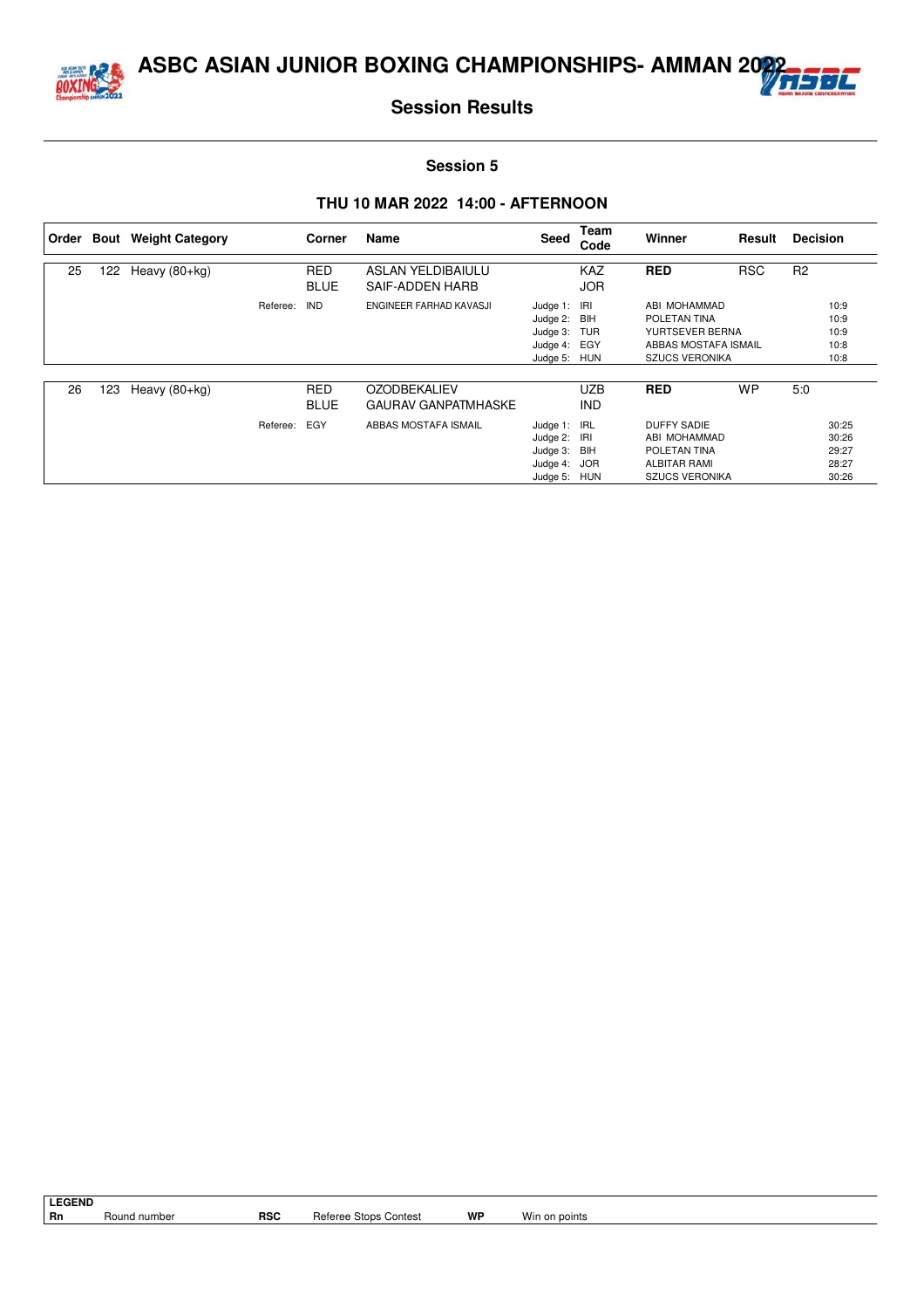# ASBC ASIAN JUNIOR BOXING CHAMPIONSHIPS- AMMAN 2022

## Session Results

### Session 5

### THU 10 MAR 2022 14:00 - AFTERNOON

| Order | Bout | Weight Category | | Corner | Name | Seed | Team Code | Winner | Result | Decision |
|---|---|---|---|---|---|---|---|---|---|---|
| 25 | 122 | Heavy (80+kg) | | RED | ASLAN YELDIBAIULU | | KAZ | **RED** | RSC | R2 |
| | | | | BLUE | SAIF-ADDEN HARB | | JOR | | | |
| | | | Referee: | IND | ENGINEER FARHAD KAVASJI | Judge 1: | IRI | ABI MOHAMMAD | | 10:9 |
| | | | | | | Judge 2: | BIH | POLETAN TINA | | 10:9 |
| | | | | | | Judge 3: | TUR | YURTSEVER BERNA | | 10:9 |
| | | | | | | Judge 4: | EGY | ABBAS MOSTAFA ISMAIL | | 10:8 |
| | | | | | | Judge 5: | HUN | SZUCS VERONIKA | | 10:8 |
| 26 | 123 | Heavy (80+kg) | | RED | OZODBEKALIEV | | UZB | **RED** | WP | 5:0 |
| | | | | BLUE | GAURAV GANPATMHASKE | | IND | | | |
| | | | Referee: | EGY | ABBAS MOSTAFA ISMAIL | Judge 1: | IRL | DUFFY SADIE | | 30:25 |
| | | | | | | Judge 2: | IRI | ABI MOHAMMAD | | 30:26 |
| | | | | | | Judge 3: | BIH | POLETAN TINA | | 29:27 |
| | | | | | | Judge 4: | JOR | ALBITAR RAMI | | 28:27 |
| | | | | | | Judge 5: | HUN | SZUCS VERONIKA | | 30:26 |

**LEGEND**

| | | | | | |
|---|---|---|---|---|---|
| **Rn** | Round number | **RSC** | Referee Stops Contest | **WP** | Win on points |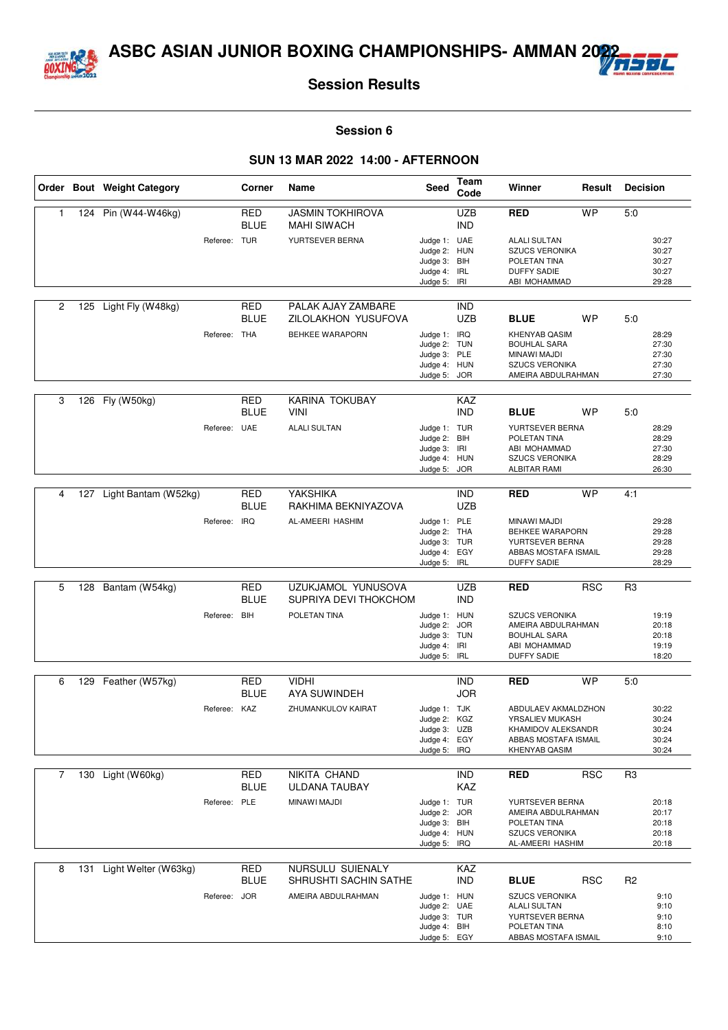# ASBC ASIAN JUNIOR BOXING CHAMPIONSHIPS- AMMAN 2022

## Session Results

### Session 6

### SUN 13 MAR 2022 14:00 - AFTERNOON

| Order | Bout | Weight Category | Corner | Name | Seed | Team Code | Winner | Result | Decision |
|---|---|---|---|---|---|---|---|---|---|
| 1 | 124 | Pin (W44-W46kg) | RED | JASMIN TOKHIROVA | | UZB | **RED** | WP | 5:0 |
| | | | BLUE | MAHI SIWACH | | IND | | | |
| | | Referee: | TUR | YURTSEVER BERNA | Judge 1: | UAE | ALALI SULTAN | | 30:27 |
| | | | | | Judge 2: | HUN | SZUCS VERONIKA | | 30:27 |
| | | | | | Judge 3: | BIH | POLETAN TINA | | 30:27 |
| | | | | | Judge 4: | IRL | DUFFY SADIE | | 30:27 |
| | | | | | Judge 5: | IRI | ABI MOHAMMAD | | 29:28 |
| 2 | 125 | Light Fly (W48kg) | RED | PALAK AJAY ZAMBARE | | IND | | | |
| | | | BLUE | ZILOLAKHON YUSUFOVA | | UZB | **BLUE** | WP | 5:0 |
| | | Referee: | THA | BEHKEE WARAPORN | Judge 1: | IRQ | KHENYAB QASIM | | 28:29 |
| | | | | | Judge 2: | TUN | BOUHLAL SARA | | 27:30 |
| | | | | | Judge 3: | PLE | MINAWI MAJDI | | 27:30 |
| | | | | | Judge 4: | HUN | SZUCS VERONIKA | | 27:30 |
| | | | | | Judge 5: | JOR | AMEIRA ABDULRAHMAN | | 27:30 |
| 3 | 126 | Fly (W50kg) | RED | KARINA TOKUBAY | | KAZ | | | |
| | | | BLUE | VINI | | IND | **BLUE** | WP | 5:0 |
| | | Referee: | UAE | ALALI SULTAN | Judge 1: | TUR | YURTSEVER BERNA | | 28:29 |
| | | | | | Judge 2: | BIH | POLETAN TINA | | 28:29 |
| | | | | | Judge 3: | IRI | ABI MOHAMMAD | | 27:30 |
| | | | | | Judge 4: | HUN | SZUCS VERONIKA | | 28:29 |
| | | | | | Judge 5: | JOR | ALBITAR RAMI | | 26:30 |
| 4 | 127 | Light Bantam (W52kg) | RED | YAKSHIKA | | IND | **RED** | WP | 4:1 |
| | | | BLUE | RAKHIMA BEKNIYAZOVA | | UZB | | | |
| | | Referee: | IRQ | AL-AMEERI HASHIM | Judge 1: | PLE | MINAWI MAJDI | | 29:28 |
| | | | | | Judge 2: | THA | BEHKEE WARAPORN | | 29:28 |
| | | | | | Judge 3: | TUR | YURTSEVER BERNA | | 29:28 |
| | | | | | Judge 4: | EGY | ABBAS MOSTAFA ISMAIL | | 29:28 |
| | | | | | Judge 5: | IRL | DUFFY SADIE | | 28:29 |
| 5 | 128 | Bantam (W54kg) | RED | UZUKJAMOL YUNUSOVA | | UZB | **RED** | RSC | R3 |
| | | | BLUE | SUPRIYA DEVI THOKCHOM | | IND | | | |
| | | Referee: | BIH | POLETAN TINA | Judge 1: | HUN | SZUCS VERONIKA | | 19:19 |
| | | | | | Judge 2: | JOR | AMEIRA ABDULRAHMAN | | 20:18 |
| | | | | | Judge 3: | TUN | BOUHLAL SARA | | 20:18 |
| | | | | | Judge 4: | IRI | ABI MOHAMMAD | | 19:19 |
| | | | | | Judge 5: | IRL | DUFFY SADIE | | 18:20 |
| 6 | 129 | Feather (W57kg) | RED | VIDHI | | IND | **RED** | WP | 5:0 |
| | | | BLUE | AYA SUWINDEH | | JOR | | | |
| | | Referee: | KAZ | ZHUMANKULOV KAIRAT | Judge 1: | TJK | ABDULAEV AKMALDZHON | | 30:22 |
| | | | | | Judge 2: | KGZ | YRSALIEV MUKASH | | 30:24 |
| | | | | | Judge 3: | UZB | KHAMIDOV ALEKSANDR | | 30:24 |
| | | | | | Judge 4: | EGY | ABBAS MOSTAFA ISMAIL | | 30:24 |
| | | | | | Judge 5: | IRQ | KHENYAB QASIM | | 30:24 |
| 7 | 130 | Light (W60kg) | RED | NIKITA CHAND | | IND | **RED** | RSC | R3 |
| | | | BLUE | ULDANA TAUBAY | | KAZ | | | |
| | | Referee: | PLE | MINAWI MAJDI | Judge 1: | TUR | YURTSEVER BERNA | | 20:18 |
| | | | | | Judge 2: | JOR | AMEIRA ABDULRAHMAN | | 20:17 |
| | | | | | Judge 3: | BIH | POLETAN TINA | | 20:18 |
| | | | | | Judge 4: | HUN | SZUCS VERONIKA | | 20:18 |
| | | | | | Judge 5: | IRQ | AL-AMEERI HASHIM | | 20:18 |
| 8 | 131 | Light Welter (W63kg) | RED | NURSULU SUIENALY | | KAZ | | | |
| | | | BLUE | SHRUSHTI SACHIN SATHE | | IND | **BLUE** | RSC | R2 |
| | | Referee: | JOR | AMEIRA ABDULRAHMAN | Judge 1: | HUN | SZUCS VERONIKA | | 9:10 |
| | | | | | Judge 2: | UAE | ALALI SULTAN | | 9:10 |
| | | | | | Judge 3: | TUR | YURTSEVER BERNA | | 9:10 |
| | | | | | Judge 4: | BIH | POLETAN TINA | | 8:10 |
| | | | | | Judge 5: | EGY | ABBAS MOSTAFA ISMAIL | | 9:10 |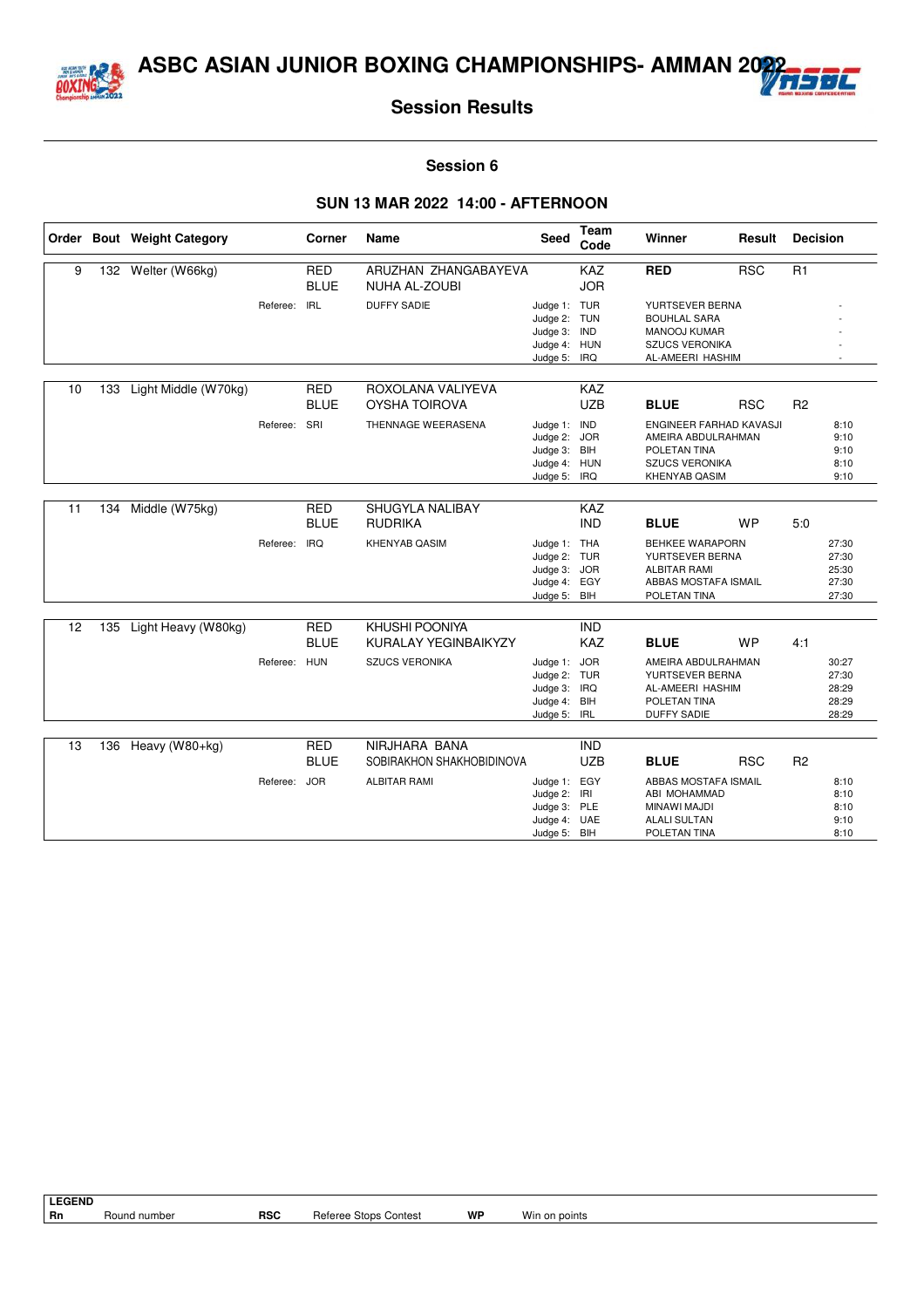# ASBC ASIAN JUNIOR BOXING CHAMPIONSHIPS- AMMAN 2022

## Session Results

### Session 6

### SUN 13 MAR 2022 14:00 - AFTERNOON

| Order | Bout | Weight Category | Corner | Name | Seed | Team Code | Winner | Result | Decision |
|---|---|---|---|---|---|---|---|---|---|
| 9 | 132 | Welter (W66kg) | RED | ARUZHAN ZHANGABAYEVA | | KAZ | **RED** | RSC | R1 |
| | | | BLUE | NUHA AL-ZOUBI | | JOR | | | |
| | | Referee: | IRL | DUFFY SADIE | Judge 1: | TUR | YURTSEVER BERNA | | - |
| | | | | | Judge 2: | TUN | BOUHLAL SARA | | - |
| | | | | | Judge 3: | IND | MANOOJ KUMAR | | - |
| | | | | | Judge 4: | HUN | SZUCS VERONIKA | | - |
| | | | | | Judge 5: | IRQ | AL-AMEERI HASHIM | | - |
| 10 | 133 | Light Middle (W70kg) | RED | ROXOLANA VALIYEVA | | KAZ | | | |
| | | | BLUE | OYSHA TOIROVA | | UZB | **BLUE** | RSC | R2 |
| | | Referee: | SRI | THENNAGE WEERASENA | Judge 1: | IND | ENGINEER FARHAD KAVASJI | | 8:10 |
| | | | | | Judge 2: | JOR | AMEIRA ABDULRAHMAN | | 9:10 |
| | | | | | Judge 3: | BIH | POLETAN TINA | | 9:10 |
| | | | | | Judge 4: | HUN | SZUCS VERONIKA | | 8:10 |
| | | | | | Judge 5: | IRQ | KHENYAB QASIM | | 9:10 |
| 11 | 134 | Middle (W75kg) | RED | SHUGYLA NALIBAY | | KAZ | | | |
| | | | BLUE | RUDRIKA | | IND | **BLUE** | WP | 5:0 |
| | | Referee: | IRQ | KHENYAB QASIM | Judge 1: | THA | BEHKEE WARAPORN | | 27:30 |
| | | | | | Judge 2: | TUR | YURTSEVER BERNA | | 27:30 |
| | | | | | Judge 3: | JOR | ALBITAR RAMI | | 25:30 |
| | | | | | Judge 4: | EGY | ABBAS MOSTAFA ISMAIL | | 27:30 |
| | | | | | Judge 5: | BIH | POLETAN TINA | | 27:30 |
| 12 | 135 | Light Heavy (W80kg) | RED | KHUSHI POONIYA | | IND | | | |
| | | | BLUE | KURALAY YEGINBAIKYZY | | KAZ | **BLUE** | WP | 4:1 |
| | | Referee: | HUN | SZUCS VERONIKA | Judge 1: | JOR | AMEIRA ABDULRAHMAN | | 30:27 |
| | | | | | Judge 2: | TUR | YURTSEVER BERNA | | 27:30 |
| | | | | | Judge 3: | IRQ | AL-AMEERI HASHIM | | 28:29 |
| | | | | | Judge 4: | BIH | POLETAN TINA | | 28:29 |
| | | | | | Judge 5: | IRL | DUFFY SADIE | | 28:29 |
| 13 | 136 | Heavy (W80+kg) | RED | NIRJHARA BANA | | IND | | | |
| | | | BLUE | SOBIRAKHON SHAKHOBIDINOVA | | UZB | **BLUE** | RSC | R2 |
| | | Referee: | JOR | ALBITAR RAMI | Judge 1: | EGY | ABBAS MOSTAFA ISMAIL | | 8:10 |
| | | | | | Judge 2: | IRI | ABI MOHAMMAD | | 8:10 |
| | | | | | Judge 3: | PLE | MINAWI MAJDI | | 8:10 |
| | | | | | Judge 4: | UAE | ALALI SULTAN | | 9:10 |
| | | | | | Judge 5: | BIH | POLETAN TINA | | 8:10 |

**LEGEND**

| | | | | | |
|---|---|---|---|---|---|
| **Rn** | Round number | **RSC** | Referee Stops Contest | **WP** | Win on points |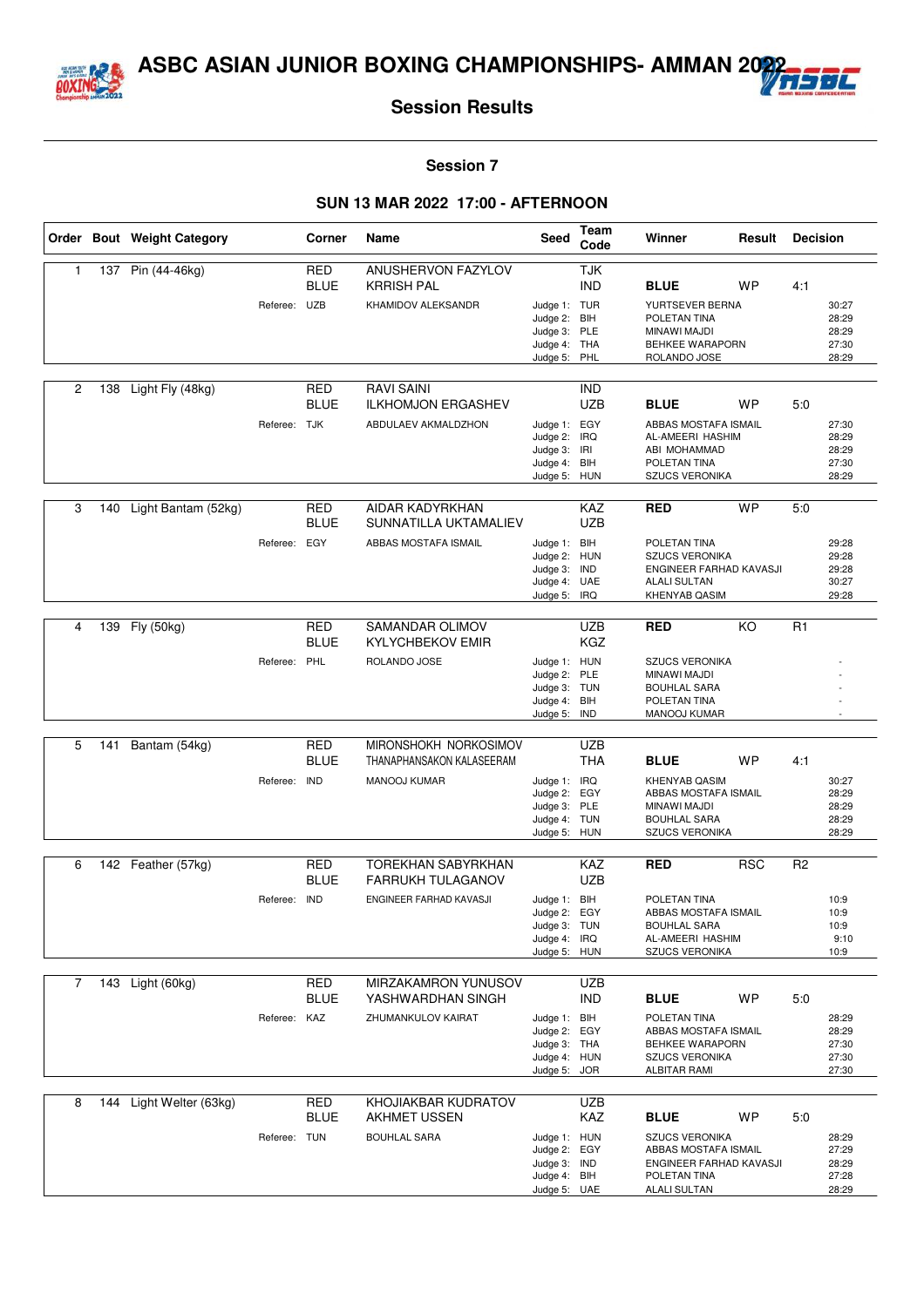# ASBC ASIAN JUNIOR BOXING CHAMPIONSHIPS- AMMAN 2022

## Session Results

### Session 7

### SUN 13 MAR 2022 17:00 - AFTERNOON

| Order | Bout | Weight Category | Corner | Name | Seed | Team Code | Winner | Result | Decision |
|---|---|---|---|---|---|---|---|---|---|
| 1 | 137 | Pin (44-46kg) | RED | ANUSHERVON FAZYLOV | | TJK | | | |
| | | | BLUE | KRRISH PAL | | IND | **BLUE** | WP | 4:1 |
| | | Referee: | UZB | KHAMIDOV ALEKSANDR | Judge 1: | TUR | YURTSEVER BERNA | | 30:27 |
| | | | | | Judge 2: | BIH | POLETAN TINA | | 28:29 |
| | | | | | Judge 3: | PLE | MINAWI MAJDI | | 28:29 |
| | | | | | Judge 4: | THA | BEHKEE WARAPORN | | 27:30 |
| | | | | | Judge 5: | PHL | ROLANDO JOSE | | 28:29 |
| 2 | 138 | Light Fly (48kg) | RED | RAVI SAINI | | IND | | | |
| | | | BLUE | ILKHOMJON ERGASHEV | | UZB | **BLUE** | WP | 5:0 |
| | | Referee: | TJK | ABDULAEV AKMALDZHON | Judge 1: | EGY | ABBAS MOSTAFA ISMAIL | | 27:30 |
| | | | | | Judge 2: | IRQ | AL-AMEERI HASHIM | | 28:29 |
| | | | | | Judge 3: | IRI | ABI MOHAMMAD | | 28:29 |
| | | | | | Judge 4: | BIH | POLETAN TINA | | 27:30 |
| | | | | | Judge 5: | HUN | SZUCS VERONIKA | | 28:29 |
| 3 | 140 | Light Bantam (52kg) | RED | AIDAR KADYRKHAN | | KAZ | **RED** | WP | 5:0 |
| | | | BLUE | SUNNATILLA UKTAMALIEV | | UZB | | | |
| | | Referee: | EGY | ABBAS MOSTAFA ISMAIL | Judge 1: | BIH | POLETAN TINA | | 29:28 |
| | | | | | Judge 2: | HUN | SZUCS VERONIKA | | 29:28 |
| | | | | | Judge 3: | IND | ENGINEER FARHAD KAVASJI | | 29:28 |
| | | | | | Judge 4: | UAE | ALALI SULTAN | | 30:27 |
| | | | | | Judge 5: | IRQ | KHENYAB QASIM | | 29:28 |
| 4 | 139 | Fly (50kg) | RED | SAMANDAR OLIMOV | | UZB | **RED** | KO | R1 |
| | | | BLUE | KYLYCHBEKOV EMIR | | KGZ | | | |
| | | Referee: | PHL | ROLANDO JOSE | Judge 1: | HUN | SZUCS VERONIKA | | - |
| | | | | | Judge 2: | PLE | MINAWI MAJDI | | - |
| | | | | | Judge 3: | TUN | BOUHLAL SARA | | - |
| | | | | | Judge 4: | BIH | POLETAN TINA | | - |
| | | | | | Judge 5: | IND | MANOOJ KUMAR | | - |
| 5 | 141 | Bantam (54kg) | RED | MIRONSHOKH NORKOSIMOV | | UZB | | | |
| | | | BLUE | THANAPHANSAKON KALASEERAM | | THA | **BLUE** | WP | 4:1 |
| | | Referee: | IND | MANOOJ KUMAR | Judge 1: | IRQ | KHENYAB QASIM | | 30:27 |
| | | | | | Judge 2: | EGY | ABBAS MOSTAFA ISMAIL | | 28:29 |
| | | | | | Judge 3: | PLE | MINAWI MAJDI | | 28:29 |
| | | | | | Judge 4: | TUN | BOUHLAL SARA | | 28:29 |
| | | | | | Judge 5: | HUN | SZUCS VERONIKA | | 28:29 |
| 6 | 142 | Feather (57kg) | RED | TOREKHAN SABYRKHAN | | KAZ | **RED** | RSC | R2 |
| | | | BLUE | FARRUKH TULAGANOV | | UZB | | | |
| | | Referee: | IND | ENGINEER FARHAD KAVASJI | Judge 1: | BIH | POLETAN TINA | | 10:9 |
| | | | | | Judge 2: | EGY | ABBAS MOSTAFA ISMAIL | | 10:9 |
| | | | | | Judge 3: | TUN | BOUHLAL SARA | | 10:9 |
| | | | | | Judge 4: | IRQ | AL-AMEERI HASHIM | | 9:10 |
| | | | | | Judge 5: | HUN | SZUCS VERONIKA | | 10:9 |
| 7 | 143 | Light (60kg) | RED | MIRZAKAMRON YUNUSOV | | UZB | | | |
| | | | BLUE | YASHWARDHAN SINGH | | IND | **BLUE** | WP | 5:0 |
| | | Referee: | KAZ | ZHUMANKULOV KAIRAT | Judge 1: | BIH | POLETAN TINA | | 28:29 |
| | | | | | Judge 2: | EGY | ABBAS MOSTAFA ISMAIL | | 28:29 |
| | | | | | Judge 3: | THA | BEHKEE WARAPORN | | 27:30 |
| | | | | | Judge 4: | HUN | SZUCS VERONIKA | | 27:30 |
| | | | | | Judge 5: | JOR | ALBITAR RAMI | | 27:30 |
| 8 | 144 | Light Welter (63kg) | RED | KHOJIAKBAR KUDRATOV | | UZB | | | |
| | | | BLUE | AKHMET USSEN | | KAZ | **BLUE** | WP | 5:0 |
| | | Referee: | TUN | BOUHLAL SARA | Judge 1: | HUN | SZUCS VERONIKA | | 28:29 |
| | | | | | Judge 2: | EGY | ABBAS MOSTAFA ISMAIL | | 27:29 |
| | | | | | Judge 3: | IND | ENGINEER FARHAD KAVASJI | | 28:29 |
| | | | | | Judge 4: | BIH | POLETAN TINA | | 27:28 |
| | | | | | Judge 5: | UAE | ALALI SULTAN | | 28:29 |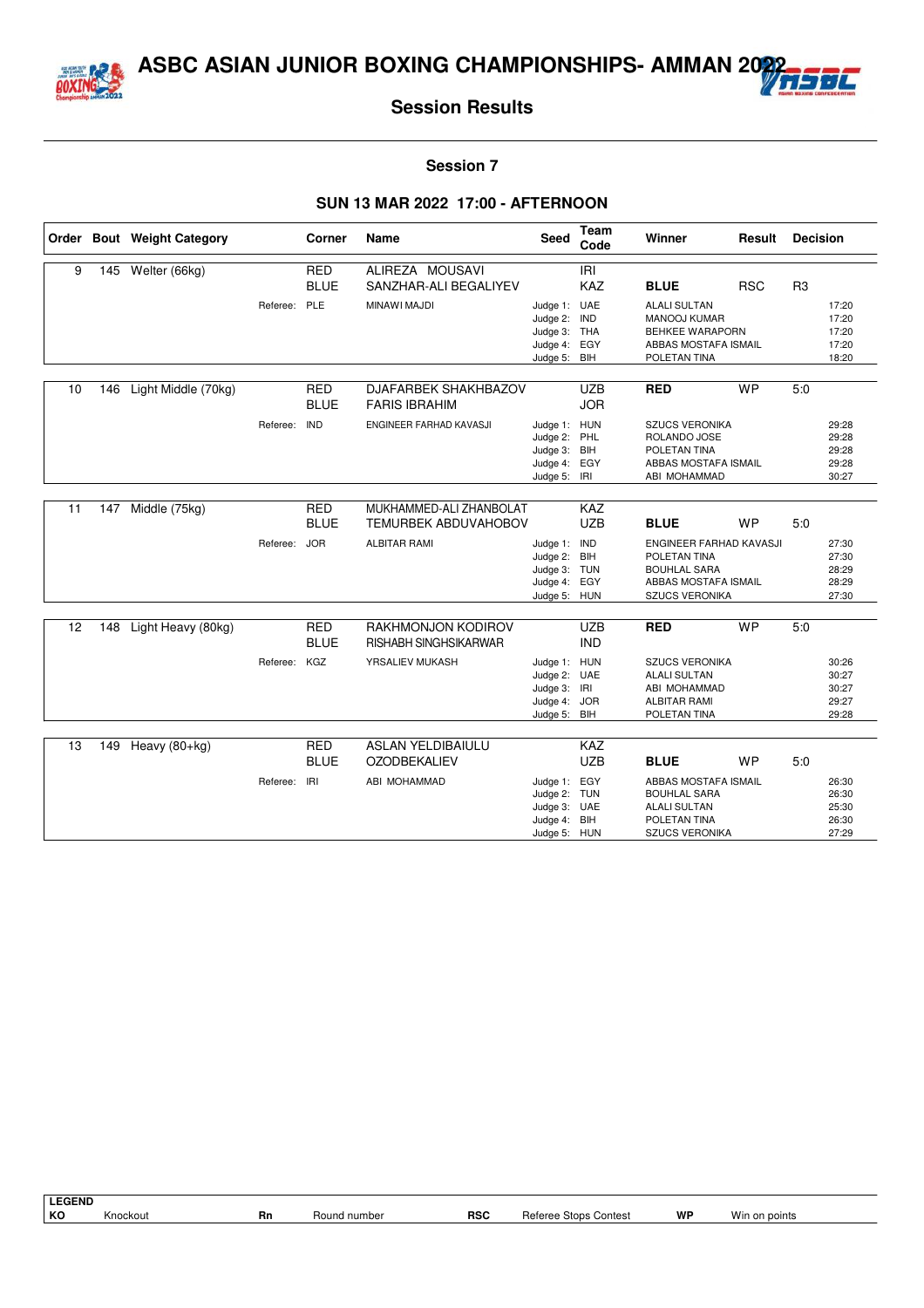# ASBC ASIAN JUNIOR BOXING CHAMPIONSHIPS- AMMAN 2022

## Session Results

### Session 7

### SUN 13 MAR 2022 17:00 - AFTERNOON

| Order | Bout | Weight Category | Corner | Name | Seed | Team Code | Winner | Result | Decision |
|---|---|---|---|---|---|---|---|---|---|
| 9 | 145 | Welter (66kg) | RED | ALIREZA MOUSAVI | | IRI | | | |
| | | | BLUE | SANZHAR-ALI BEGALIYEV | | KAZ | **BLUE** | RSC | R3 |
| | | | Referee: PLE | MINAWI MAJDI | Judge 1: | UAE | ALALI SULTAN | | 17:20 |
| | | | | | Judge 2: | IND | MANOOJ KUMAR | | 17:20 |
| | | | | | Judge 3: | THA | BEHKEE WARAPORN | | 17:20 |
| | | | | | Judge 4: | EGY | ABBAS MOSTAFA ISMAIL | | 17:20 |
| | | | | | Judge 5: | BIH | POLETAN TINA | | 18:20 |
| 10 | 146 | Light Middle (70kg) | RED | DJAFARBEK SHAKHBAZOV | | UZB | **RED** | WP | 5:0 |
| | | | BLUE | FARIS IBRAHIM | | JOR | | | |
| | | | Referee: IND | ENGINEER FARHAD KAVASJI | Judge 1: | HUN | SZUCS VERONIKA | | 29:28 |
| | | | | | Judge 2: | PHL | ROLANDO JOSE | | 29:28 |
| | | | | | Judge 3: | BIH | POLETAN TINA | | 29:28 |
| | | | | | Judge 4: | EGY | ABBAS MOSTAFA ISMAIL | | 29:28 |
| | | | | | Judge 5: | IRI | ABI MOHAMMAD | | 30:27 |
| 11 | 147 | Middle (75kg) | RED | MUKHAMMED-ALI ZHANBOLAT | | KAZ | | | |
| | | | BLUE | TEMURBEK ABDUVAHOBOV | | UZB | **BLUE** | WP | 5:0 |
| | | | Referee: JOR | ALBITAR RAMI | Judge 1: | IND | ENGINEER FARHAD KAVASJI | | 27:30 |
| | | | | | Judge 2: | BIH | POLETAN TINA | | 27:30 |
| | | | | | Judge 3: | TUN | BOUHLAL SARA | | 28:29 |
| | | | | | Judge 4: | EGY | ABBAS MOSTAFA ISMAIL | | 28:29 |
| | | | | | Judge 5: | HUN | SZUCS VERONIKA | | 27:30 |
| 12 | 148 | Light Heavy (80kg) | RED | RAKHMONJON KODIROV | | UZB | **RED** | WP | 5:0 |
| | | | BLUE | RISHABH SINGHSIKARWAR | | IND | | | |
| | | | Referee: KGZ | YRSALIEV MUKASH | Judge 1: | HUN | SZUCS VERONIKA | | 30:26 |
| | | | | | Judge 2: | UAE | ALALI SULTAN | | 30:27 |
| | | | | | Judge 3: | IRI | ABI MOHAMMAD | | 30:27 |
| | | | | | Judge 4: | JOR | ALBITAR RAMI | | 29:27 |
| | | | | | Judge 5: | BIH | POLETAN TINA | | 29:28 |
| 13 | 149 | Heavy (80+kg) | RED | ASLAN YELDIBAIULU | | KAZ | | | |
| | | | BLUE | OZODBEKALIEV | | UZB | **BLUE** | WP | 5:0 |
| | | | Referee: IRI | ABI MOHAMMAD | Judge 1: | EGY | ABBAS MOSTAFA ISMAIL | | 26:30 |
| | | | | | Judge 2: | TUN | BOUHLAL SARA | | 26:30 |
| | | | | | Judge 3: | UAE | ALALI SULTAN | | 25:30 |
| | | | | | Judge 4: | BIH | POLETAN TINA | | 26:30 |
| | | | | | Judge 5: | HUN | SZUCS VERONIKA | | 27:29 |

**LEGEND**

| | | | | | | | |
|---|---|---|---|---|---|---|---|
| **KO** | Knockout | **Rn** | Round number | **RSC** | Referee Stops Contest | **WP** | Win on points |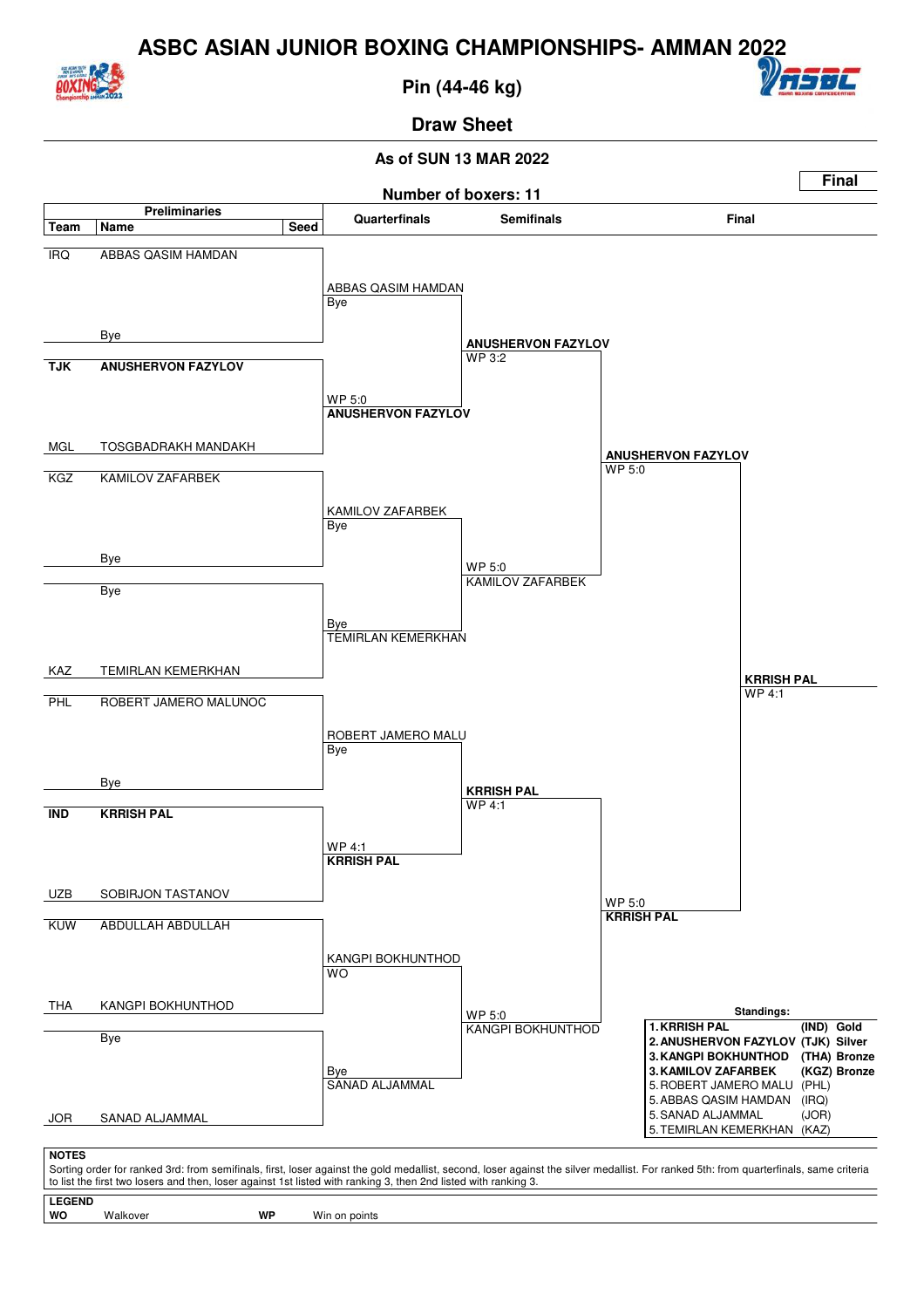# ASBC ASIAN JUNIOR BOXING CHAMPIONSHIPS- AMMAN 2022

## Pin (44-46 kg)

### Draw Sheet

**As of SUN 13 MAR 2022**

**Final**

**Number of boxers: 11**

### Preliminaries

| Team | Name | Seed |
|---|---|---|
| IRQ | ABBAS QASIM HAMDAN | |
| | Bye | |
| **TJK** | **ANUSHERVON FAZYLOV** | |
| MGL | TOSGBADRAKH MANDAKH | |
| KGZ | KAMILOV ZAFARBEK | |
| | Bye | |
| | Bye | |
| KAZ | TEMIRLAN KEMERKHAN | |
| PHL | ROBERT JAMERO MALUNOC | |
| | Bye | |
| **IND** | **KRRISH PAL** | |
| UZB | SOBIRJON TASTANOV | |
| KUW | ABDULLAH ABDULLAH | |
| THA | KANGPI BOKHUNTHOD | |
| | Bye | |
| JOR | SANAD ALJAMMAL | |

### Quarterfinals

- ABBAS QASIM HAMDAN – Bye
- WP 5:0 – **ANUSHERVON FAZYLOV**
- KAMILOV ZAFARBEK – Bye
- Bye – TEMIRLAN KEMERKHAN
- ROBERT JAMERO MALU – Bye
- WP 4:1 – **KRRISH PAL**
- KANGPI BOKHUNTHOD – WO
- Bye – SANAD ALJAMMAL

### Semifinals

- **ANUSHERVON FAZYLOV** – WP 3:2
- WP 5:0 – KAMILOV ZAFARBEK
- **KRRISH PAL** – WP 4:1
- WP 5:0 – KANGPI BOKHUNTHOD

### Final

- **ANUSHERVON FAZYLOV** – WP 5:0
- WP 5:0 – **KRRISH PAL**
- Winner: **KRRISH PAL** – WP 4:1

### Standings:

| | | | |
|---|---|---|---|
| **1.** | **KRRISH PAL** | **(IND)** | **Gold** |
| **2.** | **ANUSHERVON FAZYLOV** | **(TJK)** | **Silver** |
| **3.** | **KANGPI BOKHUNTHOD** | **(THA)** | **Bronze** |
| **3.** | **KAMILOV ZAFARBEK** | **(KGZ)** | **Bronze** |
| 5. | ROBERT JAMERO MALU | (PHL) | |
| 5. | ABBAS QASIM HAMDAN | (IRQ) | |
| 5. | SANAD ALJAMMAL | (JOR) | |
| 5. | TEMIRLAN KEMERKHAN | (KAZ) | |

**NOTES**

Sorting order for ranked 3rd: from semifinals, first, loser against the gold medallist, second, loser against the silver medallist. For ranked 5th: from quarterfinals, same criteria to list the first two losers and then, loser against 1st listed with ranking 3, then 2nd listed with ranking 3.

**LEGEND**

| | | | |
|---|---|---|---|
| **WO** | Walkover | **WP** | Win on points |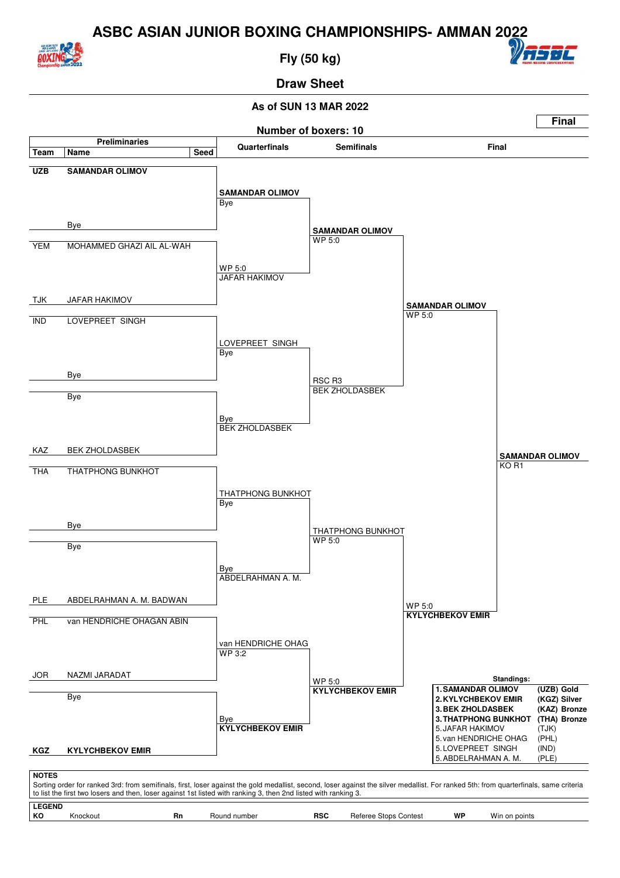# ASBC ASIAN JUNIOR BOXING CHAMPIONSHIPS- AMMAN 2022

## Fly (50 kg)

### Draw Sheet

**As of SUN 13 MAR 2022**

**Final**

**Number of boxers: 10**

### Preliminaries

| Team | Name | Seed |
|---|---|---|
| **UZB** | **SAMANDAR OLIMOV** | |
| | Bye | |
| YEM | MOHAMMED GHAZI AIL AL-WAH | |
| TJK | JAFAR HAKIMOV | |
| IND | LOVEPREET SINGH | |
| | Bye | |
| | Bye | |
| KAZ | BEK ZHOLDASBEK | |
| THA | THATPHONG BUNKHOT | |
| | Bye | |
| | Bye | |
| PLE | ABDELRAHMAN A. M. BADWAN | |
| PHL | van HENDRICHE OHAGAN ABIN | |
| JOR | NAZMI JARADAT | |
| | Bye | |
| **KGZ** | **KYLYCHBEKOV EMIR** | |

### Quarterfinals

| Winner | Result |
|---|---|
| **SAMANDAR OLIMOV** | Bye |
| JAFAR HAKIMOV | WP 5:0 |
| LOVEPREET SINGH | Bye |
| BEK ZHOLDASBEK | Bye |
| THATPHONG BUNKHOT | Bye |
| ABDELRAHMAN A. M. | Bye |
| van HENDRICHE OHAG | WP 3:2 |
| **KYLYCHBEKOV EMIR** | Bye |

### Semifinals

| Winner | Result |
|---|---|
| **SAMANDAR OLIMOV** | WP 5:0 |
| BEK ZHOLDASBEK | RSC R3 |
| THATPHONG BUNKHOT | WP 5:0 |
| **KYLYCHBEKOV EMIR** | WP 5:0 |

### Final

| Winner | Result |
|---|---|
| **SAMANDAR OLIMOV** | WP 5:0 |
| **KYLYCHBEKOV EMIR** | WP 5:0 |

**SAMANDAR OLIMOV** KO R1

### Standings:

| Rank | Name | Team / Medal |
|---|---|---|
| **1.** | **SAMANDAR OLIMOV** | **(UZB) Gold** |
| **2.** | **KYLYCHBEKOV EMIR** | **(KGZ) Silver** |
| **3.** | **BEK ZHOLDASBEK** | **(KAZ) Bronze** |
| **3.** | **THATPHONG BUNKHOT** | **(THA) Bronze** |
| 5. | JAFAR HAKIMOV | (TJK) |
| 5. | van HENDRICHE OHAG | (PHL) |
| 5. | LOVEPREET SINGH | (IND) |
| 5. | ABDELRAHMAN A. M. | (PLE) |

**NOTES**

Sorting order for ranked 3rd: from semifinals, first, loser against the gold medallist, second, loser against the silver medallist. For ranked 5th: from quarterfinals, same criteria to list the first two losers and then, loser against 1st listed with ranking 3, then 2nd listed with ranking 3.

**LEGEND**

| | | | | | | | |
|---|---|---|---|---|---|---|---|
| **KO** | Knockout | **Rn** | Round number | **RSC** | Referee Stops Contest | **WP** | Win on points |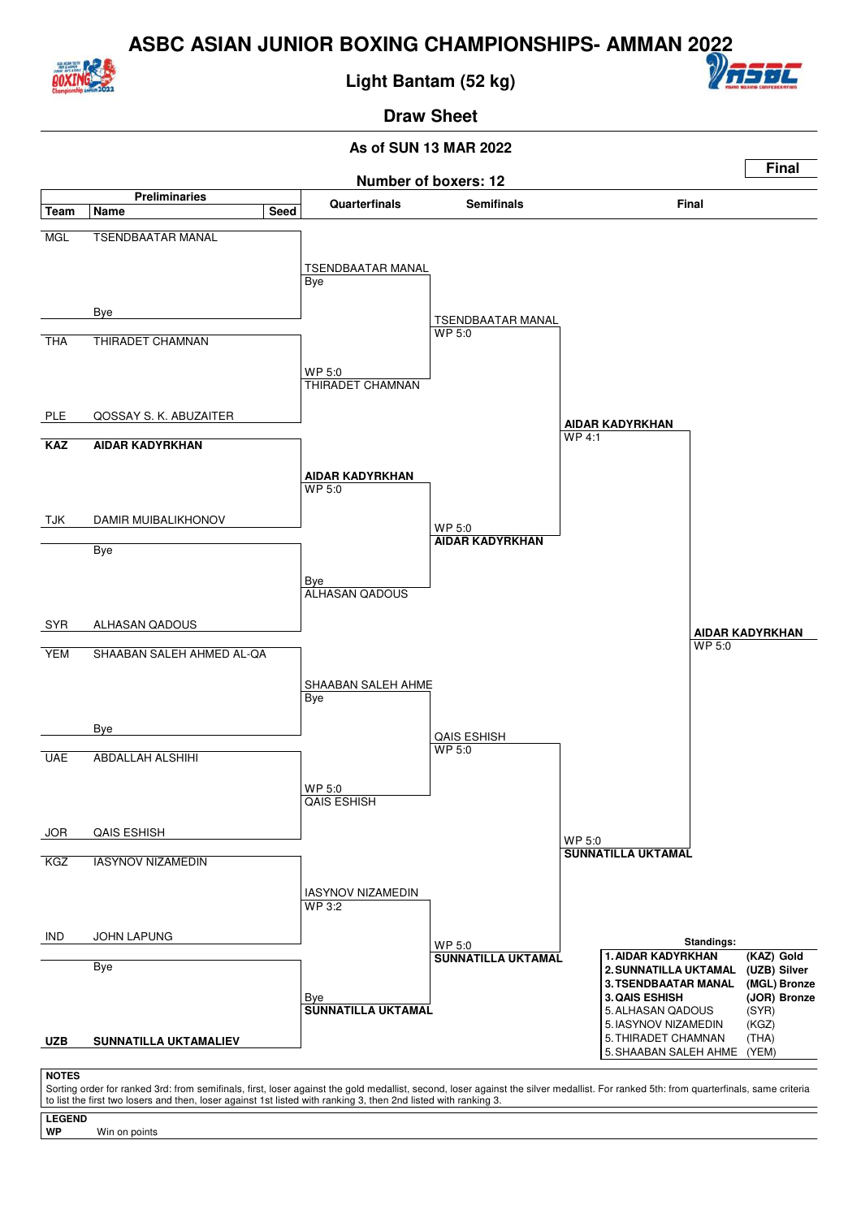# ASBC ASIAN JUNIOR BOXING CHAMPIONSHIPS- AMMAN 2022

## Light Bantam (52 kg)

### Draw Sheet

**As of SUN 13 MAR 2022**

**Final**

**Number of boxers: 12**

| Team | Name | Seed | Quarterfinals | Semifinals | Final |
|---|---|---|---|---|---|
| MGL | TSENDBAATAR MANAL | | | | |
| | Bye | | TSENDBAATAR MANAL Bye | | |
| THA | THIRADET CHAMNAN | | | TSENDBAATAR MANAL WP 5:0 | |
| PLE | QOSSAY S. K. ABUZAITER | | WP 5:0 THIRADET CHAMNAN | | |
| **KAZ** | **AIDAR KADYRKHAN** | | | | **AIDAR KADYRKHAN** WP 4:1 |
| TJK | DAMIR MUIBALIKHONOV | | **AIDAR KADYRKHAN** WP 5:0 | | |
| | Bye | | | WP 5:0 **AIDAR KADYRKHAN** | |
| SYR | ALHASAN QADOUS | | Bye ALHASAN QADOUS | | |
| | | | | | **AIDAR KADYRKHAN** WP 5:0 |
| YEM | SHAABAN SALEH AHMED AL-QA | | | | |
| | Bye | | SHAABAN SALEH AHME Bye | | |
| UAE | ABDALLAH ALSHIHI | | | QAIS ESHISH WP 5:0 | |
| JOR | QAIS ESHISH | | WP 5:0 QAIS ESHISH | | |
| KGZ | IASYNOV NIZAMEDIN | | | | WP 5:0 **SUNNATILLA UKTAMAL** |
| IND | JOHN LAPUNG | | IASYNOV NIZAMEDIN WP 3:2 | | |
| | Bye | | | WP 5:0 **SUNNATILLA UKTAMAL** | |
| **UZB** | **SUNNATILLA UKTAMALIEV** | | Bye **SUNNATILLA UKTAMAL** | | |

**Standings:**

| Rank | Name | Team / Medal |
|---|---|---|
| **1.** | **AIDAR KADYRKHAN** | **(KAZ) Gold** |
| **2.** | **SUNNATILLA UKTAMAL** | **(UZB) Silver** |
| **3.** | **TSENDBAATAR MANAL** | **(MGL) Bronze** |
| **3.** | **QAIS ESHISH** | **(JOR) Bronze** |
| 5. | ALHASAN QADOUS | (SYR) |
| 5. | IASYNOV NIZAMEDIN | (KGZ) |
| 5. | THIRADET CHAMNAN | (THA) |
| 5. | SHAABAN SALEH AHME | (YEM) |

**NOTES**

Sorting order for ranked 3rd: from semifinals, first, loser against the gold medallist, second, loser against the silver medallist. For ranked 5th: from quarterfinals, same criteria to list the first two losers and then, loser against 1st listed with ranking 3, then 2nd listed with ranking 3.

**LEGEND**

**WP** Win on points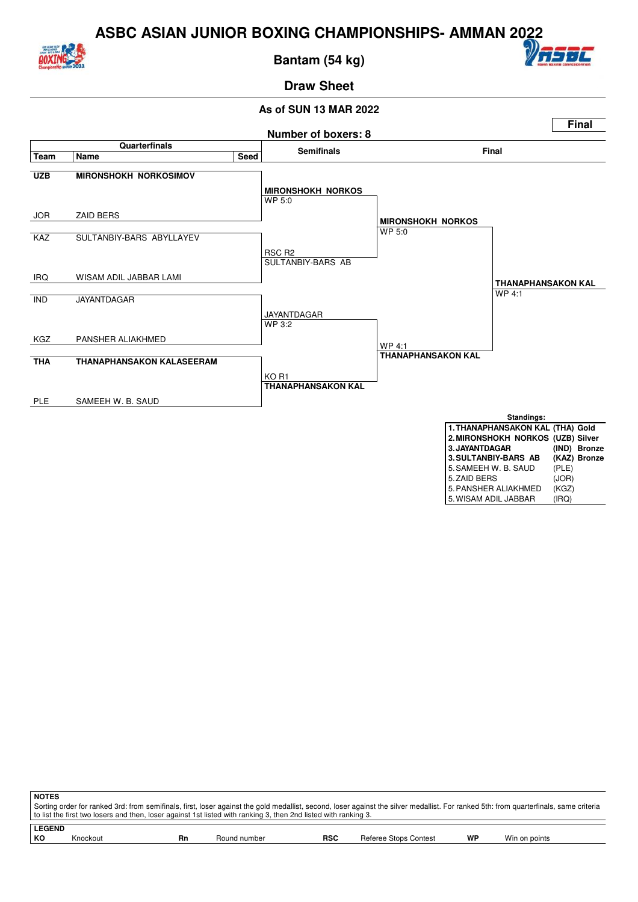# ASBC ASIAN JUNIOR BOXING CHAMPIONSHIPS- AMMAN 2022

## Bantam (54 kg)

### Draw Sheet

**As of SUN 13 MAR 2022**

**Final**

**Number of boxers: 8**

| Team | Name | Seed | Semifinals | Final | |
|---|---|---|---|---|---|
| **UZB** | **MIRONSHOKH NORKOSIMOV** | | | | |
| | | | **MIRONSHOKH NORKOS** WP 5:0 | | |
| JOR | ZAID BERS | | | | |
| | | | | **MIRONSHOKH NORKOS** WP 5:0 | |
| KAZ | SULTANBIY-BARS ABYLLAYEV | | | | |
| | | | RSC R2 SULTANBIY-BARS AB | | |
| IRQ | WISAM ADIL JABBAR LAMI | | | | |
| | | | | | **THANAPHANSAKON KAL** WP 4:1 |
| IND | JAYANTDAGAR | | | | |
| | | | JAYANTDAGAR WP 3:2 | | |
| KGZ | PANSHER ALIAKHMED | | | | |
| | | | | WP 4:1 **THANAPHANSAKON KAL** | |
| **THA** | **THANAPHANSAKON KALASEERAM** | | | | |
| | | | KO R1 **THANAPHANSAKON KAL** | | |
| PLE | SAMEEH W. B. SAUD | | | | |

**Standings:**

| | | |
|---|---|---|
| **1. THANAPHANSAKON KAL** | **(THA)** | **Gold** |
| **2. MIRONSHOKH NORKOS** | **(UZB)** | **Silver** |
| **3. JAYANTDAGAR** | **(IND)** | **Bronze** |
| **3. SULTANBIY-BARS AB** | **(KAZ)** | **Bronze** |
| 5. SAMEEH W. B. SAUD | (PLE) | |
| 5. ZAID BERS | (JOR) | |
| 5. PANSHER ALIAKHMED | (KGZ) | |
| 5. WISAM ADIL JABBAR | (IRQ) | |

**NOTES**

Sorting order for ranked 3rd: from semifinals, first, loser against the gold medallist, second, loser against the silver medallist. For ranked 5th: from quarterfinals, same criteria to list the first two losers and then, loser against 1st listed with ranking 3, then 2nd listed with ranking 3.

**LEGEND**

| | | | | | | | |
|---|---|---|---|---|---|---|---|
| **KO** | Knockout | **Rn** | Round number | **RSC** | Referee Stops Contest | **WP** | Win on points |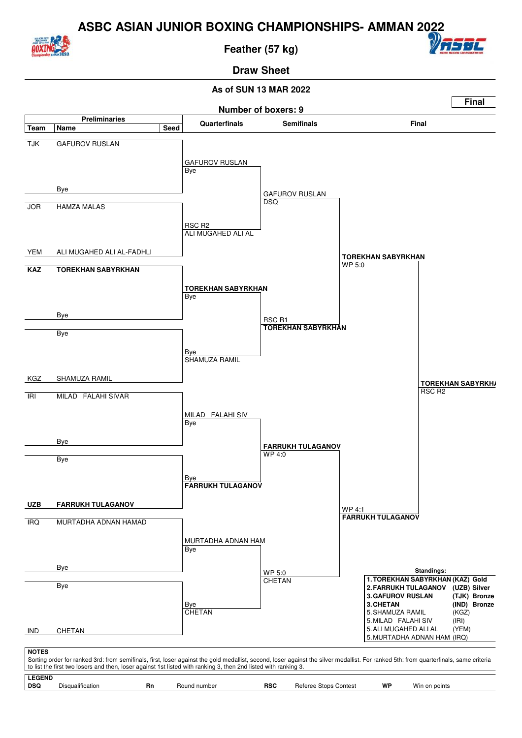# ASBC ASIAN JUNIOR BOXING CHAMPIONSHIPS- AMMAN 2022

## Feather (57 kg)

### Draw Sheet

**As of SUN 13 MAR 2022**

**Final**

**Number of boxers: 9**

| Team | Name | Seed | Quarterfinals | Semifinals | Final |
|---|---|---|---|---|---|
| TJK | GAFUROV RUSLAN | | GAFUROV RUSLAN<br>Bye | | |
| | Bye | | | GAFUROV RUSLAN<br>DSQ | |
| JOR | HAMZA MALAS | | RSC R2<br>ALI MUGAHED ALI AL | | |
| YEM | ALI MUGAHED ALI AL-FADHLI | | | | **TOREKHAN SABYRKHAN**<br>WP 5:0 |
| **KAZ** | **TOREKHAN SABYRKHAN** | | **TOREKHAN SABYRKHAN**<br>Bye | | |
| | Bye | | | RSC R1<br>**TOREKHAN SABYRKHAN** | |
| | Bye | | Bye<br>SHAMUZA RAMIL | | |
| KGZ | SHAMUZA RAMIL | | | | **TOREKHAN SABYRKH/**<br>RSC R2 |
| IRI | MILAD FALAHI SIVAR | | MILAD FALAHI SIV<br>Bye | | |
| | Bye | | | **FARRUKH TULAGANOV**<br>WP 4:0 | |
| | Bye | | Bye<br>**FARRUKH TULAGANOV** | | |
| **UZB** | **FARRUKH TULAGANOV** | | | | WP 4:1<br>**FARRUKH TULAGANOV** |
| IRQ | MURTADHA ADNAN HAMAD | | MURTADHA ADNAN HAM<br>Bye | | |
| | Bye | | | WP 5:0<br>CHETAN | |
| | Bye | | Bye<br>CHETAN | | |
| IND | CHETAN | | | | |

**Standings:**

| Rank | Name | Team | Medal |
|---|---|---|---|
| **1.** | **TOREKHAN SABYRKHAN** | **(KAZ)** | **Gold** |
| **2.** | **FARRUKH TULAGANOV** | **(UZB)** | **Silver** |
| **3.** | **GAFUROV RUSLAN** | **(TJK)** | **Bronze** |
| **3.** | **CHETAN** | **(IND)** | **Bronze** |
| 5. | SHAMUZA RAMIL | (KGZ) | |
| 5. | MILAD FALAHI SIV | (IRI) | |
| 5. | ALI MUGAHED ALI AL | (YEM) | |
| 5. | MURTADHA ADNAN HAM | (IRQ) | |

**NOTES**

Sorting order for ranked 3rd: from semifinals, first, loser against the gold medallist, second, loser against the silver medallist. For ranked 5th: from quarterfinals, same criteria to list the first two losers and then, loser against 1st listed with ranking 3, then 2nd listed with ranking 3.

**LEGEND**

| | | | | | | | |
|---|---|---|---|---|---|---|---|
| **DSQ** | Disqualification | **Rn** | Round number | **RSC** | Referee Stops Contest | **WP** | Win on points |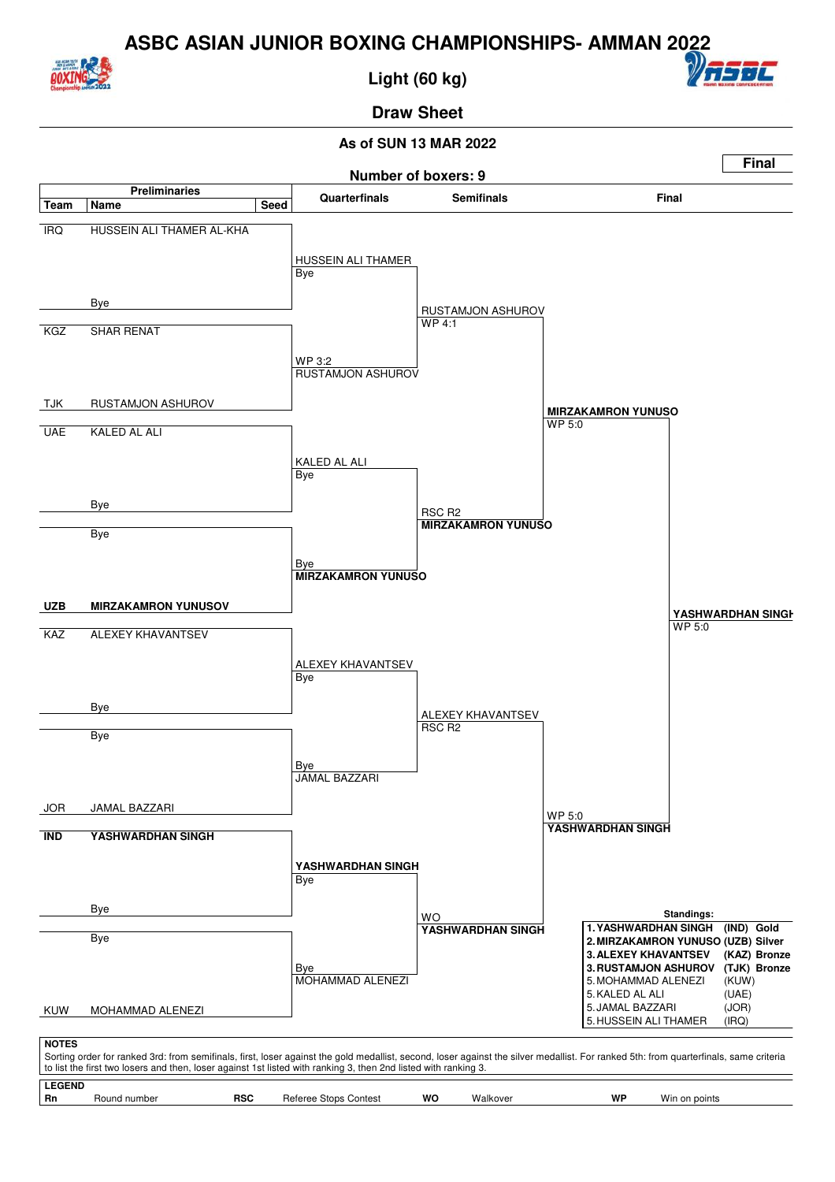# ASBC ASIAN JUNIOR BOXING CHAMPIONSHIPS- AMMAN 2022

## Light (60 kg)

### Draw Sheet

**As of SUN 13 MAR 2022**

**Final**

**Number of boxers: 9**

| Team | Name | Seed | Quarterfinals | Semifinals | Final |
|---|---|---|---|---|---|
| IRQ | HUSSEIN ALI THAMER AL-KHA | | HUSSEIN ALI THAMER<br>Bye | | |
| | Bye | | | RUSTAMJON ASHUROV<br>WP 4:1 | |
| KGZ | SHAR RENAT | | WP 3:2<br>RUSTAMJON ASHUROV | | |
| TJK | RUSTAMJON ASHUROV | | | | **MIRZAKAMRON YUNUSO**<br>WP 5:0 |
| UAE | KALED AL ALI | | KALED AL ALI<br>Bye | | |
| | Bye | | | RSC R2<br>**MIRZAKAMRON YUNUSO** | |
| | Bye | | Bye<br>**MIRZAKAMRON YUNUSO** | | |
| **UZB** | **MIRZAKAMRON YUNUSOV** | | | | **YASHWARDHAN SINGH**<br>WP 5:0 |
| KAZ | ALEXEY KHAVANTSEV | | ALEXEY KHAVANTSEV<br>Bye | | |
| | Bye | | | ALEXEY KHAVANTSEV<br>RSC R2 | |
| | Bye | | Bye<br>JAMAL BAZZARI | | |
| JOR | JAMAL BAZZARI | | | | WP 5:0<br>**YASHWARDHAN SINGH** |
| **IND** | **YASHWARDHAN SINGH** | | **YASHWARDHAN SINGH**<br>Bye | | |
| | Bye | | | WO<br>**YASHWARDHAN SINGH** | |
| | Bye | | Bye<br>MOHAMMAD ALENEZI | | |
| KUW | MOHAMMAD ALENEZI | | | | |

**Standings:**

| Rank | Name | Team | Medal |
|---|---|---|---|
| **1.** | **YASHWARDHAN SINGH** | **(IND)** | **Gold** |
| **2.** | **MIRZAKAMRON YUNUSO** | **(UZB)** | **Silver** |
| **3.** | **ALEXEY KHAVANTSEV** | **(KAZ)** | **Bronze** |
| **3.** | **RUSTAMJON ASHUROV** | **(TJK)** | **Bronze** |
| 5. | MOHAMMAD ALENEZI | (KUW) | |
| 5. | KALED AL ALI | (UAE) | |
| 5. | JAMAL BAZZARI | (JOR) | |
| 5. | HUSSEIN ALI THAMER | (IRQ) | |

**NOTES**

Sorting order for ranked 3rd: from semifinals, first, loser against the gold medallist, second, loser against the silver medallist. For ranked 5th: from quarterfinals, same criteria to list the first two losers and then, loser against 1st listed with ranking 3, then 2nd listed with ranking 3.

**LEGEND**

| | | | | | | | |
|---|---|---|---|---|---|---|---|
| **Rn** | Round number | **RSC** | Referee Stops Contest | **WO** | Walkover | **WP** | Win on points |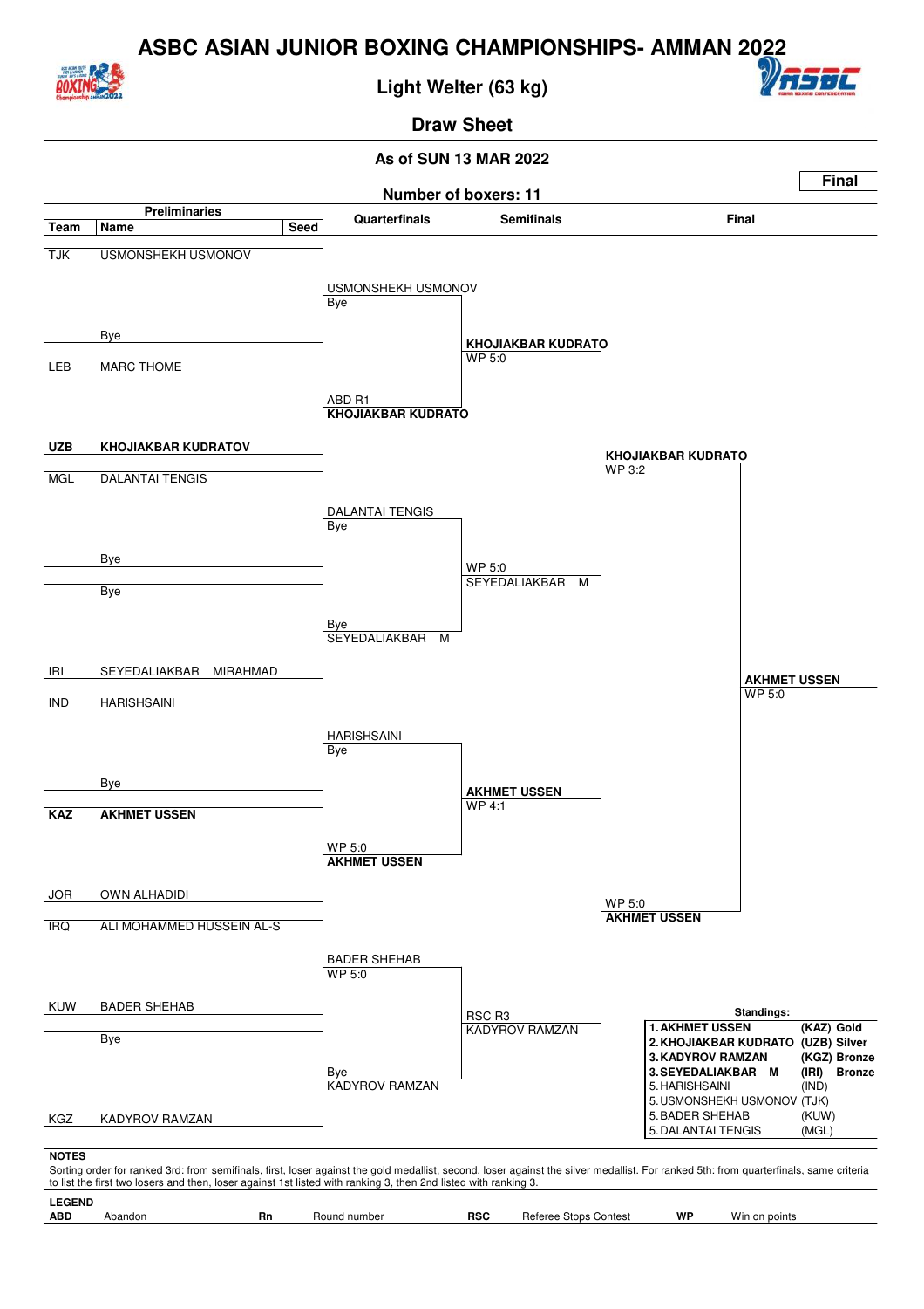# ASBC ASIAN JUNIOR BOXING CHAMPIONSHIPS- AMMAN 2022

## Light Welter (63 kg)

### Draw Sheet

**As of SUN 13 MAR 2022**

**Final**

**Number of boxers: 11**

| Team | Name | Seed | Quarterfinals | Semifinals | Final |
|---|---|---|---|---|---|
| TJK | USMONSHEKH USMONOV | | USMONSHEKH USMONOV<br>Bye | | |
| | Bye | | | **KHOJIAKBAR KUDRATO**<br>WP 5:0 | |
| LEB | MARC THOME | | ABD R1<br>**KHOJIAKBAR KUDRATO** | | |
| **UZB** | **KHOJIAKBAR KUDRATOV** | | | | **KHOJIAKBAR KUDRATO**<br>WP 3:2 |
| MGL | DALANTAI TENGIS | | DALANTAI TENGIS<br>Bye | | |
| | Bye | | | WP 5:0<br>SEYEDALIAKBAR M | |
| | Bye | | Bye<br>SEYEDALIAKBAR M | | |
| IRI | SEYEDALIAKBAR MIRAHMAD | | | | |
| IND | HARISHSAINI | | HARISHSAINI<br>Bye | | |
| | Bye | | | **AKHMET USSEN**<br>WP 4:1 | |
| **KAZ** | **AKHMET USSEN** | | WP 5:0<br>**AKHMET USSEN** | | |
| JOR | OWN ALHADIDI | | | | WP 5:0<br>**AKHMET USSEN** |
| IRQ | ALI MOHAMMED HUSSEIN AL-S | | BADER SHEHAB<br>WP 5:0 | | |
| KUW | BADER SHEHAB | | | RSC R3<br>KADYROV RAMZAN | |
| | Bye | | Bye<br>KADYROV RAMZAN | | |
| KGZ | KADYROV RAMZAN | | | | |

**Final winner: AKHMET USSEN — WP 5:0**

**Standings:**

| Rank | Name | Team | Medal |
|---|---|---|---|
| **1.** | **AKHMET USSEN** | **(KAZ)** | **Gold** |
| **2.** | **KHOJIAKBAR KUDRATO** | **(UZB)** | **Silver** |
| **3.** | **KADYROV RAMZAN** | **(KGZ)** | **Bronze** |
| **3.** | **SEYEDALIAKBAR M** | **(IRI)** | **Bronze** |
| 5. | HARISHSAINI | (IND) | |
| 5. | USMONSHEKH USMONOV | (TJK) | |
| 5. | BADER SHEHAB | (KUW) | |
| 5. | DALANTAI TENGIS | (MGL) | |

**NOTES**

Sorting order for ranked 3rd: from semifinals, first, loser against the gold medallist, second, loser against the silver medallist. For ranked 5th: from quarterfinals, same criteria to list the first two losers and then, loser against 1st listed with ranking 3, then 2nd listed with ranking 3.

**LEGEND**

| | | | | | | | |
|---|---|---|---|---|---|---|---|
| **ABD** | Abandon | **Rn** | Round number | **RSC** | Referee Stops Contest | **WP** | Win on points |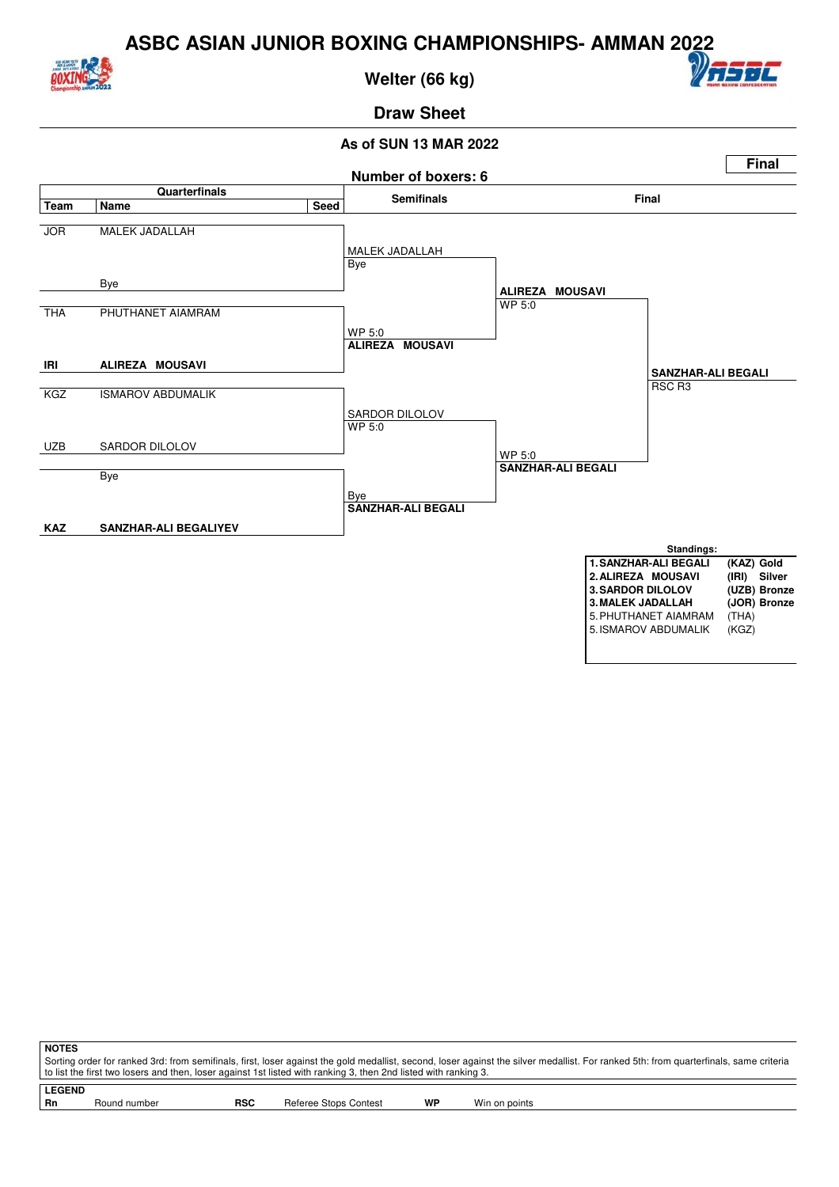# ASBC ASIAN JUNIOR BOXING CHAMPIONSHIPS- AMMAN 2022

## Welter (66 kg)

## Draw Sheet

**As of SUN 13 MAR 2022**

**Final**

**Number of boxers: 6**

| Team | Name | Seed | Semifinals | Final | |
|---|---|---|---|---|---|
| JOR | MALEK JADALLAH | | MALEK JADALLAH<br>Bye | | |
| | Bye | | | **ALIREZA MOUSAVI**<br>WP 5:0 | |
| THA | PHUTHANET AIAMRAM | | WP 5:0<br>**ALIREZA MOUSAVI** | | |
| **IRI** | **ALIREZA MOUSAVI** | | | | **SANZHAR-ALI BEGALI**<br>RSC R3 |
| KGZ | ISMAROV ABDUMALIK | | SARDOR DILOLOV<br>WP 5:0 | | |
| UZB | SARDOR DILOLOV | | | WP 5:0<br>**SANZHAR-ALI BEGALI** | |
| | Bye | | Bye<br>**SANZHAR-ALI BEGALI** | | |
| **KAZ** | **SANZHAR-ALI BEGALIYEV** | | | | |

**Standings:**

| | | |
|---|---|---|
| **1. SANZHAR-ALI BEGALI** | **(KAZ)** | **Gold** |
| **2. ALIREZA MOUSAVI** | **(IRI)** | **Silver** |
| **3. SARDOR DILOLOV** | **(UZB)** | **Bronze** |
| **3. MALEK JADALLAH** | **(JOR)** | **Bronze** |
| 5. PHUTHANET AIAMRAM | (THA) | |
| 5. ISMAROV ABDUMALIK | (KGZ) | |

**NOTES**

Sorting order for ranked 3rd: from semifinals, first, loser against the gold medallist, second, loser against the silver medallist. For ranked 5th: from quarterfinals, same criteria to list the first two losers and then, loser against 1st listed with ranking 3, then 2nd listed with ranking 3.

**LEGEND**

| | | | | | |
|---|---|---|---|---|---|
| **Rn** | Round number | **RSC** | Referee Stops Contest | **WP** | Win on points |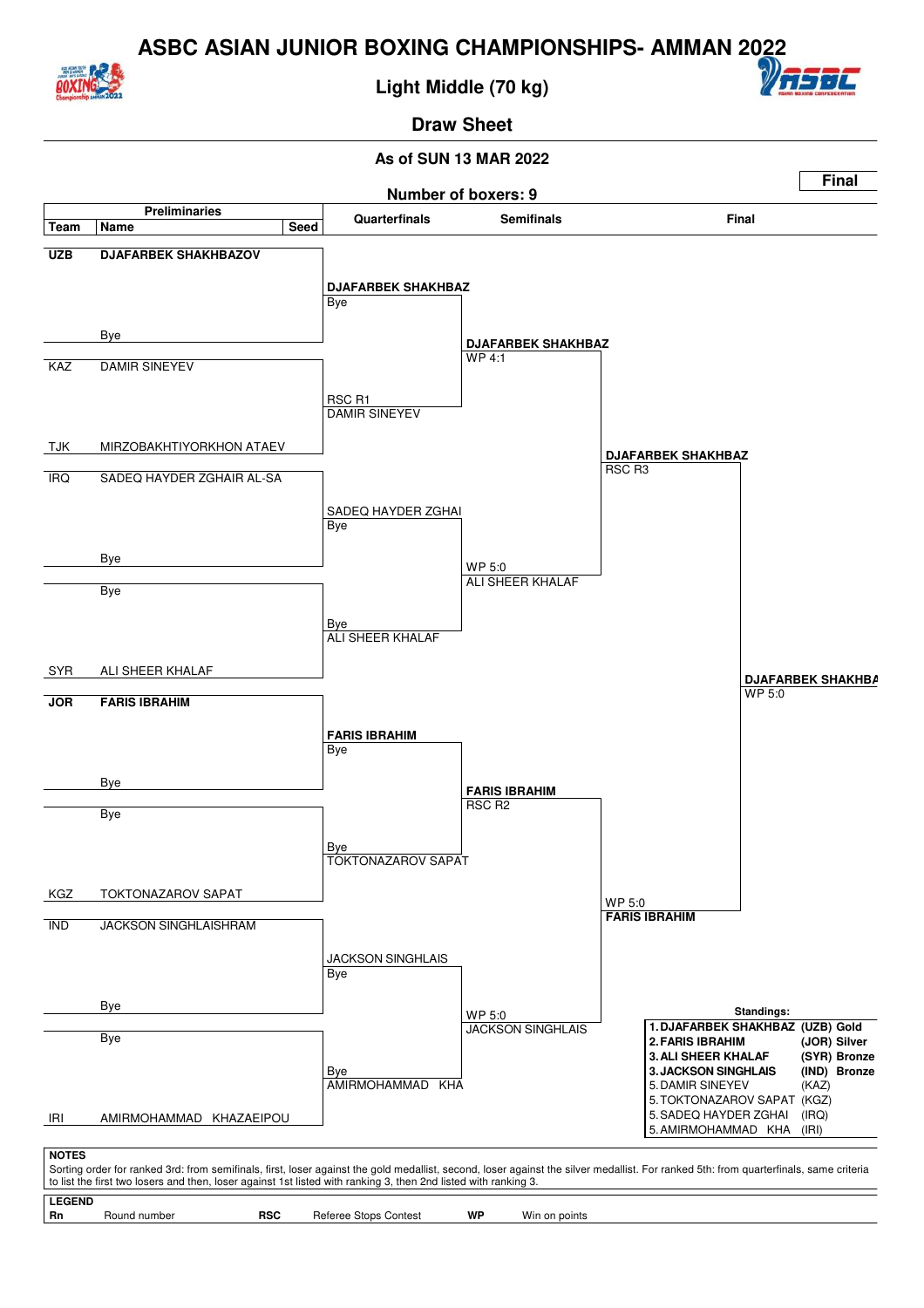# ASBC ASIAN JUNIOR BOXING CHAMPIONSHIPS- AMMAN 2022

## Light Middle (70 kg)

### Draw Sheet

**As of SUN 13 MAR 2022**

**Final**

**Number of boxers: 9**

| Team | Name | Seed | Quarterfinals | Semifinals | Final |
|---|---|---|---|---|---|
| **UZB** | **DJAFARBEK SHAKHBAZOV** | | | | |
| | | | **DJAFARBEK SHAKHBAZ** Bye | | |
| | Bye | | | | |
| | | | | **DJAFARBEK SHAKHBAZ** WP 4:1 | |
| KAZ | DAMIR SINEYEV | | | | |
| | | | RSC R1 DAMIR SINEYEV | | |
| TJK | MIRZOBAKHTIYORKHON ATAEV | | | | |
| | | | | | **DJAFARBEK SHAKHBAZ** RSC R3 |
| IRQ | SADEQ HAYDER ZGHAIR AL-SA | | | | |
| | | | SADEQ HAYDER ZGHAI Bye | | |
| | Bye | | | | |
| | | | | WP 5:0 ALI SHEER KHALAF | |
| | Bye | | | | |
| | | | Bye ALI SHEER KHALAF | | |
| SYR | ALI SHEER KHALAF | | | | |
| | | | | | **DJAFARBEK SHAKHBA** WP 5:0 |
| **JOR** | **FARIS IBRAHIM** | | | | |
| | | | **FARIS IBRAHIM** Bye | | |
| | Bye | | | | |
| | | | | **FARIS IBRAHIM** RSC R2 | |
| | Bye | | | | |
| | | | Bye TOKTONAZAROV SAPAT | | |
| KGZ | TOKTONAZAROV SAPAT | | | | |
| | | | | | WP 5:0 **FARIS IBRAHIM** |
| IND | JACKSON SINGHLAISHRAM | | | | |
| | | | JACKSON SINGHLAIS Bye | | |
| | Bye | | | | |
| | | | | WP 5:0 JACKSON SINGHLAIS | |
| | Bye | | | | |
| | | | Bye AMIRMOHAMMAD KHA | | |
| IRI | AMIRMOHAMMAD KHAZAEIPOU | | | | |

**Standings:**

| Rank | Name | Team |
|---|---|---|
| **1.** | **DJAFARBEK SHAKHBAZ** | **(UZB) Gold** |
| **2.** | **FARIS IBRAHIM** | **(JOR) Silver** |
| **3.** | **ALI SHEER KHALAF** | **(SYR) Bronze** |
| **3.** | **JACKSON SINGHLAIS** | **(IND) Bronze** |
| 5. | DAMIR SINEYEV | (KAZ) |
| 5. | TOKTONAZAROV SAPAT | (KGZ) |
| 5. | SADEQ HAYDER ZGHAI | (IRQ) |
| 5. | AMIRMOHAMMAD KHA | (IRI) |

**NOTES**

Sorting order for ranked 3rd: from semifinals, first, loser against the gold medallist, second, loser against the silver medallist. For ranked 5th: from quarterfinals, same criteria to list the first two losers and then, loser against 1st listed with ranking 3, then 2nd listed with ranking 3.

**LEGEND**

| | | | | | |
|---|---|---|---|---|---|
| **Rn** | Round number | **RSC** | Referee Stops Contest | **WP** | Win on points |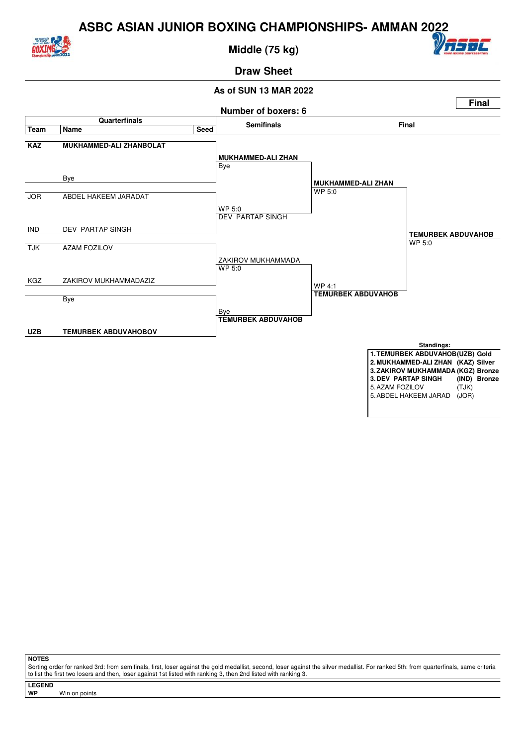# ASBC ASIAN JUNIOR BOXING CHAMPIONSHIPS- AMMAN 2022

## Middle (75 kg)

### Draw Sheet

**As of SUN 13 MAR 2022**

**Final**

**Number of boxers: 6**

| Team | Name | Seed | Semifinals | Final | |
|---|---|---|---|---|---|
| **KAZ** | **MUKHAMMED-ALI ZHANBOLAT** | | **MUKHAMMED-ALI ZHAN** Bye | **MUKHAMMED-ALI ZHAN** WP 5:0 | **TEMURBEK ABDUVAHOB** WP 5:0 |
| | Bye | | | | |
| JOR | ABDEL HAKEEM JARADAT | | WP 5:0 DEV PARTAP SINGH | | |
| IND | DEV PARTAP SINGH | | | | |
| TJK | AZAM FOZILOV | | ZAKIROV MUKHAMMADA WP 5:0 | WP 4:1 **TEMURBEK ABDUVAHOB** | |
| KGZ | ZAKIROV MUKHAMMADAZIZ | | | | |
| | Bye | | Bye **TEMURBEK ABDUVAHOB** | | |
| **UZB** | **TEMURBEK ABDUVAHOBOV** | | | | |

**Standings:**

| Rank | Name | Team | Medal |
|---|---|---|---|
| **1.** | **TEMURBEK ABDUVAHOB** | **(UZB)** | **Gold** |
| **2.** | **MUKHAMMED-ALI ZHAN** | **(KAZ)** | **Silver** |
| **3.** | **ZAKIROV MUKHAMMADA** | **(KGZ)** | **Bronze** |
| **3.** | **DEV PARTAP SINGH** | **(IND)** | **Bronze** |
| 5. | AZAM FOZILOV | (TJK) | |
| 5. | ABDEL HAKEEM JARAD | (JOR) | |

**NOTES**

Sorting order for ranked 3rd: from semifinals, first, loser against the gold medallist, second, loser against the silver medallist. For ranked 5th: from quarterfinals, same criteria to list the first two losers and then, loser against 1st listed with ranking 3, then 2nd listed with ranking 3.

**LEGEND**

**WP** Win on points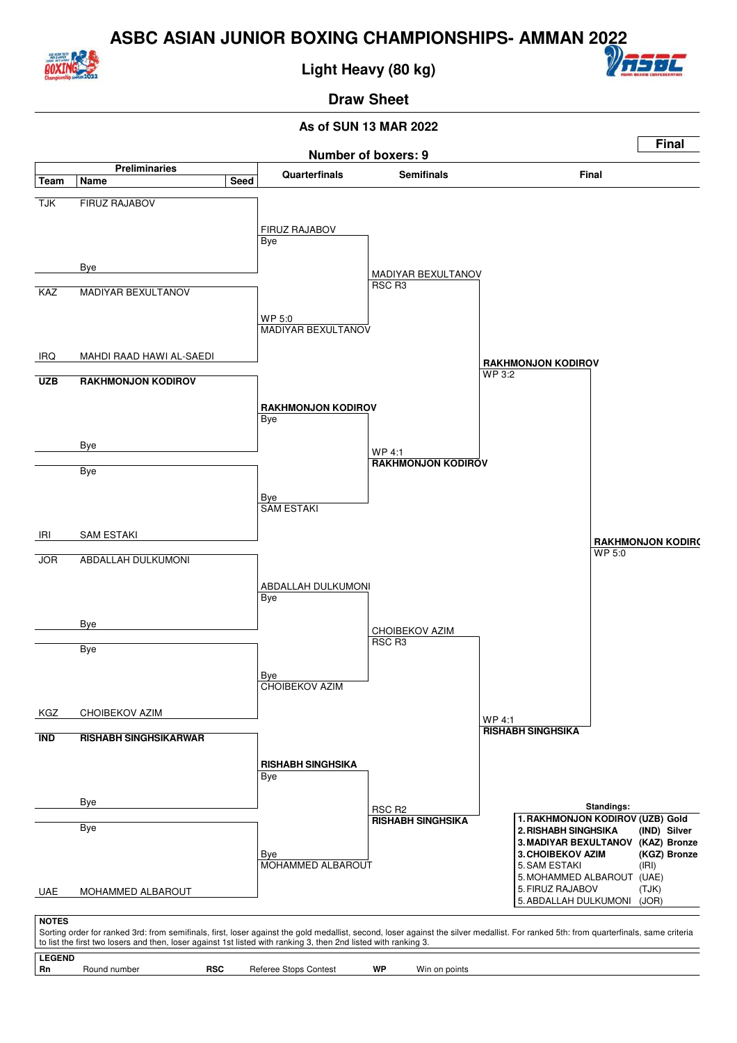# ASBC ASIAN JUNIOR BOXING CHAMPIONSHIPS- AMMAN 2022

## Light Heavy (80 kg)

### Draw Sheet

**As of SUN 13 MAR 2022**

**Final**

**Number of boxers: 9**

| Team | Name | Seed |
|---|---|---|
| TJK | FIRUZ RAJABOV | |
| | Bye | |
| KAZ | MADIYAR BEXULTANOV | |
| IRQ | MAHDI RAAD HAWI AL-SAEDI | |
| **UZB** | **RAKHMONJON KODIROV** | |
| | Bye | |
| | Bye | |
| IRI | SAM ESTAKI | |
| JOR | ABDALLAH DULKUMONI | |
| | Bye | |
| | Bye | |
| KGZ | CHOIBEKOV AZIM | |
| **IND** | **RISHABH SINGHSIKARWAR** | |
| | Bye | |
| | Bye | |
| UAE | MOHAMMED ALBAROUT | |

**Quarterfinals**

- FIRUZ RAJABOV — Bye
- WP 5:0 — MADIYAR BEXULTANOV
- **RAKHMONJON KODIROV** — Bye
- Bye — SAM ESTAKI
- ABDALLAH DULKUMONI — Bye
- Bye — CHOIBEKOV AZIM
- **RISHABH SINGHSIKA** — Bye
- Bye — MOHAMMED ALBAROUT

**Semifinals**

- MADIYAR BEXULTANOV — RSC R3
- WP 4:1 — **RAKHMONJON KODIROV**
- CHOIBEKOV AZIM — RSC R3
- RSC R2 — **RISHABH SINGHSIKA**

**Final**

- **RAKHMONJON KODIROV** — WP 3:2
- WP 4:1 — **RISHABH SINGHSIKA**
- **RAKHMONJON KODIRO** — WP 5:0

**Standings:**

| | Name | Team | Medal |
|---|---|---|---|
| **1.** | **RAKHMONJON KODIROV** | **(UZB)** | **Gold** |
| **2.** | **RISHABH SINGHSIKA** | **(IND)** | **Silver** |
| **3.** | **MADIYAR BEXULTANOV** | **(KAZ)** | **Bronze** |
| **3.** | **CHOIBEKOV AZIM** | **(KGZ)** | **Bronze** |
| 5. | SAM ESTAKI | (IRI) | |
| 5. | MOHAMMED ALBAROUT | (UAE) | |
| 5. | FIRUZ RAJABOV | (TJK) | |
| 5. | ABDALLAH DULKUMONI | (JOR) | |

**NOTES**

Sorting order for ranked 3rd: from semifinals, first, loser against the gold medallist, second, loser against the silver medallist. For ranked 5th: from quarterfinals, same criteria to list the first two losers and then, loser against 1st listed with ranking 3, then 2nd listed with ranking 3.

**LEGEND**

| | | | | | |
|---|---|---|---|---|---|
| **Rn** | Round number | **RSC** | Referee Stops Contest | **WP** | Win on points |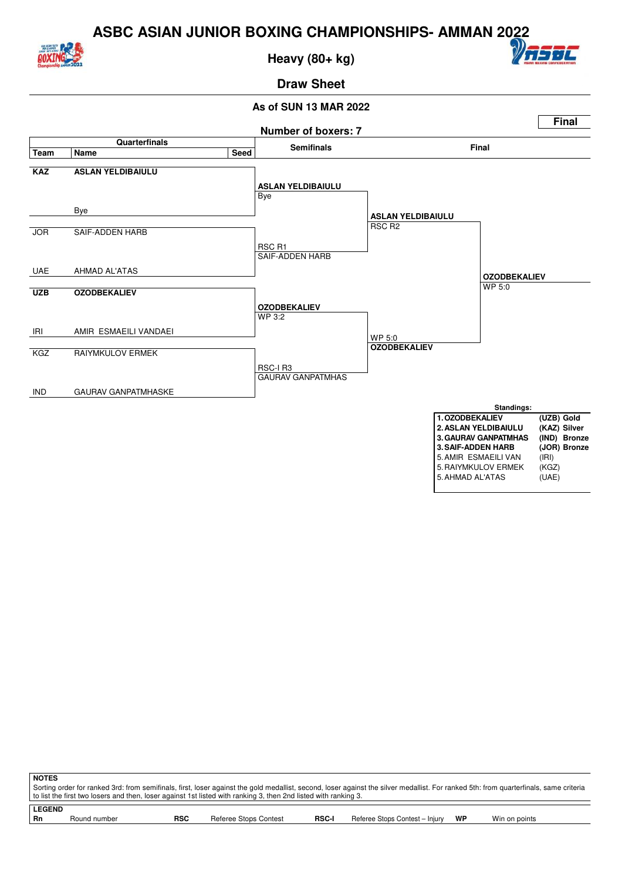# ASBC ASIAN JUNIOR BOXING CHAMPIONSHIPS- AMMAN 2022

## Heavy (80+ kg)

## Draw Sheet

**As of SUN 13 MAR 2022**

**Final**

**Number of boxers: 7**

| Team | Name | Seed |
|---|---|---|
| **KAZ** | **ASLAN YELDIBAIULU** | |
| | Bye | |
| JOR | SAIF-ADDEN HARB | |
| UAE | AHMAD AL'ATAS | |
| **UZB** | **OZODBEKALIEV** | |
| IRI | AMIR ESMAEILI VANDAEI | |
| KGZ | RAIYMKULOV ERMEK | |
| IND | GAURAV GANPATMHASKE | |

**Semifinals**

- **ASLAN YELDIBAIULU** – Bye
- RSC R1 – SAIF-ADDEN HARB
- **OZODBEKALIEV** – WP 3:2
- RSC-I R3 – GAURAV GANPATMHAS

**Final**

- **ASLAN YELDIBAIULU** – RSC R2
- WP 5:0 – **OZODBEKALIEV**

**Winner:** **OZODBEKALIEV** – WP 5:0

**Standings:**

| | | |
|---|---|---|
| **1. OZODBEKALIEV** | **(UZB)** | **Gold** |
| **2. ASLAN YELDIBAIULU** | **(KAZ)** | **Silver** |
| **3. GAURAV GANPATMHAS** | **(IND)** | **Bronze** |
| **3. SAIF-ADDEN HARB** | **(JOR)** | **Bronze** |
| 5. AMIR ESMAEILI VAN | (IRI) | |
| 5. RAIYMKULOV ERMEK | (KGZ) | |
| 5. AHMAD AL'ATAS | (UAE) | |

**NOTES**

Sorting order for ranked 3rd: from semifinals, first, loser against the gold medallist, second, loser against the silver medallist. For ranked 5th: from quarterfinals, same criteria to list the first two losers and then, loser against 1st listed with ranking 3, then 2nd listed with ranking 3.

**LEGEND**

| | | | | | | | |
|---|---|---|---|---|---|---|---|
| **Rn** | Round number | **RSC** | Referee Stops Contest | **RSC-I** | Referee Stops Contest – Injury | **WP** | Win on points |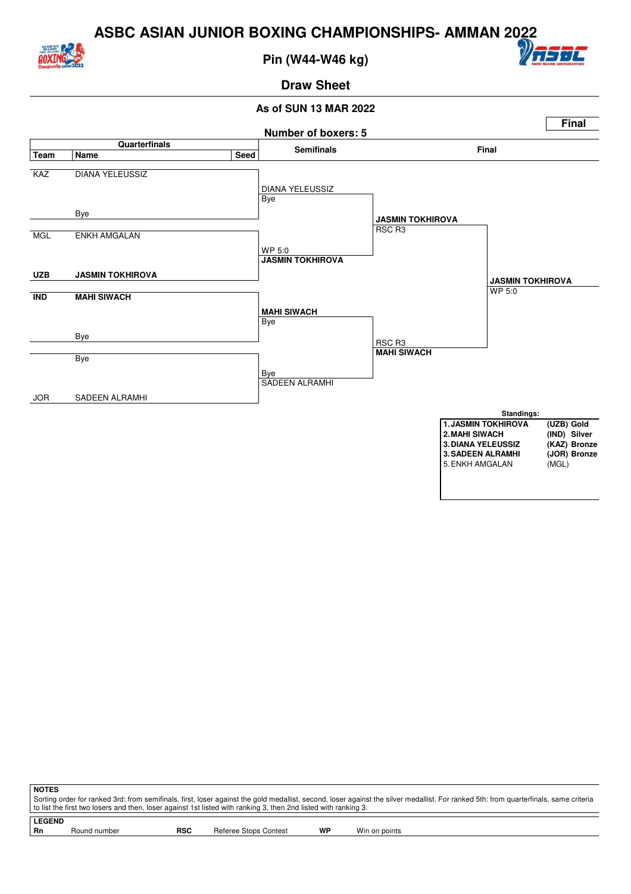# ASBC ASIAN JUNIOR BOXING CHAMPIONSHIPS- AMMAN 2022

## Pin (W44-W46 kg)

### Draw Sheet

**As of SUN 13 MAR 2022**

**Final**

**Number of boxers: 5**

| Team | Name | Seed | Semifinals | Final | |
|---|---|---|---|---|---|
| KAZ | DIANA YELEUSSIZ | | | | |
| | | | DIANA YELEUSSIZ Bye | | |
| | Bye | | | JASMIN TOKHIROVA RSC R3 | |
| MGL | ENKH AMGALAN | | | | |
| | | | WP 5:0 **JASMIN TOKHIROVA** | | |
| **UZB** | **JASMIN TOKHIROVA** | | | | **JASMIN TOKHIROVA** WP 5:0 |
| **IND** | **MAHI SIWACH** | | | | |
| | | | **MAHI SIWACH** Bye | | |
| | Bye | | | RSC R3 **MAHI SIWACH** | |
| | Bye | | | | |
| | | | Bye SADEEN ALRAMHI | | |
| JOR | SADEEN ALRAMHI | | | | |

**Standings:**

| | | |
|---|---|---|
| **1. JASMIN TOKHIROVA** | **(UZB)** | **Gold** |
| **2. MAHI SIWACH** | **(IND)** | **Silver** |
| **3. DIANA YELEUSSIZ** | **(KAZ)** | **Bronze** |
| **3. SADEEN ALRAMHI** | **(JOR)** | **Bronze** |
| 5. ENKH AMGALAN | (MGL) | |

**NOTES**

Sorting order for ranked 3rd: from semifinals, first, loser against the gold medallist, second, loser against the silver medallist. For ranked 5th: from quarterfinals, same criteria to list the first two losers and then, loser against 1st listed with ranking 3, then 2nd listed with ranking 3.

**LEGEND**

| | | | | | |
|---|---|---|---|---|---|
| **Rn** | Round number | **RSC** | Referee Stops Contest | **WP** | Win on points |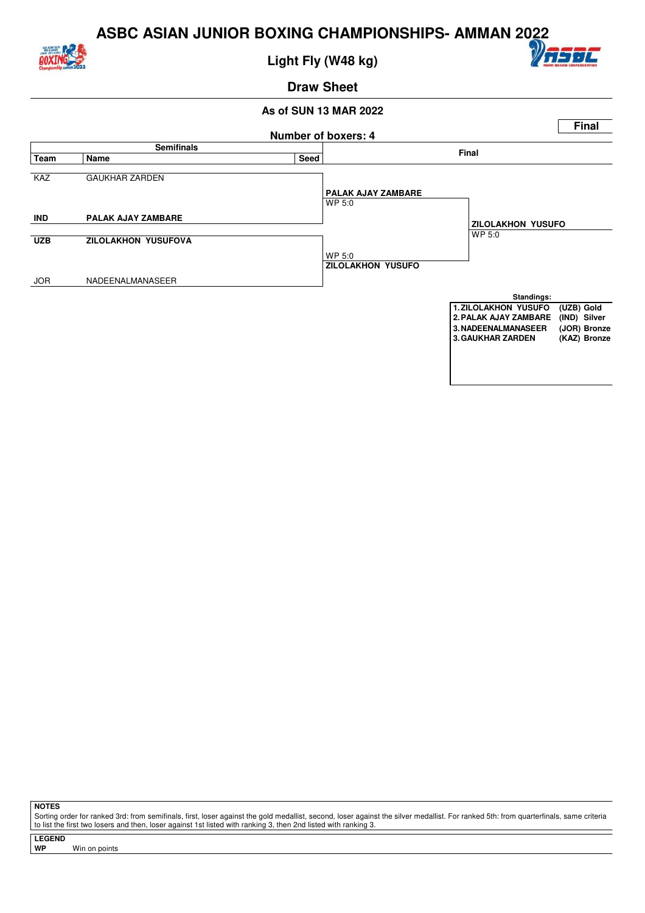# ASBC ASIAN JUNIOR BOXING CHAMPIONSHIPS- AMMAN 2022

## Light Fly (W48 kg)

### Draw Sheet

**As of SUN 13 MAR 2022**

**Number of boxers: 4**

**Final**

| Semifinals | | | Final | |
|---|---|---|---|---|
| **Team** | **Name** | **Seed** | | |
| KAZ | GAUKHAR ZARDEN | | | |
| | | | **PALAK AJAY ZAMBARE** WP 5:0 | |
| **IND** | **PALAK AJAY ZAMBARE** | | | |
| | | | | **ZILOLAKHON YUSUFO** WP 5:0 |
| **UZB** | **ZILOLAKHON YUSUFOVA** | | | |
| | | | WP 5:0 **ZILOLAKHON YUSUFO** | |
| JOR | NADEENALMANASEER | | | |

**Standings:**

| | | |
|---|---|---|
| 1. | ZILOLAKHON YUSUFO | (UZB) Gold |
| 2. | PALAK AJAY ZAMBARE | (IND) Silver |
| 3. | NADEENALMANASEER | (JOR) Bronze |
| 3. | GAUKHAR ZARDEN | (KAZ) Bronze |

**NOTES**

Sorting order for ranked 3rd: from semifinals, first, loser against the gold medallist, second, loser against the silver medallist. For ranked 5th: from quarterfinals, same criteria to list the first two losers and then, loser against 1st listed with ranking 3, then 2nd listed with ranking 3.

**LEGEND**

**WP** Win on points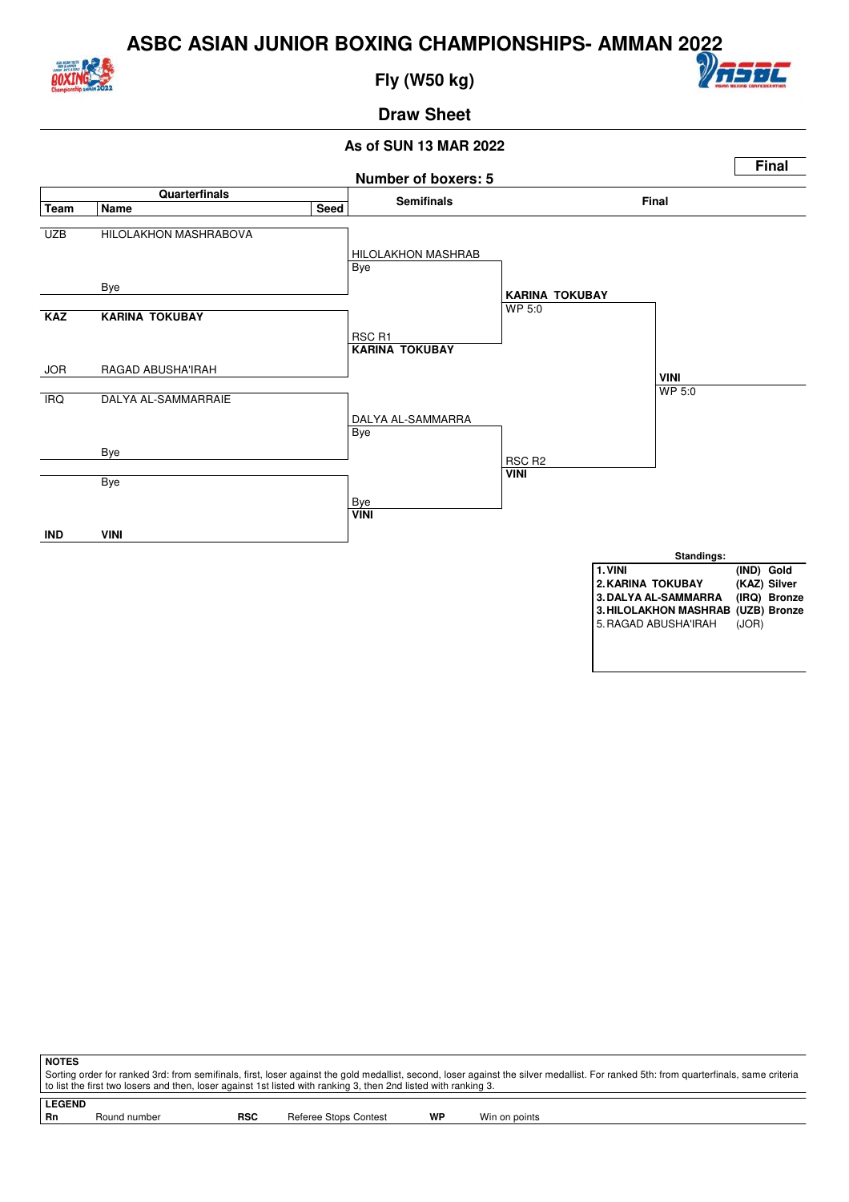# ASBC ASIAN JUNIOR BOXING CHAMPIONSHIPS- AMMAN 2022

## Fly (W50 kg)

### Draw Sheet

**As of SUN 13 MAR 2022**

**Final**

**Number of boxers: 5**

| Team | Name | Seed | Semifinals | Final | Winner |
|---|---|---|---|---|---|
| UZB | HILOLAKHON MASHRABOVA | | HILOLAKHON MASHRAB<br>Bye | | |
| | Bye | | | **KARINA TOKUBAY**<br>WP 5:0 | |
| **KAZ** | **KARINA TOKUBAY** | | RSC R1<br>**KARINA TOKUBAY** | | |
| JOR | RAGAD ABUSHA'IRAH | | | | **VINI**<br>WP 5:0 |
| IRQ | DALYA AL-SAMMARRAIE | | DALYA AL-SAMMARRA<br>Bye | | |
| | Bye | | | RSC R2<br>**VINI** | |
| | Bye | | Bye<br>**VINI** | | |
| **IND** | **VINI** | | | | |

**Standings:**

| | | |
|---|---|---|
| **1. VINI** | **(IND)** | **Gold** |
| **2. KARINA TOKUBAY** | **(KAZ)** | **Silver** |
| **3. DALYA AL-SAMMARRA** | **(IRQ)** | **Bronze** |
| **3. HILOLAKHON MASHRAB** | **(UZB)** | **Bronze** |
| 5. RAGAD ABUSHA'IRAH | (JOR) | |

**NOTES**

Sorting order for ranked 3rd: from semifinals, first, loser against the gold medallist, second, loser against the silver medallist. For ranked 5th: from quarterfinals, same criteria to list the first two losers and then, loser against 1st listed with ranking 3, then 2nd listed with ranking 3.

**LEGEND**

| | | | | | |
|---|---|---|---|---|---|
| **Rn** | Round number | **RSC** | Referee Stops Contest | **WP** | Win on points |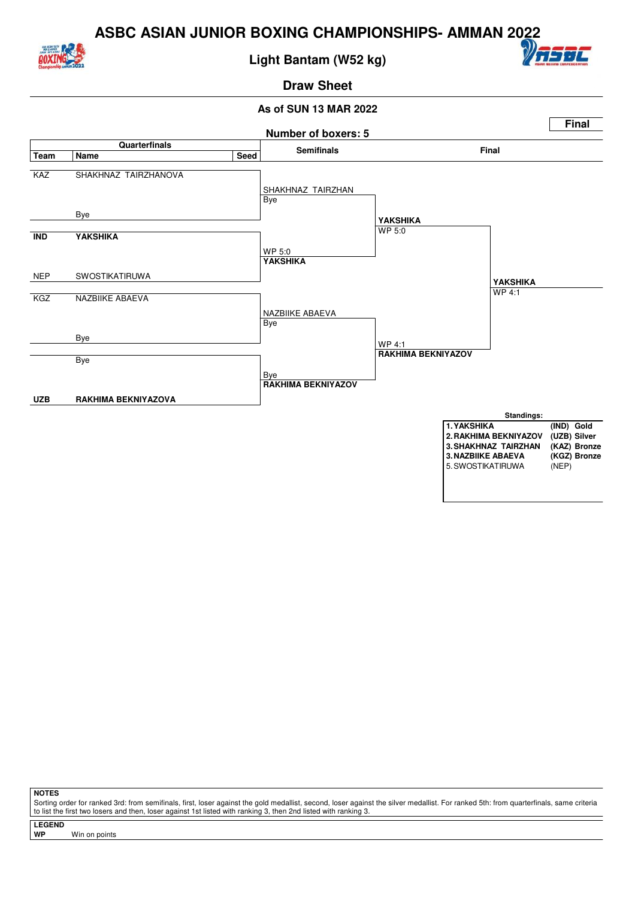# ASBC ASIAN JUNIOR BOXING CHAMPIONSHIPS- AMMAN 2022

## Light Bantam (W52 kg)

### Draw Sheet

**As of SUN 13 MAR 2022**

**Final**

**Number of boxers: 5**

| Team | Name | Seed | Semifinals | Final | |
|---|---|---|---|---|---|
| KAZ | SHAKHNAZ TAIRZHANOVA | | SHAKHNAZ TAIRZHAN | | |
| | Bye | | Bye | YAKSHIKA | |
| **IND** | **YAKSHIKA** | | WP 5:0 | WP 5:0 | |
| NEP | SWOSTIKATIRUWA | | **YAKSHIKA** | | **YAKSHIKA** |
| KGZ | NAZBIIKE ABAEVA | | NAZBIIKE ABAEVA | | WP 4:1 |
| | Bye | | Bye | WP 4:1 | |
| | Bye | | Bye | **RAKHIMA BEKNIYAZOV** | |
| **UZB** | **RAKHIMA BEKNIYAZOVA** | | **RAKHIMA BEKNIYAZOV** | | |

**Standings:**

| Rank | Name | Team | Medal |
|---|---|---|---|
| 1. | **YAKSHIKA** | **(IND)** | **Gold** |
| 2. | **RAKHIMA BEKNIYAZOV** | **(UZB)** | **Silver** |
| 3. | **SHAKHNAZ TAIRZHAN** | **(KAZ)** | **Bronze** |
| 3. | **NAZBIIKE ABAEVA** | **(KGZ)** | **Bronze** |
| 5. | SWOSTIKATIRUWA | (NEP) | |

**NOTES**

Sorting order for ranked 3rd: from semifinals, first, loser against the gold medallist, second, loser against the silver medallist. For ranked 5th: from quarterfinals, same criteria to list the first two losers and then, loser against 1st listed with ranking 3, then 2nd listed with ranking 3.

**LEGEND**

**WP** Win on points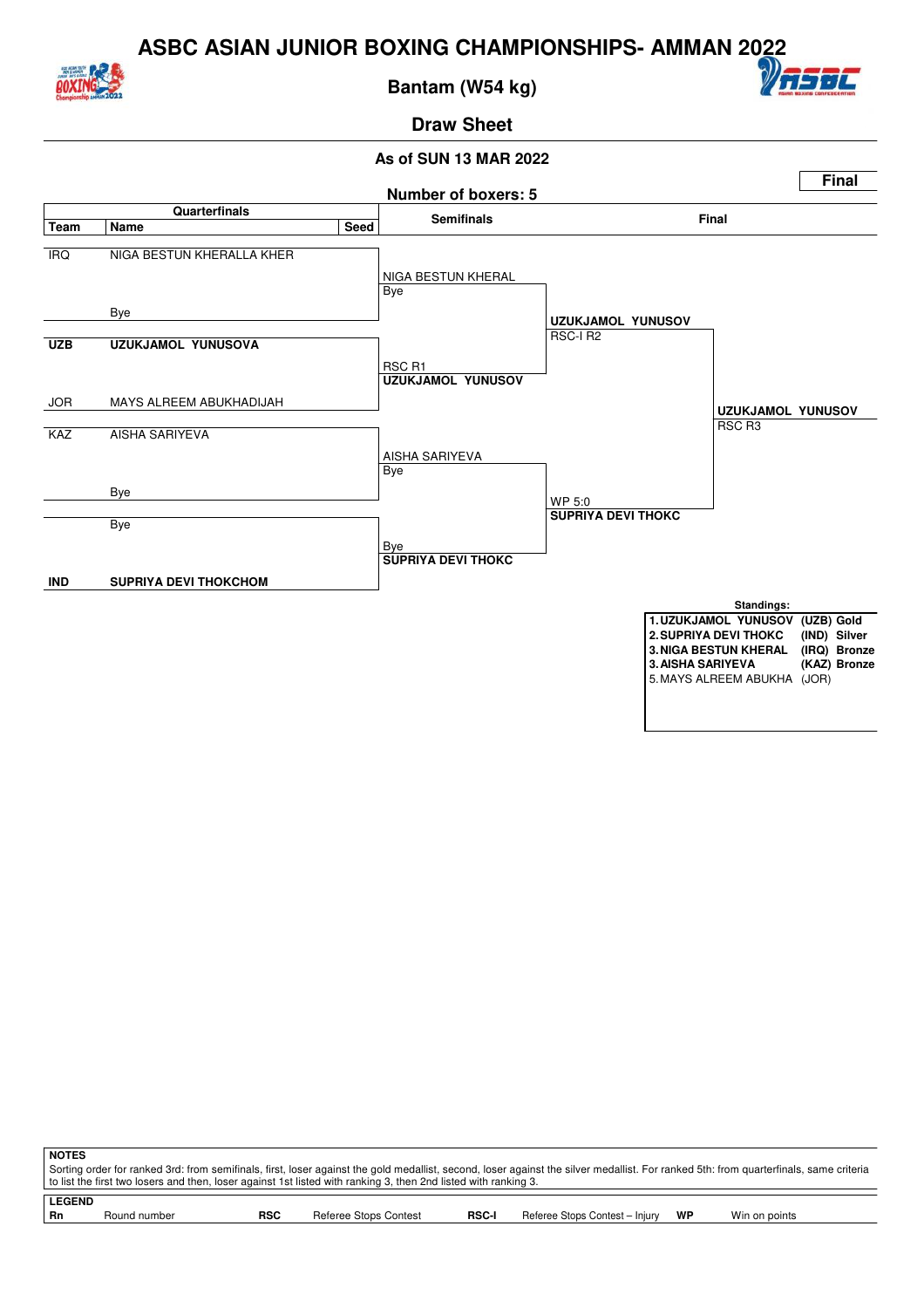# ASBC ASIAN JUNIOR BOXING CHAMPIONSHIPS- AMMAN 2022

## Bantam (W54 kg)

### Draw Sheet

**As of SUN 13 MAR 2022**

**Final**

**Number of boxers: 5**

| Quarterfinals | | | Semifinals | Final | |
|---|---|---|---|---|---|
| **Team** | **Name** | **Seed** | | | |
| IRQ | NIGA BESTUN KHERALLA KHER | | NIGA BESTUN KHERAL<br>Bye | | |
| | Bye | | | UZUKJAMOL YUNUSOV<br>RSC-I R2 | |
| **UZB** | **UZUKJAMOL YUNUSOVA** | | RSC R1<br>**UZUKJAMOL YUNUSOV** | | |
| JOR | MAYS ALREEM ABUKHADIJAH | | | | **UZUKJAMOL YUNUSOV**<br>RSC R3 |
| KAZ | AISHA SARIYEVA | | AISHA SARIYEVA<br>Bye | | |
| | Bye | | | WP 5:0<br>**SUPRIYA DEVI THOKC** | |
| | Bye | | Bye<br>**SUPRIYA DEVI THOKC** | | |
| **IND** | **SUPRIYA DEVI THOKCHOM** | | | | |

**Standings:**

| | | |
|---|---|---|
| **1. UZUKJAMOL YUNUSOV** | **(UZB)** | **Gold** |
| **2. SUPRIYA DEVI THOKC** | **(IND)** | **Silver** |
| **3. NIGA BESTUN KHERAL** | **(IRQ)** | **Bronze** |
| **3. AISHA SARIYEVA** | **(KAZ)** | **Bronze** |
| 5. MAYS ALREEM ABUKHA | (JOR) | |

**NOTES**

Sorting order for ranked 3rd: from semifinals, first, loser against the gold medallist, second, loser against the silver medallist. For ranked 5th: from quarterfinals, same criteria to list the first two losers and then, loser against 1st listed with ranking 3, then 2nd listed with ranking 3.

**LEGEND**

| | | | | | | | |
|---|---|---|---|---|---|---|---|
| **Rn** | Round number | **RSC** | Referee Stops Contest | **RSC-I** | Referee Stops Contest – Injury | **WP** | Win on points |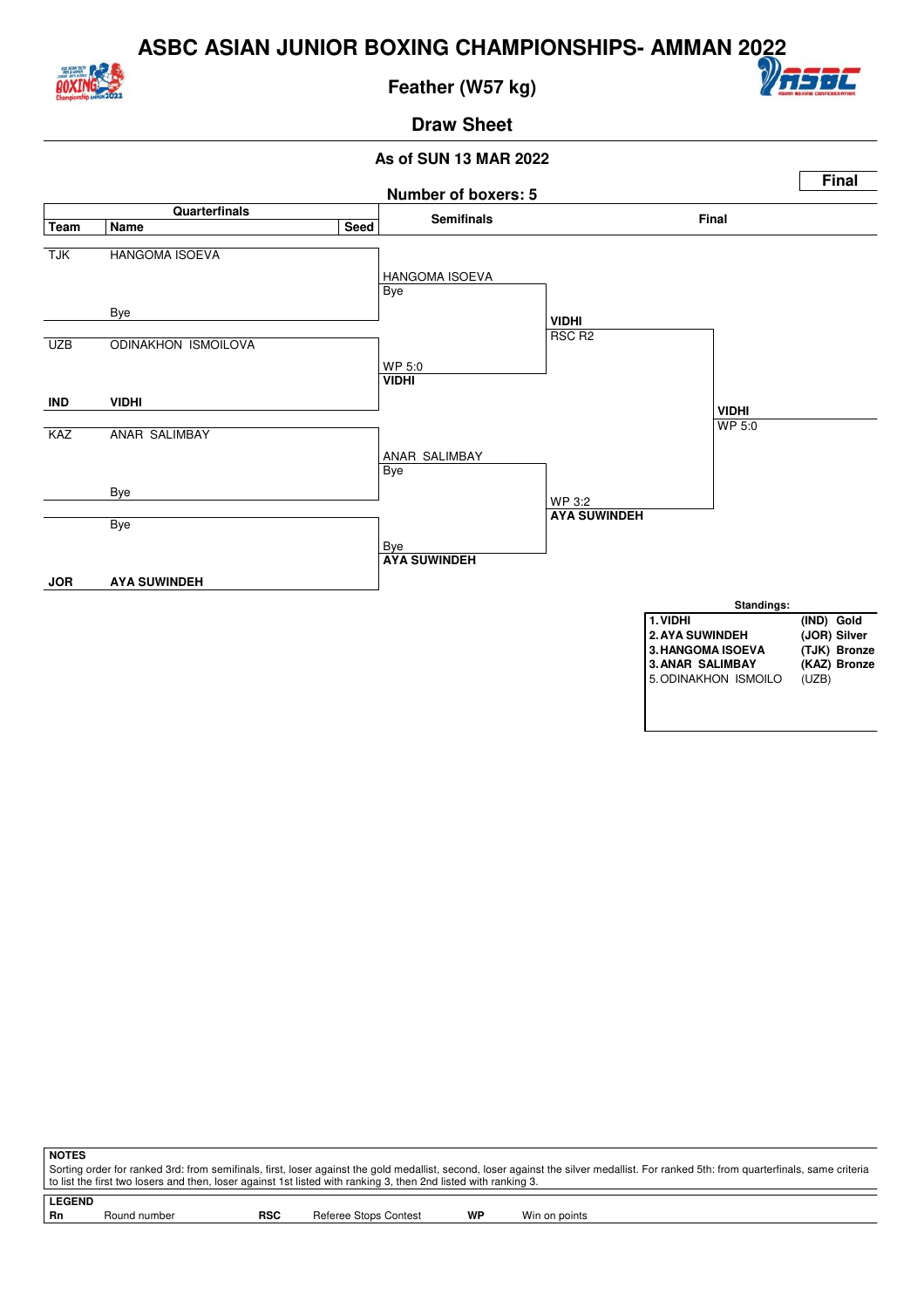# ASBC ASIAN JUNIOR BOXING CHAMPIONSHIPS- AMMAN 2022

## Feather (W57 kg)

### Draw Sheet

**As of SUN 13 MAR 2022**

**Final**

**Number of boxers: 5**

### Quarterfinals

| Team | Name | Seed |
|---|---|---|
| TJK | HANGOMA ISOEVA | |
| | Bye | |
| UZB | ODINAKHON ISMOILOVA | |
| **IND** | **VIDHI** | |
| KAZ | ANAR SALIMBAY | |
| | Bye | |
| | Bye | |
| **JOR** | **AYA SUWINDEH** | |

### Semifinals

| Bout | Winner | Result |
|---|---|---|
| HANGOMA ISOEVA vs Bye | HANGOMA ISOEVA | Bye |
| ODINAKHON ISMOILOVA vs VIDHI | **VIDHI** | WP 5:0 |
| ANAR SALIMBAY vs Bye | ANAR SALIMBAY | Bye |
| Bye vs AYA SUWINDEH | **AYA SUWINDEH** | Bye |

### Final

| Bout | Winner | Result |
|---|---|---|
| HANGOMA ISOEVA vs VIDHI | **VIDHI** | RSC R2 |
| ANAR SALIMBAY vs AYA SUWINDEH | **AYA SUWINDEH** | WP 3:2 |
| VIDHI vs AYA SUWINDEH | **VIDHI** | WP 5:0 |

**Standings:**

| Rank | Name | Team | Medal |
|---|---|---|---|
| **1.** | **VIDHI** | **(IND)** | **Gold** |
| **2.** | **AYA SUWINDEH** | **(JOR)** | **Silver** |
| **3.** | **HANGOMA ISOEVA** | **(TJK)** | **Bronze** |
| **3.** | **ANAR SALIMBAY** | **(KAZ)** | **Bronze** |
| 5. | ODINAKHON ISMOILO | (UZB) | |

**NOTES**

Sorting order for ranked 3rd: from semifinals, first, loser against the gold medallist, second, loser against the silver medallist. For ranked 5th: from quarterfinals, same criteria to list the first two losers and then, loser against 1st listed with ranking 3, then 2nd listed with ranking 3.

**LEGEND**

| | | | | | |
|---|---|---|---|---|---|
| **Rn** | Round number | **RSC** | Referee Stops Contest | **WP** | Win on points |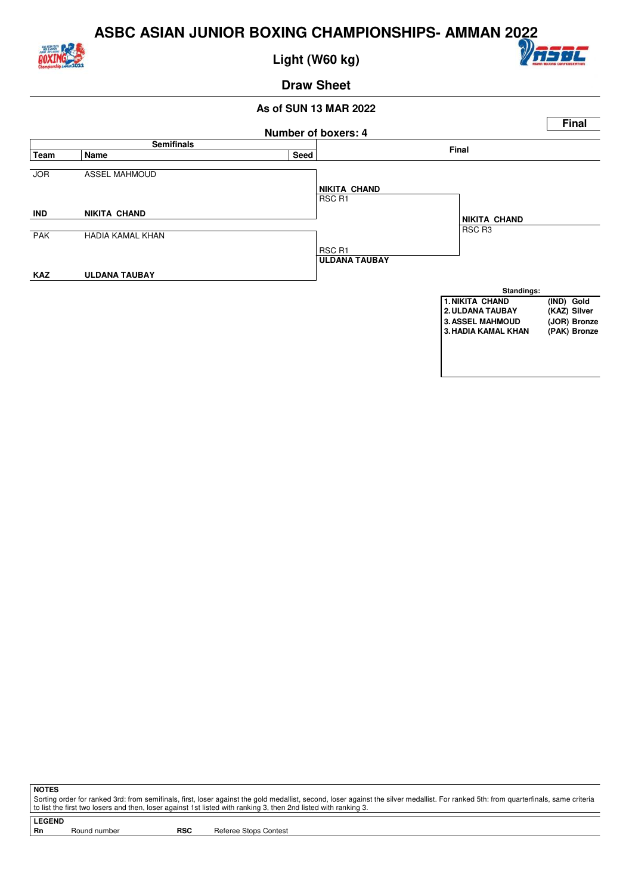# ASBC ASIAN JUNIOR BOXING CHAMPIONSHIPS- AMMAN 2022

## Light (W60 kg)

### Draw Sheet

**As of SUN 13 MAR 2022**

**Final**

**Number of boxers: 4**

| Semifinals | | | Final | |
|---|---|---|---|---|
| **Team** | **Name** | **Seed** | | |
| JOR | ASSEL MAHMOUD | | **NIKITA CHAND** RSC R1 | |
| **IND** | **NIKITA CHAND** | | | **NIKITA CHAND** RSC R3 |
| PAK | HADIA KAMAL KHAN | | RSC R1 **ULDANA TAUBAY** | |
| **KAZ** | **ULDANA TAUBAY** | | | |

**Standings:**

| | | |
|---|---|---|
| 1. | NIKITA CHAND | (IND) Gold |
| 2. | ULDANA TAUBAY | (KAZ) Silver |
| 3. | ASSEL MAHMOUD | (JOR) Bronze |
| 3. | HADIA KAMAL KHAN | (PAK) Bronze |

**NOTES**

Sorting order for ranked 3rd: from semifinals, first, loser against the gold medallist, second, loser against the silver medallist. For ranked 5th: from quarterfinals, same criteria to list the first two losers and then, loser against 1st listed with ranking 3, then 2nd listed with ranking 3.

**LEGEND**

| | | | |
|---|---|---|---|
| **Rn** | Round number | **RSC** | Referee Stops Contest |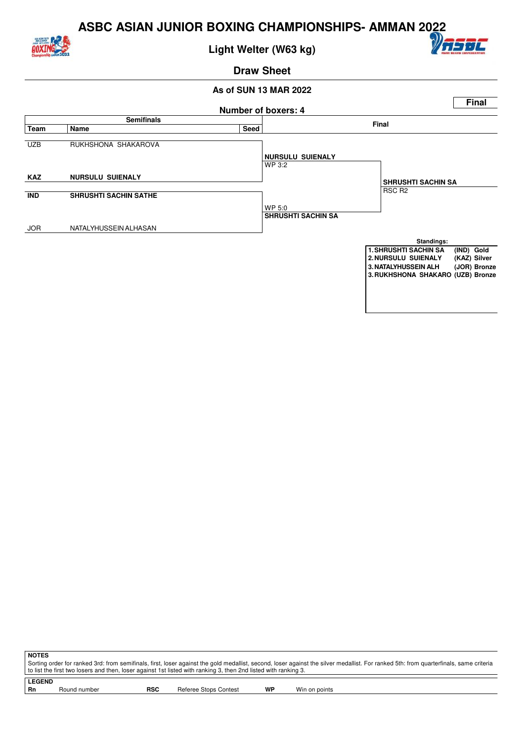# ASBC ASIAN JUNIOR BOXING CHAMPIONSHIPS- AMMAN 2022

## Light Welter (W63 kg)

### Draw Sheet

**As of SUN 13 MAR 2022**

**Final**

**Number of boxers: 4**

| Team | Name | Seed | Semifinals | Final |
|---|---|---|---|---|
| UZB | RUKHSHONA SHAKAROVA | | | |
| | | | **NURSULU SUIENALY** WP 3:2 | |
| **KAZ** | **NURSULU SUIENALY** | | | |
| | | | | **SHRUSHTI SACHIN SA** RSC R2 |
| **IND** | **SHRUSHTI SACHIN SATHE** | | | |
| | | | WP 5:0 **SHRUSHTI SACHIN SA** | |
| JOR | NATALYHUSSEIN ALHASAN | | | |

**Standings:**

| Rank | Name | Team | Medal |
|---|---|---|---|
| 1. | SHRUSHTI SACHIN SA | (IND) | Gold |
| 2. | NURSULU SUIENALY | (KAZ) | Silver |
| 3. | NATALYHUSSEIN ALH | (JOR) | Bronze |
| 3. | RUKHSHONA SHAKARO | (UZB) | Bronze |

**NOTES**

Sorting order for ranked 3rd: from semifinals, first, loser against the gold medallist, second, loser against the silver medallist. For ranked 5th: from quarterfinals, same criteria to list the first two losers and then, loser against 1st listed with ranking 3, then 2nd listed with ranking 3.

**LEGEND**

| | | | | | |
|---|---|---|---|---|---|
| **Rn** | Round number | **RSC** | Referee Stops Contest | **WP** | Win on points |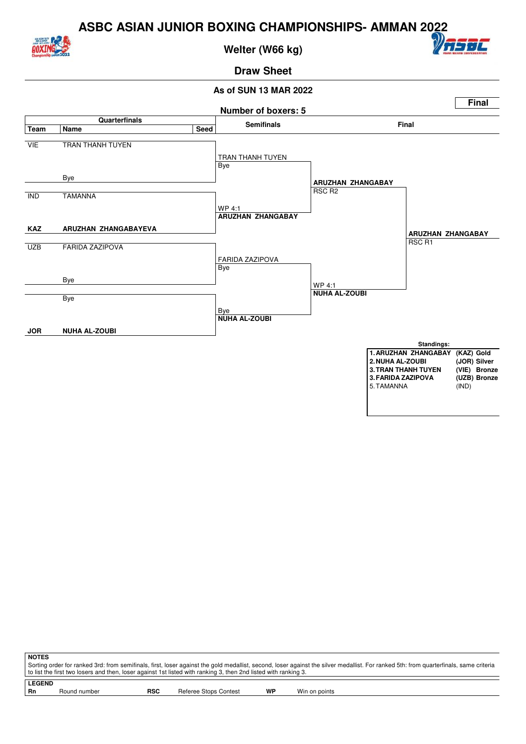# ASBC ASIAN JUNIOR BOXING CHAMPIONSHIPS- AMMAN 2022

## Welter (W66 kg)

### Draw Sheet

**As of SUN 13 MAR 2022**

**Number of boxers: 5**

**Final**

| Team | Name | Seed | Semifinals | Final | |
|---|---|---|---|---|---|
| VIE | TRAN THANH TUYEN | | TRAN THANH TUYEN<br>Bye | ARUZHAN ZHANGABAY<br>RSC R2 | ARUZHAN ZHANGABAY<br>RSC R1 |
| | Bye | | | | |
| IND | TAMANNA | | WP 4:1<br>**ARUZHAN ZHANGABAY** | | |
| **KAZ** | **ARUZHAN ZHANGABAYEVA** | | | | |
| UZB | FARIDA ZAZIPOVA | | FARIDA ZAZIPOVA<br>Bye | WP 4:1<br>**NUHA AL-ZOUBI** | |
| | Bye | | | | |
| | Bye | | Bye<br>**NUHA AL-ZOUBI** | | |
| **JOR** | **NUHA AL-ZOUBI** | | | | |

**Standings:**

| | | |
|---|---|---|
| **1. ARUZHAN ZHANGABAY** | **(KAZ)** | **Gold** |
| **2. NUHA AL-ZOUBI** | **(JOR)** | **Silver** |
| **3. TRAN THANH TUYEN** | **(VIE)** | **Bronze** |
| **3. FARIDA ZAZIPOVA** | **(UZB)** | **Bronze** |
| 5. TAMANNA | (IND) | |

**NOTES**

Sorting order for ranked 3rd: from semifinals, first, loser against the gold medallist, second, loser against the silver medallist. For ranked 5th: from quarterfinals, same criteria to list the first two losers and then, loser against 1st listed with ranking 3, then 2nd listed with ranking 3.

**LEGEND**

| | | | | | |
|---|---|---|---|---|---|
| **Rn** | Round number | **RSC** | Referee Stops Contest | **WP** | Win on points |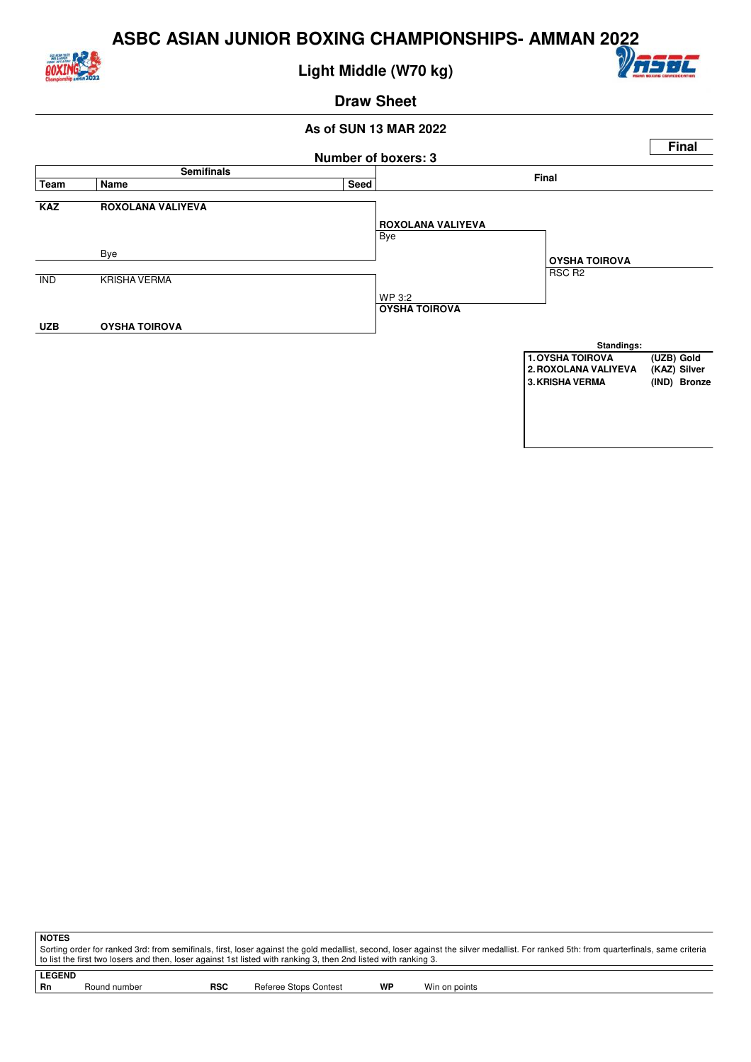# ASBC ASIAN JUNIOR BOXING CHAMPIONSHIPS- AMMAN 2022

## Light Middle (W70 kg)

### Draw Sheet

**As of SUN 13 MAR 2022**

**Final**

**Number of boxers: 3**

| Team | Name | Seed | Semifinals | Final |
|---|---|---|---|---|
| **KAZ** | **ROXOLANA VALIYEVA** | | **ROXOLANA VALIYEVA** Bye | |
| | Bye | | | **OYSHA TOIROVA** RSC R2 |
| IND | KRISHA VERMA | | WP 3:2 **OYSHA TOIROVA** | |
| **UZB** | **OYSHA TOIROVA** | | | |

**Standings:**

| | | |
|---|---|---|
| 1. OYSHA TOIROVA | (UZB) | Gold |
| 2. ROXOLANA VALIYEVA | (KAZ) | Silver |
| 3. KRISHA VERMA | (IND) | Bronze |

**NOTES**

Sorting order for ranked 3rd: from semifinals, first, loser against the gold medallist, second, loser against the silver medallist. For ranked 5th: from quarterfinals, same criteria to list the first two losers and then, loser against 1st listed with ranking 3, then 2nd listed with ranking 3.

**LEGEND**

| | | | | | |
|---|---|---|---|---|---|
| **Rn** | Round number | **RSC** | Referee Stops Contest | **WP** | Win on points |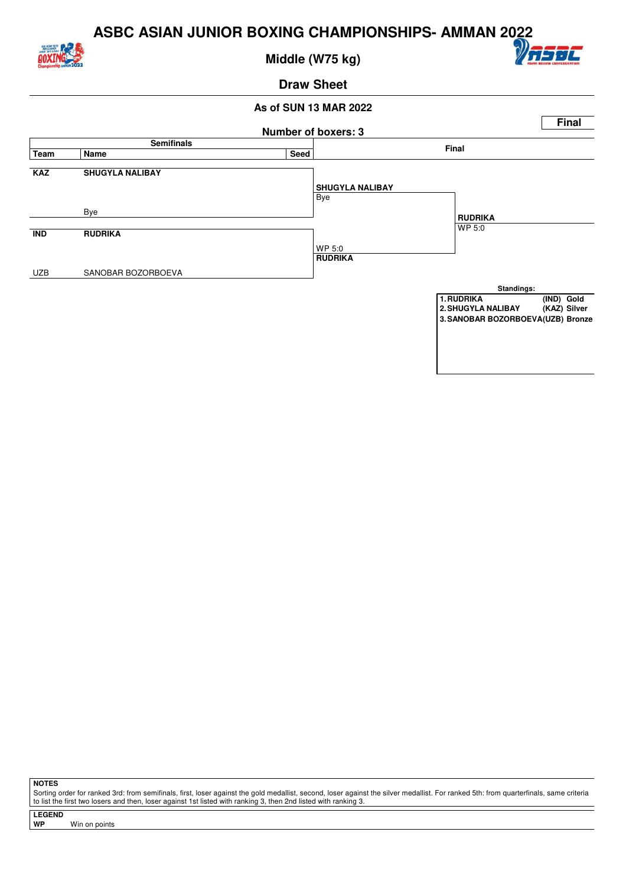# ASBC ASIAN JUNIOR BOXING CHAMPIONSHIPS- AMMAN 2022

## Middle (W75 kg)

### Draw Sheet

**As of SUN 13 MAR 2022**

**Final**

**Number of boxers: 3**

| Team | Name | Seed | Semifinals | Final |
|---|---|---|---|---|
| **KAZ** | **SHUGYLA NALIBAY** | | **SHUGYLA NALIBAY** | |
| | Bye | | Bye | **RUDRIKA** |
| **IND** | **RUDRIKA** | | WP 5:0 | WP 5:0 |
| UZB | SANOBAR BOZORBOEVA | | **RUDRIKA** | |

**Standings:**

| | | |
|---|---|---|
| 1. RUDRIKA | (IND) | Gold |
| 2. SHUGYLA NALIBAY | (KAZ) | Silver |
| 3. SANOBAR BOZORBOEVA | (UZB) | Bronze |

**NOTES**

Sorting order for ranked 3rd: from semifinals, first, loser against the gold medallist, second, loser against the silver medallist. For ranked 5th: from quarterfinals, same criteria to list the first two losers and then, loser against 1st listed with ranking 3, then 2nd listed with ranking 3.

**LEGEND**

**WP** Win on points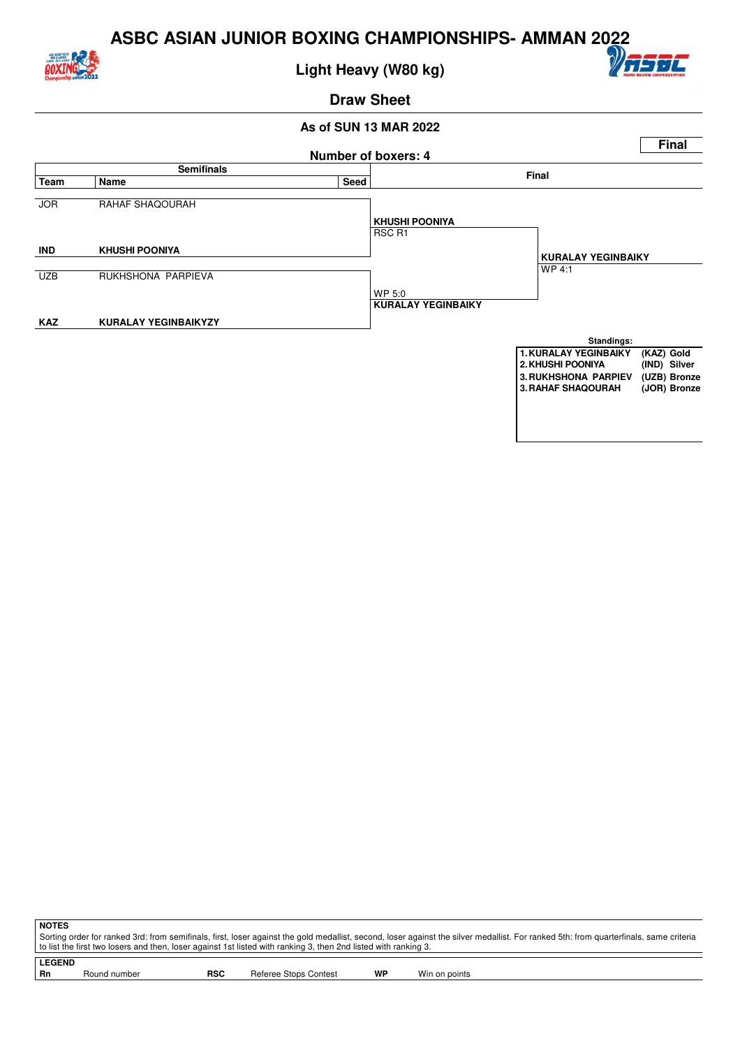# ASBC ASIAN JUNIOR BOXING CHAMPIONSHIPS- AMMAN 2022

## Light Heavy (W80 kg)

### Draw Sheet

**As of SUN 13 MAR 2022**

**Final**

**Number of boxers: 4**

| Team | Name | Seed | Semifinals result | Final |
|---|---|---|---|---|
| JOR | RAHAF SHAQOURAH | | | |
| | | | **KHUSHI POONIYA** RSC R1 | |
| **IND** | **KHUSHI POONIYA** | | | **KURALAY YEGINBAIKY** WP 4:1 |
| UZB | RUKHSHONA PARPIEVA | | | |
| | | | WP 5:0 **KURALAY YEGINBAIKY** | |
| **KAZ** | **KURALAY YEGINBAIKYZY** | | | |

**Standings:**

| | Name | Team | Medal |
|---|---|---|---|
| 1. | KURALAY YEGINBAIKY | (KAZ) | Gold |
| 2. | KHUSHI POONIYA | (IND) | Silver |
| 3. | RUKHSHONA PARPIEV | (UZB) | Bronze |
| 3. | RAHAF SHAQOURAH | (JOR) | Bronze |

**NOTES**

Sorting order for ranked 3rd: from semifinals, first, loser against the gold medallist, second, loser against the silver medallist. For ranked 5th: from quarterfinals, same criteria to list the first two losers and then, loser against 1st listed with ranking 3, then 2nd listed with ranking 3.

**LEGEND**

| | | | | | |
|---|---|---|---|---|---|
| **Rn** | Round number | **RSC** | Referee Stops Contest | **WP** | Win on points |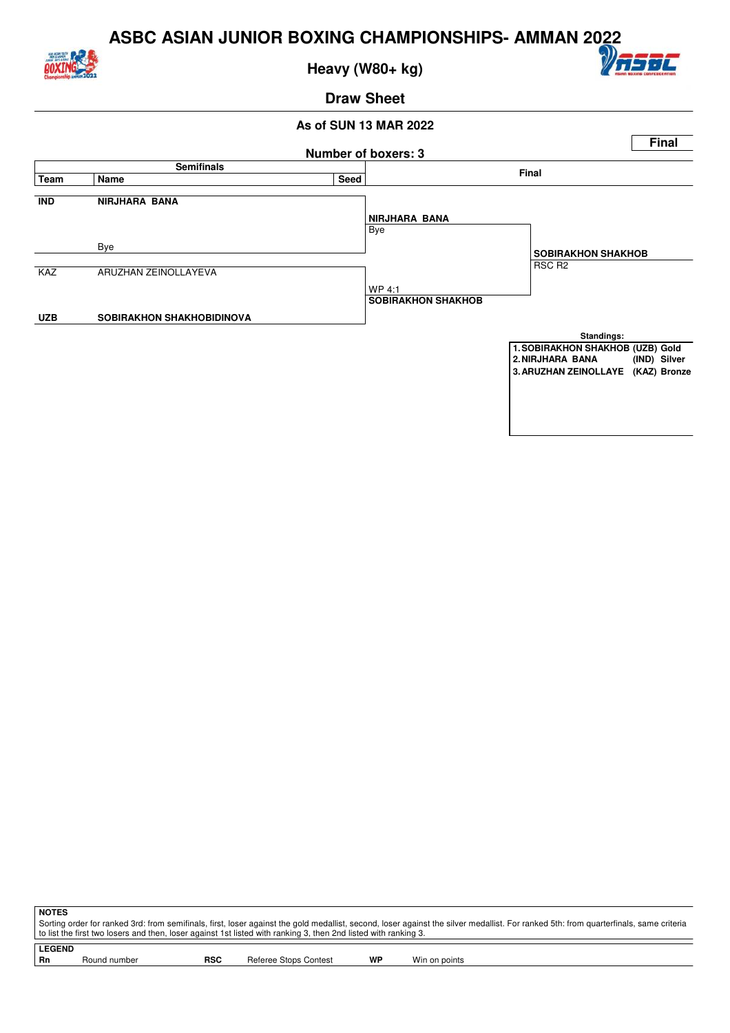# ASBC ASIAN JUNIOR BOXING CHAMPIONSHIPS- AMMAN 2022

## Heavy (W80+ kg)

## Draw Sheet

**As of SUN 13 MAR 2022**

**Final**

**Number of boxers: 3**

| Team | Name | Seed | Semifinals | Final |
|---|---|---|---|---|
| **IND** | **NIRJHARA BANA** | | **NIRJHARA BANA** Bye | **SOBIRAKHON SHAKHOB** RSC R2 |
| | Bye | | | |
| KAZ | ARUZHAN ZEINOLLAYEVA | | WP 4:1 **SOBIRAKHON SHAKHOB** | |
| **UZB** | **SOBIRAKHON SHAKHOBIDINOVA** | | | |

**Standings:**

| | | |
|---|---|---|
| **1. SOBIRAKHON SHAKHOB** | **(UZB)** | **Gold** |
| **2. NIRJHARA BANA** | **(IND)** | **Silver** |
| **3. ARUZHAN ZEINOLLAYE** | **(KAZ)** | **Bronze** |

**NOTES**

Sorting order for ranked 3rd: from semifinals, first, loser against the gold medallist, second, loser against the silver medallist. For ranked 5th: from quarterfinals, same criteria to list the first two losers and then, loser against 1st listed with ranking 3, then 2nd listed with ranking 3.

**LEGEND**

| | | | | | |
|---|---|---|---|---|---|
| **Rn** | Round number | **RSC** | Referee Stops Contest | **WP** | Win on points |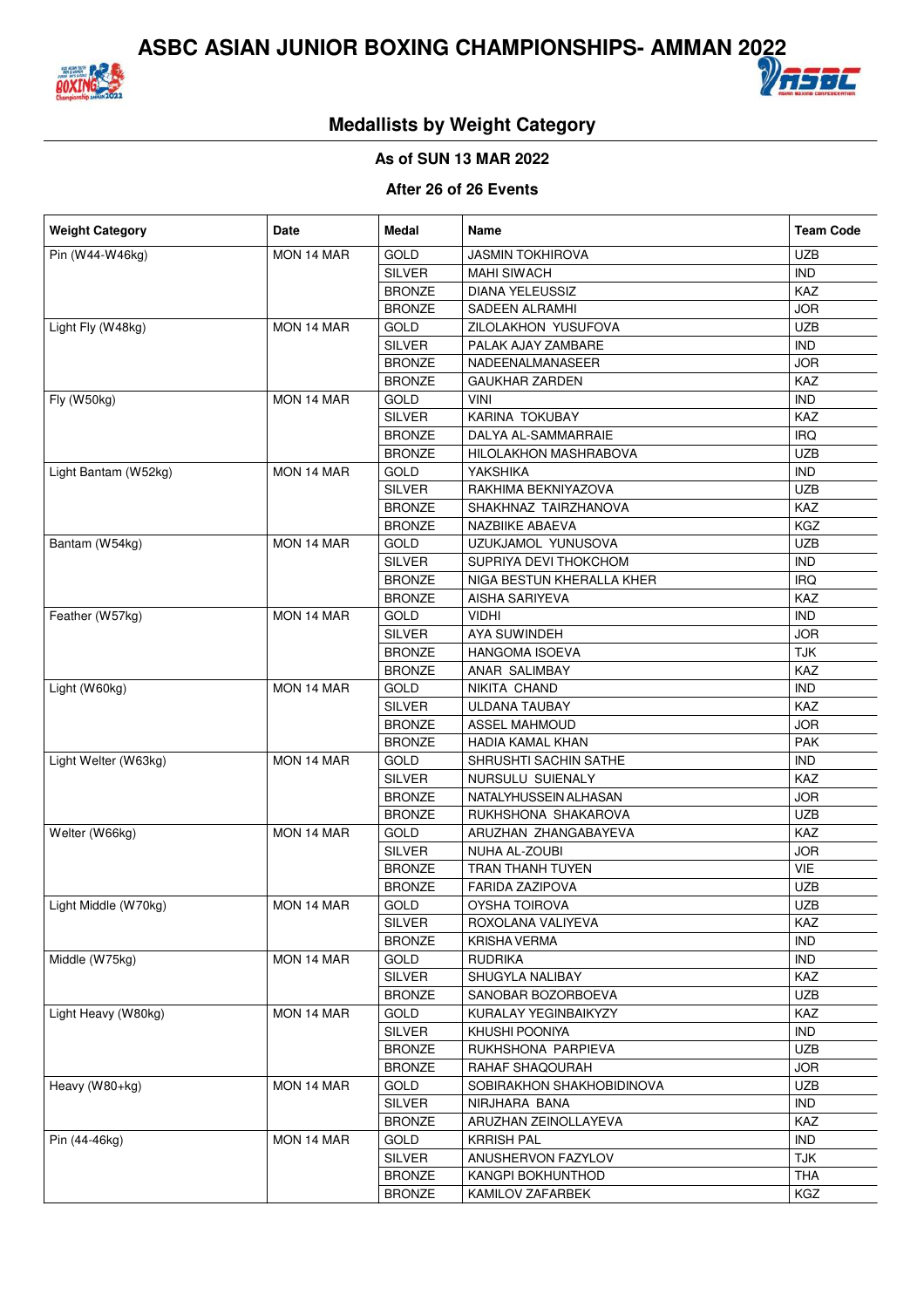# ASBC ASIAN JUNIOR BOXING CHAMPIONSHIPS- AMMAN 2022

## Medallists by Weight Category

**As of SUN 13 MAR 2022**

**After 26 of 26 Events**

| Weight Category | Date | Medal | Name | Team Code |
|---|---|---|---|---|
| Pin (W44-W46kg) | MON 14 MAR | GOLD | JASMIN TOKHIROVA | UZB |
| | | SILVER | MAHI SIWACH | IND |
| | | BRONZE | DIANA YELEUSSIZ | KAZ |
| | | BRONZE | SADEEN ALRAMHI | JOR |
| Light Fly (W48kg) | MON 14 MAR | GOLD | ZILOLAKHON YUSUFOVA | UZB |
| | | SILVER | PALAK AJAY ZAMBARE | IND |
| | | BRONZE | NADEENALMANASEER | JOR |
| | | BRONZE | GAUKHAR ZARDEN | KAZ |
| Fly (W50kg) | MON 14 MAR | GOLD | VINI | IND |
| | | SILVER | KARINA TOKUBAY | KAZ |
| | | BRONZE | DALYA AL-SAMMARRAIE | IRQ |
| | | BRONZE | HILOLAKHON MASHRABOVA | UZB |
| Light Bantam (W52kg) | MON 14 MAR | GOLD | YAKSHIKA | IND |
| | | SILVER | RAKHIMA BEKNIYAZOVA | UZB |
| | | BRONZE | SHAKHNAZ TAIRZHANOVA | KAZ |
| | | BRONZE | NAZBIIKE ABAEVA | KGZ |
| Bantam (W54kg) | MON 14 MAR | GOLD | UZUKJAMOL YUNUSOVA | UZB |
| | | SILVER | SUPRIYA DEVI THOKCHOM | IND |
| | | BRONZE | NIGA BESTUN KHERALLA KHER | IRQ |
| | | BRONZE | AISHA SARIYEVA | KAZ |
| Feather (W57kg) | MON 14 MAR | GOLD | VIDHI | IND |
| | | SILVER | AYA SUWINDEH | JOR |
| | | BRONZE | HANGOMA ISOEVA | TJK |
| | | BRONZE | ANAR SALIMBAY | KAZ |
| Light (W60kg) | MON 14 MAR | GOLD | NIKITA CHAND | IND |
| | | SILVER | ULDANA TAUBAY | KAZ |
| | | BRONZE | ASSEL MAHMOUD | JOR |
| | | BRONZE | HADIA KAMAL KHAN | PAK |
| Light Welter (W63kg) | MON 14 MAR | GOLD | SHRUSHTI SACHIN SATHE | IND |
| | | SILVER | NURSULU SUIENALY | KAZ |
| | | BRONZE | NATALYHUSSEIN ALHASAN | JOR |
| | | BRONZE | RUKHSHONA SHAKAROVA | UZB |
| Welter (W66kg) | MON 14 MAR | GOLD | ARUZHAN ZHANGABAYEVA | KAZ |
| | | SILVER | NUHA AL-ZOUBI | JOR |
| | | BRONZE | TRAN THANH TUYEN | VIE |
| | | BRONZE | FARIDA ZAZIPOVA | UZB |
| Light Middle (W70kg) | MON 14 MAR | GOLD | OYSHA TOIROVA | UZB |
| | | SILVER | ROXOLANA VALIYEVA | KAZ |
| | | BRONZE | KRISHA VERMA | IND |
| Middle (W75kg) | MON 14 MAR | GOLD | RUDRIKA | IND |
| | | SILVER | SHUGYLA NALIBAY | KAZ |
| | | BRONZE | SANOBAR BOZORBOEVA | UZB |
| Light Heavy (W80kg) | MON 14 MAR | GOLD | KURALAY YEGINBAIKYZY | KAZ |
| | | SILVER | KHUSHI POONIYA | IND |
| | | BRONZE | RUKHSHONA PARPIEVA | UZB |
| | | BRONZE | RAHAF SHAQOURAH | JOR |
| Heavy (W80+kg) | MON 14 MAR | GOLD | SOBIRAKHON SHAKHOBIDINOVA | UZB |
| | | SILVER | NIRJHARA BANA | IND |
| | | BRONZE | ARUZHAN ZEINOLLAYEVA | KAZ |
| Pin (44-46kg) | MON 14 MAR | GOLD | KRRISH PAL | IND |
| | | SILVER | ANUSHERVON FAZYLOV | TJK |
| | | BRONZE | KANGPI BOKHUNTHOD | THA |
| | | BRONZE | KAMILOV ZAFARBEK | KGZ |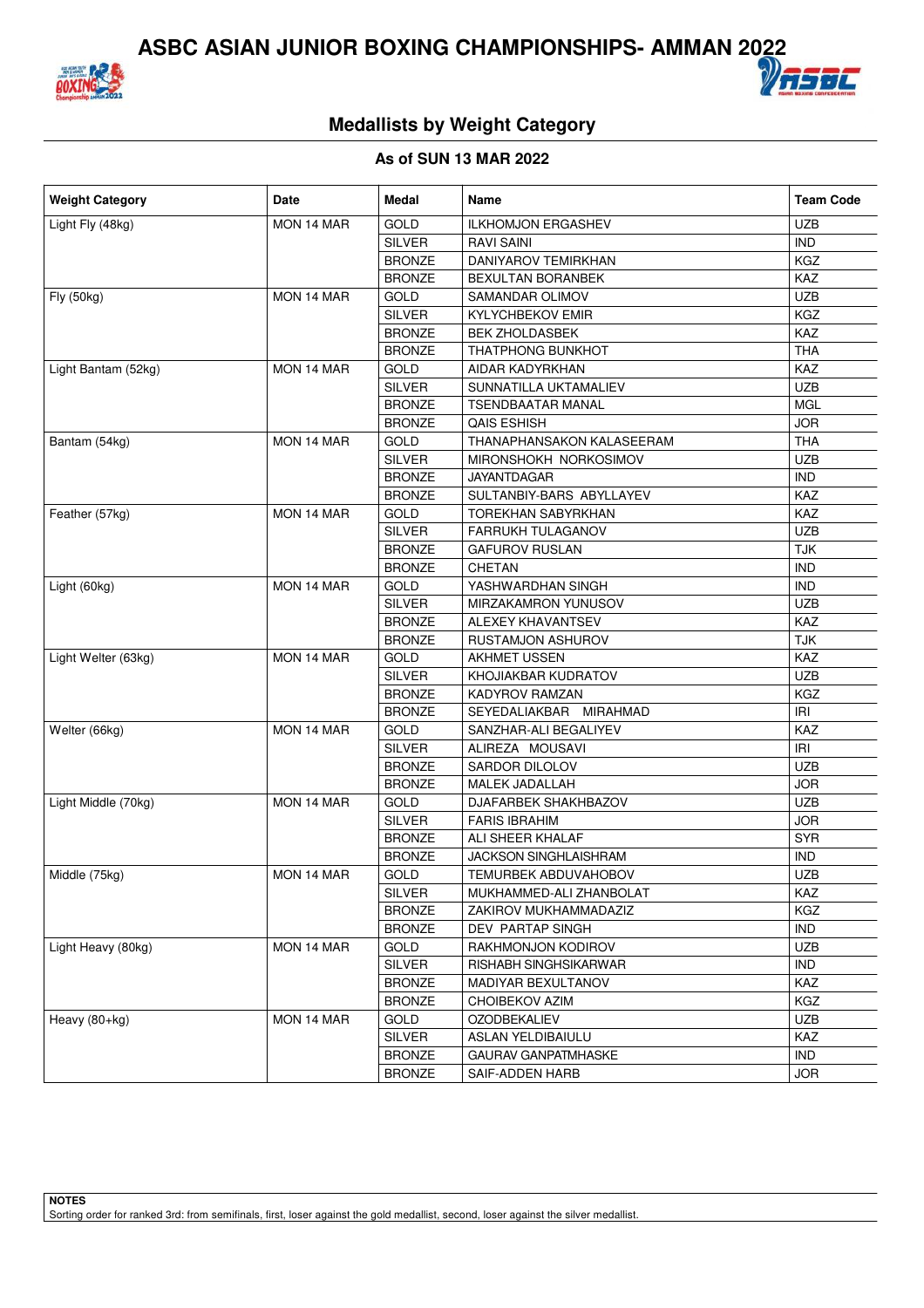# ASBC ASIAN JUNIOR BOXING CHAMPIONSHIPS- AMMAN 2022

## Medallists by Weight Category

**As of SUN 13 MAR 2022**

| Weight Category | Date | Medal | Name | Team Code |
|---|---|---|---|---|
| Light Fly (48kg) | MON 14 MAR | GOLD | ILKHOMJON ERGASHEV | UZB |
| | | SILVER | RAVI SAINI | IND |
| | | BRONZE | DANIYAROV TEMIRKHAN | KGZ |
| | | BRONZE | BEXULTAN BORANBEK | KAZ |
| Fly (50kg) | MON 14 MAR | GOLD | SAMANDAR OLIMOV | UZB |
| | | SILVER | KYLYCHBEKOV EMIR | KGZ |
| | | BRONZE | BEK ZHOLDASBEK | KAZ |
| | | BRONZE | THATPHONG BUNKHOT | THA |
| Light Bantam (52kg) | MON 14 MAR | GOLD | AIDAR KADYRKHAN | KAZ |
| | | SILVER | SUNNATILLA UKTAMALIEV | UZB |
| | | BRONZE | TSENDBAATAR MANAL | MGL |
| | | BRONZE | QAIS ESHISH | JOR |
| Bantam (54kg) | MON 14 MAR | GOLD | THANAPHANSAKON KALASEERAM | THA |
| | | SILVER | MIRONSHOKH NORKOSIMOV | UZB |
| | | BRONZE | JAYANTDAGAR | IND |
| | | BRONZE | SULTANBIY-BARS ABYLLAYEV | KAZ |
| Feather (57kg) | MON 14 MAR | GOLD | TOREKHAN SABYRKHAN | KAZ |
| | | SILVER | FARRUKH TULAGANOV | UZB |
| | | BRONZE | GAFUROV RUSLAN | TJK |
| | | BRONZE | CHETAN | IND |
| Light (60kg) | MON 14 MAR | GOLD | YASHWARDHAN SINGH | IND |
| | | SILVER | MIRZAKAMRON YUNUSOV | UZB |
| | | BRONZE | ALEXEY KHAVANTSEV | KAZ |
| | | BRONZE | RUSTAMJON ASHUROV | TJK |
| Light Welter (63kg) | MON 14 MAR | GOLD | AKHMET USSEN | KAZ |
| | | SILVER | KHOJIAKBAR KUDRATOV | UZB |
| | | BRONZE | KADYROV RAMZAN | KGZ |
| | | BRONZE | SEYEDALIAKBAR MIRAHMAD | IRI |
| Welter (66kg) | MON 14 MAR | GOLD | SANZHAR-ALI BEGALIYEV | KAZ |
| | | SILVER | ALIREZA MOUSAVI | IRI |
| | | BRONZE | SARDOR DILOLOV | UZB |
| | | BRONZE | MALEK JADALLAH | JOR |
| Light Middle (70kg) | MON 14 MAR | GOLD | DJAFARBEK SHAKHBAZOV | UZB |
| | | SILVER | FARIS IBRAHIM | JOR |
| | | BRONZE | ALI SHEER KHALAF | SYR |
| | | BRONZE | JACKSON SINGHLAISHRAM | IND |
| Middle (75kg) | MON 14 MAR | GOLD | TEMURBEK ABDUVAHOBOV | UZB |
| | | SILVER | MUKHAMMED-ALI ZHANBOLAT | KAZ |
| | | BRONZE | ZAKIROV MUKHAMMADAZIZ | KGZ |
| | | BRONZE | DEV PARTAP SINGH | IND |
| Light Heavy (80kg) | MON 14 MAR | GOLD | RAKHMONJON KODIROV | UZB |
| | | SILVER | RISHABH SINGHSIKARWAR | IND |
| | | BRONZE | MADIYAR BEXULTANOV | KAZ |
| | | BRONZE | CHOIBEKOV AZIM | KGZ |
| Heavy (80+kg) | MON 14 MAR | GOLD | OZODBEKALIEV | UZB |
| | | SILVER | ASLAN YELDIBAIULU | KAZ |
| | | BRONZE | GAURAV GANPATMHASKE | IND |
| | | BRONZE | SAIF-ADDEN HARB | JOR |

**NOTES**

Sorting order for ranked 3rd: from semifinals, first, loser against the gold medallist, second, loser against the silver medallist.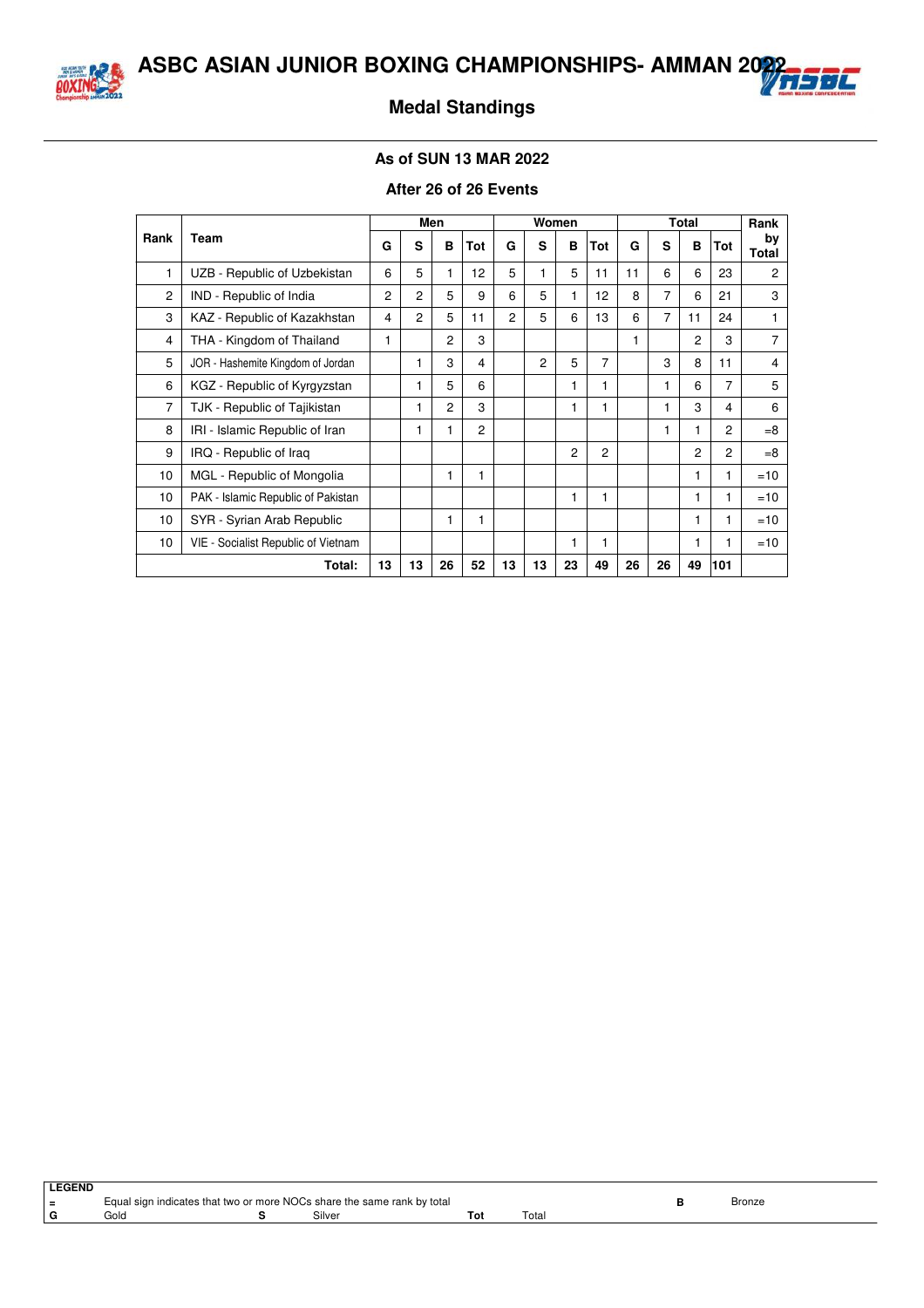# ASBC ASIAN JUNIOR BOXING CHAMPIONSHIPS- AMMAN 2022

## Medal Standings

**As of SUN 13 MAR 2022**

**After 26 of 26 Events**

| Rank | Team | Men | | | | Women | | | | Total | | | | Rank by Total |
|---|---|---|---|---|---|---|---|---|---|---|---|---|---|---|
| | | G | S | B | Tot | G | S | B | Tot | G | S | B | Tot | |
| 1 | UZB - Republic of Uzbekistan | 6 | 5 | 1 | 12 | 5 | 1 | 5 | 11 | 11 | 6 | 6 | 23 | 2 |
| 2 | IND - Republic of India | 2 | 2 | 5 | 9 | 6 | 5 | 1 | 12 | 8 | 7 | 6 | 21 | 3 |
| 3 | KAZ - Republic of Kazakhstan | 4 | 2 | 5 | 11 | 2 | 5 | 6 | 13 | 6 | 7 | 11 | 24 | 1 |
| 4 | THA - Kingdom of Thailand | 1 | | 2 | 3 | | | | | 1 | | 2 | 3 | 7 |
| 5 | JOR - Hashemite Kingdom of Jordan | | 1 | 3 | 4 | | 2 | 5 | 7 | | 3 | 8 | 11 | 4 |
| 6 | KGZ - Republic of Kyrgyzstan | | 1 | 5 | 6 | | | 1 | 1 | | 1 | 6 | 7 | 5 |
| 7 | TJK - Republic of Tajikistan | | 1 | 2 | 3 | | | 1 | 1 | | 1 | 3 | 4 | 6 |
| 8 | IRI - Islamic Republic of Iran | | 1 | 1 | 2 | | | | | | 1 | 1 | 2 | =8 |
| 9 | IRQ - Republic of Iraq | | | | | | | 2 | 2 | | | 2 | 2 | =8 |
| 10 | MGL - Republic of Mongolia | | | 1 | 1 | | | | | | | 1 | 1 | =10 |
| 10 | PAK - Islamic Republic of Pakistan | | | | | | | 1 | 1 | | | 1 | 1 | =10 |
| 10 | SYR - Syrian Arab Republic | | | 1 | 1 | | | | | | | 1 | 1 | =10 |
| 10 | VIE - Socialist Republic of Vietnam | | | | | | | 1 | 1 | | | 1 | 1 | =10 |
| | **Total:** | **13** | **13** | **26** | **52** | **13** | **13** | **23** | **49** | **26** | **26** | **49** | **101** | |

**LEGEND**

| | | | | | | | |
|---|---|---|---|---|---|---|---|
| = | Equal sign indicates that two or more NOCs share the same rank by total | | | | | B | Bronze |
| G | Gold | S | Silver | Tot | Total | | |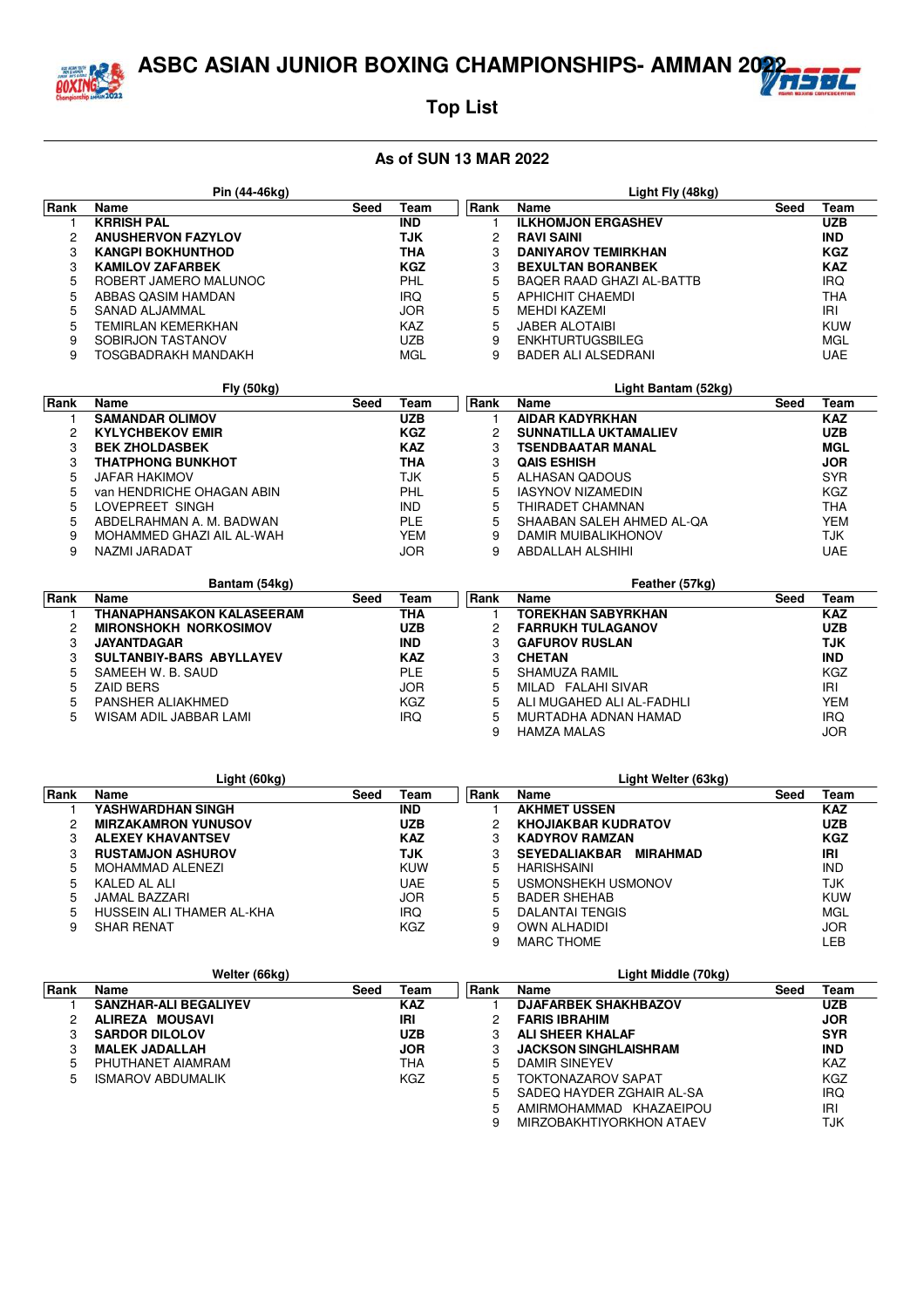# ASBC ASIAN JUNIOR BOXING CHAMPIONSHIPS- AMMAN 2022

## Top List

### As of SUN 13 MAR 2022

**Pin (44-46kg)**

| Rank | Name | Seed | Team |
|---|---|---|---|
| 1 | **KRRISH PAL** | | **IND** |
| 2 | **ANUSHERVON FAZYLOV** | | **TJK** |
| 3 | **KANGPI BOKHUNTHOD** | | **THA** |
| 3 | **KAMILOV ZAFARBEK** | | **KGZ** |
| 5 | ROBERT JAMERO MALUNOC | | PHL |
| 5 | ABBAS QASIM HAMDAN | | IRQ |
| 5 | SANAD ALJAMMAL | | JOR |
| 5 | TEMIRLAN KEMERKHAN | | KAZ |
| 9 | SOBIRJON TASTANOV | | UZB |
| 9 | TOSGBADRAKH MANDAKH | | MGL |

**Light Fly (48kg)**

| Rank | Name | Seed | Team |
|---|---|---|---|
| 1 | **ILKHOMJON ERGASHEV** | | **UZB** |
| 2 | **RAVI SAINI** | | **IND** |
| 3 | **DANIYAROV TEMIRKHAN** | | **KGZ** |
| 3 | **BEXULTAN BORANBEK** | | **KAZ** |
| 5 | BAQER RAAD GHAZI AL-BATTB | | IRQ |
| 5 | APHICHIT CHAEMDI | | THA |
| 5 | MEHDI KAZEMI | | IRI |
| 5 | JABER ALOTAIBI | | KUW |
| 9 | ENKHTURTUGSBILEG | | MGL |
| 9 | BADER ALI ALSEDRANI | | UAE |

**Fly (50kg)**

| Rank | Name | Seed | Team |
|---|---|---|---|
| 1 | **SAMANDAR OLIMOV** | | **UZB** |
| 2 | **KYLYCHBEKOV EMIR** | | **KGZ** |
| 3 | **BEK ZHOLDASBEK** | | **KAZ** |
| 3 | **THATPHONG BUNKHOT** | | **THA** |
| 5 | JAFAR HAKIMOV | | TJK |
| 5 | van HENDRICHE OHAGAN ABIN | | PHL |
| 5 | LOVEPREET SINGH | | IND |
| 5 | ABDELRAHMAN A. M. BADWAN | | PLE |
| 9 | MOHAMMED GHAZI AIL AL-WAH | | YEM |
| 9 | NAZMI JARADAT | | JOR |

**Light Bantam (52kg)**

| Rank | Name | Seed | Team |
|---|---|---|---|
| 1 | **AIDAR KADYRKHAN** | | **KAZ** |
| 2 | **SUNNATILLA UKTAMALIEV** | | **UZB** |
| 3 | **TSENDBAATAR MANAL** | | **MGL** |
| 3 | **QAIS ESHISH** | | **JOR** |
| 5 | ALHASAN QADOUS | | SYR |
| 5 | IASYNOV NIZAMEDIN | | KGZ |
| 5 | THIRADET CHAMNAN | | THA |
| 5 | SHAABAN SALEH AHMED AL-QA | | YEM |
| 9 | DAMIR MUIBALIKHONOV | | TJK |
| 9 | ABDALLAH ALSHIHI | | UAE |

**Bantam (54kg)**

| Rank | Name | Seed | Team |
|---|---|---|---|
| 1 | **THANAPHANSAKON KALASEERAM** | | **THA** |
| 2 | **MIRONSHOKH NORKOSIMOV** | | **UZB** |
| 3 | **JAYANTDAGAR** | | **IND** |
| 3 | **SULTANBIY-BARS ABYLLAYEV** | | **KAZ** |
| 5 | SAMEEH W. B. SAUD | | PLE |
| 5 | ZAID BERS | | JOR |
| 5 | PANSHER ALIAKHMED | | KGZ |
| 5 | WISAM ADIL JABBAR LAMI | | IRQ |

**Feather (57kg)**

| Rank | Name | Seed | Team |
|---|---|---|---|
| 1 | **TOREKHAN SABYRKHAN** | | **KAZ** |
| 2 | **FARRUKH TULAGANOV** | | **UZB** |
| 3 | **GAFUROV RUSLAN** | | **TJK** |
| 3 | **CHETAN** | | **IND** |
| 5 | SHAMUZA RAMIL | | KGZ |
| 5 | MILAD FALAHI SIVAR | | IRI |
| 5 | ALI MUGAHED ALI AL-FADHLI | | YEM |
| 5 | MURTADHA ADNAN HAMAD | | IRQ |
| 9 | HAMZA MALAS | | JOR |

**Light (60kg)**

| Rank | Name | Seed | Team |
|---|---|---|---|
| 1 | **YASHWARDHAN SINGH** | | **IND** |
| 2 | **MIRZAKAMRON YUNUSOV** | | **UZB** |
| 3 | **ALEXEY KHAVANTSEV** | | **KAZ** |
| 3 | **RUSTAMJON ASHUROV** | | **TJK** |
| 5 | MOHAMMAD ALENEZI | | KUW |
| 5 | KALED AL ALI | | UAE |
| 5 | JAMAL BAZZARI | | JOR |
| 5 | HUSSEIN ALI THAMER AL-KHA | | IRQ |
| 9 | SHAR RENAT | | KGZ |

**Light Welter (63kg)**

| Rank | Name | Seed | Team |
|---|---|---|---|
| 1 | **AKHMET USSEN** | | **KAZ** |
| 2 | **KHOJIAKBAR KUDRATOV** | | **UZB** |
| 3 | **KADYROV RAMZAN** | | **KGZ** |
| 3 | **SEYEDALIAKBAR MIRAHMAD** | | **IRI** |
| 5 | HARISHSAINI | | IND |
| 5 | USMONSHEKH USMONOV | | TJK |
| 5 | BADER SHEHAB | | KUW |
| 5 | DALANTAI TENGIS | | MGL |
| 9 | OWN ALHADIDI | | JOR |
| 9 | MARC THOME | | LEB |

**Welter (66kg)**

| Rank | Name | Seed | Team |
|---|---|---|---|
| 1 | **SANZHAR-ALI BEGALIYEV** | | **KAZ** |
| 2 | **ALIREZA MOUSAVI** | | **IRI** |
| 3 | **SARDOR DILOLOV** | | **UZB** |
| 3 | **MALEK JADALLAH** | | **JOR** |
| 5 | PHUTHANET AIAMRAM | | THA |
| 5 | ISMAROV ABDUMALIK | | KGZ |

**Light Middle (70kg)**

| Rank | Name | Seed | Team |
|---|---|---|---|
| 1 | **DJAFARBEK SHAKHBAZOV** | | **UZB** |
| 2 | **FARIS IBRAHIM** | | **JOR** |
| 3 | **ALI SHEER KHALAF** | | **SYR** |
| 3 | **JACKSON SINGHLAISHRAM** | | **IND** |
| 5 | DAMIR SINEYEV | | KAZ |
| 5 | TOKTONAZAROV SAPAT | | KGZ |
| 5 | SADEQ HAYDER ZGHAIR AL-SA | | IRQ |
| 5 | AMIRMOHAMMAD KHAZAEIPOU | | IRI |
| 9 | MIRZOBAKHTIYORKHON ATAEV | | TJK |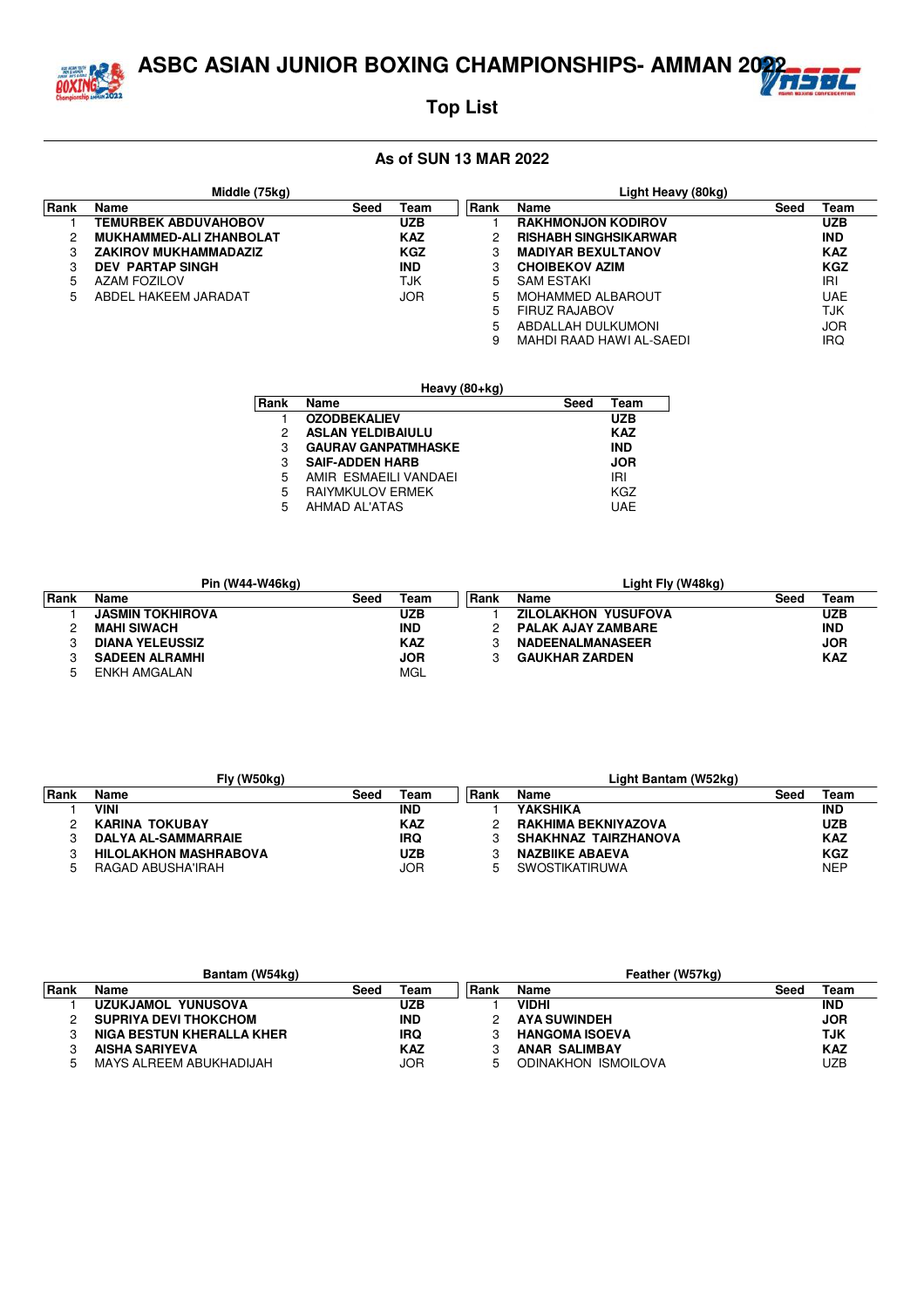# ASBC ASIAN JUNIOR BOXING CHAMPIONSHIPS- AMMAN 2022

## Top List

### As of SUN 13 MAR 2022

**Middle (75kg)**

| Rank | Name | Seed | Team |
|---|---|---|---|
| 1 | **TEMURBEK ABDUVAHOBOV** | | **UZB** |
| 2 | **MUKHAMMED-ALI ZHANBOLAT** | | **KAZ** |
| 3 | **ZAKIROV MUKHAMMADAZIZ** | | **KGZ** |
| 3 | **DEV PARTAP SINGH** | | **IND** |
| 5 | AZAM FOZILOV | | TJK |
| 5 | ABDEL HAKEEM JARADAT | | JOR |

**Light Heavy (80kg)**

| Rank | Name | Seed | Team |
|---|---|---|---|
| 1 | **RAKHMONJON KODIROV** | | **UZB** |
| 2 | **RISHABH SINGHSIKARWAR** | | **IND** |
| 3 | **MADIYAR BEXULTANOV** | | **KAZ** |
| 3 | **CHOIBEKOV AZIM** | | **KGZ** |
| 5 | SAM ESTAKI | | IRI |
| 5 | MOHAMMED ALBAROUT | | UAE |
| 5 | FIRUZ RAJABOV | | TJK |
| 5 | ABDALLAH DULKUMONI | | JOR |
| 9 | MAHDI RAAD HAWI AL-SAEDI | | IRQ |

**Heavy (80+kg)**

| Rank | Name | Seed | Team |
|---|---|---|---|
| 1 | **OZODBEKALIEV** | | **UZB** |
| 2 | **ASLAN YELDIBAIULU** | | **KAZ** |
| 3 | **GAURAV GANPATMHASKE** | | **IND** |
| 3 | **SAIF-ADDEN HARB** | | **JOR** |
| 5 | AMIR ESMAEILI VANDAEI | | IRI |
| 5 | RAIYMKULOV ERMEK | | KGZ |
| 5 | AHMAD AL'ATAS | | UAE |

**Pin (W44-W46kg)**

| Rank | Name | Seed | Team |
|---|---|---|---|
| 1 | **JASMIN TOKHIROVA** | | **UZB** |
| 2 | **MAHI SIWACH** | | **IND** |
| 3 | **DIANA YELEUSSIZ** | | **KAZ** |
| 3 | **SADEEN ALRAMHI** | | **JOR** |
| 5 | ENKH AMGALAN | | MGL |

**Light Fly (W48kg)**

| Rank | Name | Seed | Team |
|---|---|---|---|
| 1 | **ZILOLAKHON YUSUFOVA** | | **UZB** |
| 2 | **PALAK AJAY ZAMBARE** | | **IND** |
| 3 | **NADEENALMANASEER** | | **JOR** |
| 3 | **GAUKHAR ZARDEN** | | **KAZ** |

**Fly (W50kg)**

| Rank | Name | Seed | Team |
|---|---|---|---|
| 1 | **VINI** | | **IND** |
| 2 | **KARINA TOKUBAY** | | **KAZ** |
| 3 | **DALYA AL-SAMMARRAIE** | | **IRQ** |
| 3 | **HILOLAKHON MASHRABOVA** | | **UZB** |
| 5 | RAGAD ABUSHA'IRAH | | JOR |

**Light Bantam (W52kg)**

| Rank | Name | Seed | Team |
|---|---|---|---|
| 1 | **YAKSHIKA** | | **IND** |
| 2 | **RAKHIMA BEKNIYAZOVA** | | **UZB** |
| 3 | **SHAKHNAZ TAIRZHANOVA** | | **KAZ** |
| 3 | **NAZBIIKE ABAEVA** | | **KGZ** |
| 5 | SWOSTIKATIRUWA | | NEP |

**Bantam (W54kg)**

| Rank | Name | Seed | Team |
|---|---|---|---|
| 1 | **UZUKJAMOL YUNUSOVA** | | **UZB** |
| 2 | **SUPRIYA DEVI THOKCHOM** | | **IND** |
| 3 | **NIGA BESTUN KHERALLA KHER** | | **IRQ** |
| 3 | **AISHA SARIYEVA** | | **KAZ** |
| 5 | MAYS ALREEM ABUKHADIJAH | | JOR |

**Feather (W57kg)**

| Rank | Name | Seed | Team |
|---|---|---|---|
| 1 | **VIDHI** | | **IND** |
| 2 | **AYA SUWINDEH** | | **JOR** |
| 3 | **HANGOMA ISOEVA** | | **TJK** |
| 3 | **ANAR SALIMBAY** | | **KAZ** |
| 5 | ODINAKHON ISMOILOVA | | UZB |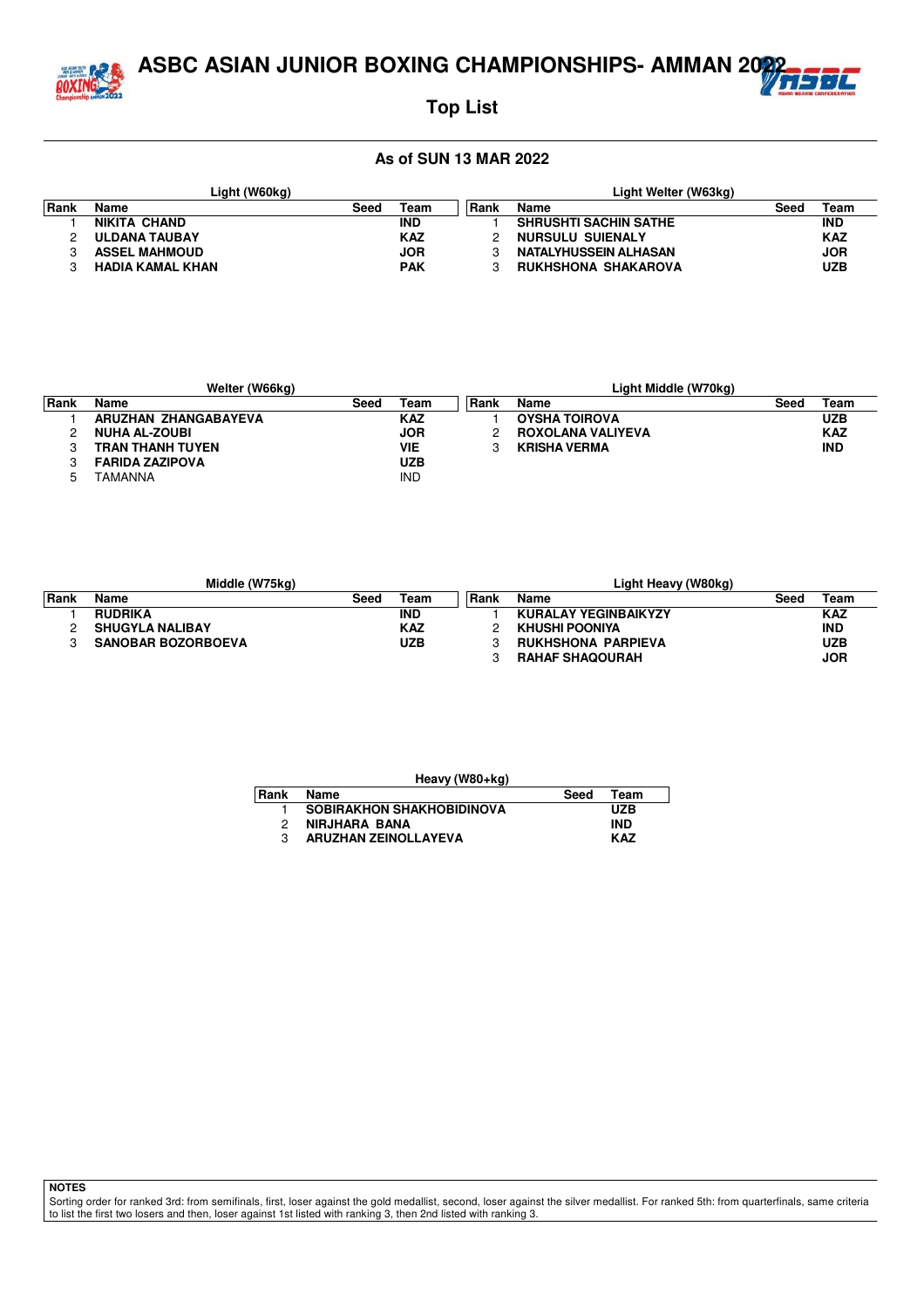# ASBC ASIAN JUNIOR BOXING CHAMPIONSHIPS- AMMAN 2022

## Top List

### As of SUN 13 MAR 2022

**Light (W60kg)**

| Rank | Name | Seed | Team |
|---|---|---|---|
| 1 | **NIKITA CHAND** | | **IND** |
| 2 | **ULDANA TAUBAY** | | **KAZ** |
| 3 | **ASSEL MAHMOUD** | | **JOR** |
| 3 | **HADIA KAMAL KHAN** | | **PAK** |

**Light Welter (W63kg)**

| Rank | Name | Seed | Team |
|---|---|---|---|
| 1 | **SHRUSHTI SACHIN SATHE** | | **IND** |
| 2 | **NURSULU SUIENALY** | | **KAZ** |
| 3 | **NATALYHUSSEIN ALHASAN** | | **JOR** |
| 3 | **RUKHSHONA SHAKAROVA** | | **UZB** |

**Welter (W66kg)**

| Rank | Name | Seed | Team |
|---|---|---|---|
| 1 | **ARUZHAN ZHANGABAYEVA** | | **KAZ** |
| 2 | **NUHA AL-ZOUBI** | | **JOR** |
| 3 | **TRAN THANH TUYEN** | | **VIE** |
| 3 | **FARIDA ZAZIPOVA** | | **UZB** |
| 5 | TAMANNA | | IND |

**Light Middle (W70kg)**

| Rank | Name | Seed | Team |
|---|---|---|---|
| 1 | **OYSHA TOIROVA** | | **UZB** |
| 2 | **ROXOLANA VALIYEVA** | | **KAZ** |
| 3 | **KRISHA VERMA** | | **IND** |

**Middle (W75kg)**

| Rank | Name | Seed | Team |
|---|---|---|---|
| 1 | **RUDRIKA** | | **IND** |
| 2 | **SHUGYLA NALIBAY** | | **KAZ** |
| 3 | **SANOBAR BOZORBOEVA** | | **UZB** |

**Light Heavy (W80kg)**

| Rank | Name | Seed | Team |
|---|---|---|---|
| 1 | **KURALAY YEGINBAIKYZY** | | **KAZ** |
| 2 | **KHUSHI POONIYA** | | **IND** |
| 3 | **RUKHSHONA PARPIEVA** | | **UZB** |
| 3 | **RAHAF SHAQOURAH** | | **JOR** |

**Heavy (W80+kg)**

| Rank | Name | Seed | Team |
|---|---|---|---|
| 1 | **SOBIRAKHON SHAKHOBIDINOVA** | | **UZB** |
| 2 | **NIRJHARA BANA** | | **IND** |
| 3 | **ARUZHAN ZEINOLLAYEVA** | | **KAZ** |

**NOTES**

Sorting order for ranked 3rd: from semifinals, first, loser against the gold medallist, second, loser against the silver medallist. For ranked 5th: from quarterfinals, same criteria to list the first two losers and then, loser against 1st listed with ranking 3, then 2nd listed with ranking 3.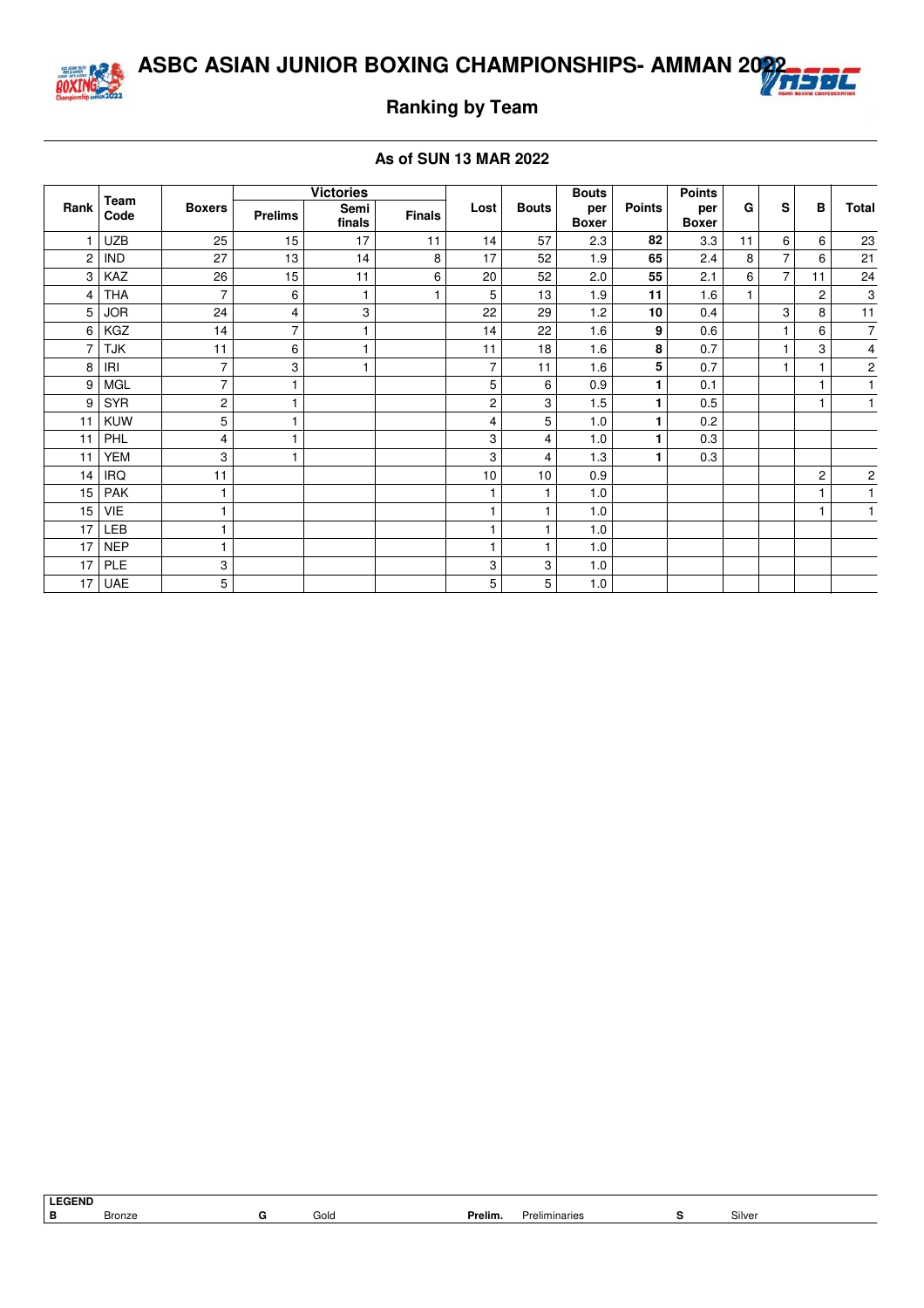# ASBC ASIAN JUNIOR BOXING CHAMPIONSHIPS- AMMAN 2022

## Ranking by Team

**As of SUN 13 MAR 2022**

| Rank | Team Code | Boxers | Victories | | | Lost | Bouts | Bouts per Boxer | Points | Points per Boxer | G | S | B | Total |
|---|---|---|---|---|---|---|---|---|---|---|---|---|---|---|
| | | | Prelims | Semi finals | Finals | | | | | | | | | |
| 1 | UZB | 25 | 15 | 17 | 11 | 14 | 57 | 2.3 | **82** | 3.3 | 11 | 6 | 6 | 23 |
| 2 | IND | 27 | 13 | 14 | 8 | 17 | 52 | 1.9 | **65** | 2.4 | 8 | 7 | 6 | 21 |
| 3 | KAZ | 26 | 15 | 11 | 6 | 20 | 52 | 2.0 | **55** | 2.1 | 6 | 7 | 11 | 24 |
| 4 | THA | 7 | 6 | 1 | 1 | 5 | 13 | 1.9 | **11** | 1.6 | 1 | | 2 | 3 |
| 5 | JOR | 24 | 4 | 3 | | 22 | 29 | 1.2 | **10** | 0.4 | | 3 | 8 | 11 |
| 6 | KGZ | 14 | 7 | 1 | | 14 | 22 | 1.6 | **9** | 0.6 | | 1 | 6 | 7 |
| 7 | TJK | 11 | 6 | 1 | | 11 | 18 | 1.6 | **8** | 0.7 | | 1 | 3 | 4 |
| 8 | IRI | 7 | 3 | 1 | | 7 | 11 | 1.6 | **5** | 0.7 | | 1 | 1 | 2 |
| 9 | MGL | 7 | 1 | | | 5 | 6 | 0.9 | **1** | 0.1 | | | 1 | 1 |
| 9 | SYR | 2 | 1 | | | 2 | 3 | 1.5 | **1** | 0.5 | | | 1 | 1 |
| 11 | KUW | 5 | 1 | | | 4 | 5 | 1.0 | **1** | 0.2 | | | | |
| 11 | PHL | 4 | 1 | | | 3 | 4 | 1.0 | **1** | 0.3 | | | | |
| 11 | YEM | 3 | 1 | | | 3 | 4 | 1.3 | **1** | 0.3 | | | | |
| 14 | IRQ | 11 | | | | 10 | 10 | 0.9 | | | | | 2 | 2 |
| 15 | PAK | 1 | | | | 1 | 1 | 1.0 | | | | | 1 | 1 |
| 15 | VIE | 1 | | | | 1 | 1 | 1.0 | | | | | 1 | 1 |
| 17 | LEB | 1 | | | | 1 | 1 | 1.0 | | | | | | |
| 17 | NEP | 1 | | | | 1 | 1 | 1.0 | | | | | | |
| 17 | PLE | 3 | | | | 3 | 3 | 1.0 | | | | | | |
| 17 | UAE | 5 | | | | 5 | 5 | 1.0 | | | | | | |

**LEGEND**

| | | | | | | | |
|---|---|---|---|---|---|---|---|
| **B** | Bronze | **G** | Gold | **Prelim.** | Preliminaries | **S** | Silver |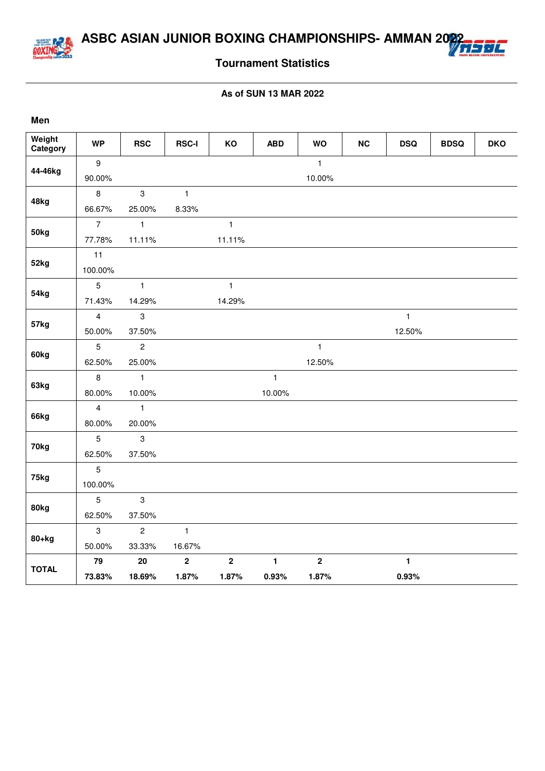# ASBC ASIAN JUNIOR BOXING CHAMPIONSHIPS- AMMAN 2022

## Tournament Statistics

**As of SUN 13 MAR 2022**

### Men

| Weight Category | WP | RSC | RSC-I | KO | ABD | WO | NC | DSQ | BDSQ | DKO |
|---|---|---|---|---|---|---|---|---|---|---|
| 44-46kg | 9<br>90.00% | | | | | 1<br>10.00% | | | | |
| 48kg | 8<br>66.67% | 3<br>25.00% | 1<br>8.33% | | | | | | | |
| 50kg | 7<br>77.78% | 1<br>11.11% | | 1<br>11.11% | | | | | | |
| 52kg | 11<br>100.00% | | | | | | | | | |
| 54kg | 5<br>71.43% | 1<br>14.29% | | 1<br>14.29% | | | | | | |
| 57kg | 4<br>50.00% | 3<br>37.50% | | | | | | 1<br>12.50% | | |
| 60kg | 5<br>62.50% | 2<br>25.00% | | | | 1<br>12.50% | | | | |
| 63kg | 8<br>80.00% | 1<br>10.00% | | | 1<br>10.00% | | | | | |
| 66kg | 4<br>80.00% | 1<br>20.00% | | | | | | | | |
| 70kg | 5<br>62.50% | 3<br>37.50% | | | | | | | | |
| 75kg | 5<br>100.00% | | | | | | | | | |
| 80kg | 5<br>62.50% | 3<br>37.50% | | | | | | | | |
| 80+kg | 3<br>50.00% | 2<br>33.33% | 1<br>16.67% | | | | | | | |
| **TOTAL** | **79**<br>**73.83%** | **20**<br>**18.69%** | **2**<br>**1.87%** | **2**<br>**1.87%** | **1**<br>**0.93%** | **2**<br>**1.87%** | | **1**<br>**0.93%** | | |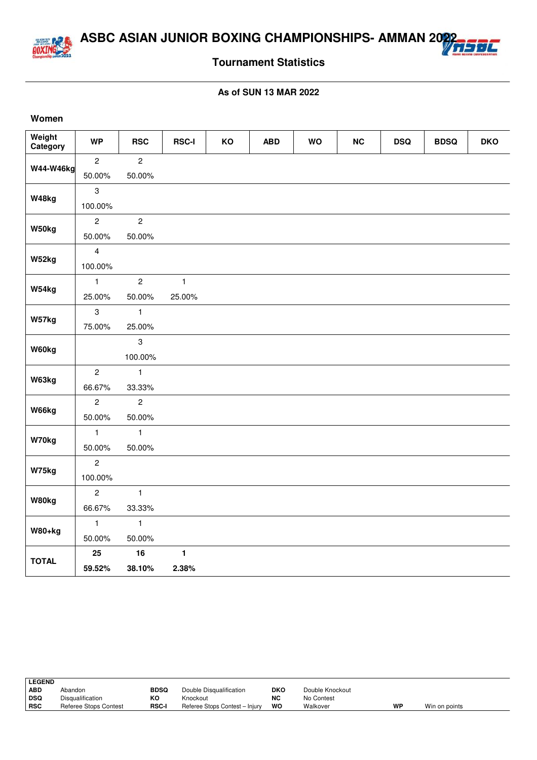# ASBC ASIAN JUNIOR BOXING CHAMPIONSHIPS- AMMAN 2022

## Tournament Statistics

### As of SUN 13 MAR 2022

**Women**

| Weight Category | WP | RSC | RSC-I | KO | ABD | WO | NC | DSQ | BDSQ | DKO |
|---|---|---|---|---|---|---|---|---|---|---|
| W44-W46kg | 2<br>50.00% | 2<br>50.00% | | | | | | | | |
| W48kg | 3<br>100.00% | | | | | | | | | |
| W50kg | 2<br>50.00% | 2<br>50.00% | | | | | | | | |
| W52kg | 4<br>100.00% | | | | | | | | | |
| W54kg | 1<br>25.00% | 2<br>50.00% | 1<br>25.00% | | | | | | | |
| W57kg | 3<br>75.00% | 1<br>25.00% | | | | | | | | |
| W60kg | | 3<br>100.00% | | | | | | | | |
| W63kg | 2<br>66.67% | 1<br>33.33% | | | | | | | | |
| W66kg | 2<br>50.00% | 2<br>50.00% | | | | | | | | |
| W70kg | 1<br>50.00% | 1<br>50.00% | | | | | | | | |
| W75kg | 2<br>100.00% | | | | | | | | | |
| W80kg | 2<br>66.67% | 1<br>33.33% | | | | | | | | |
| W80+kg | 1<br>50.00% | 1<br>50.00% | | | | | | | | |
| **TOTAL** | **25**<br>**59.52%** | **16**<br>**38.10%** | **1**<br>**2.38%** | | | | | | | |

| LEGEND | | | | | | | |
|---|---|---|---|---|---|---|---|
| ABD | Abandon | BDSQ | Double Disqualification | DKO | Double Knockout | | |
| DSQ | Disqualification | KO | Knockout | NC | No Contest | | |
| RSC | Referee Stops Contest | RSC-I | Referee Stops Contest – Injury | WO | Walkover | WP | Win on points |